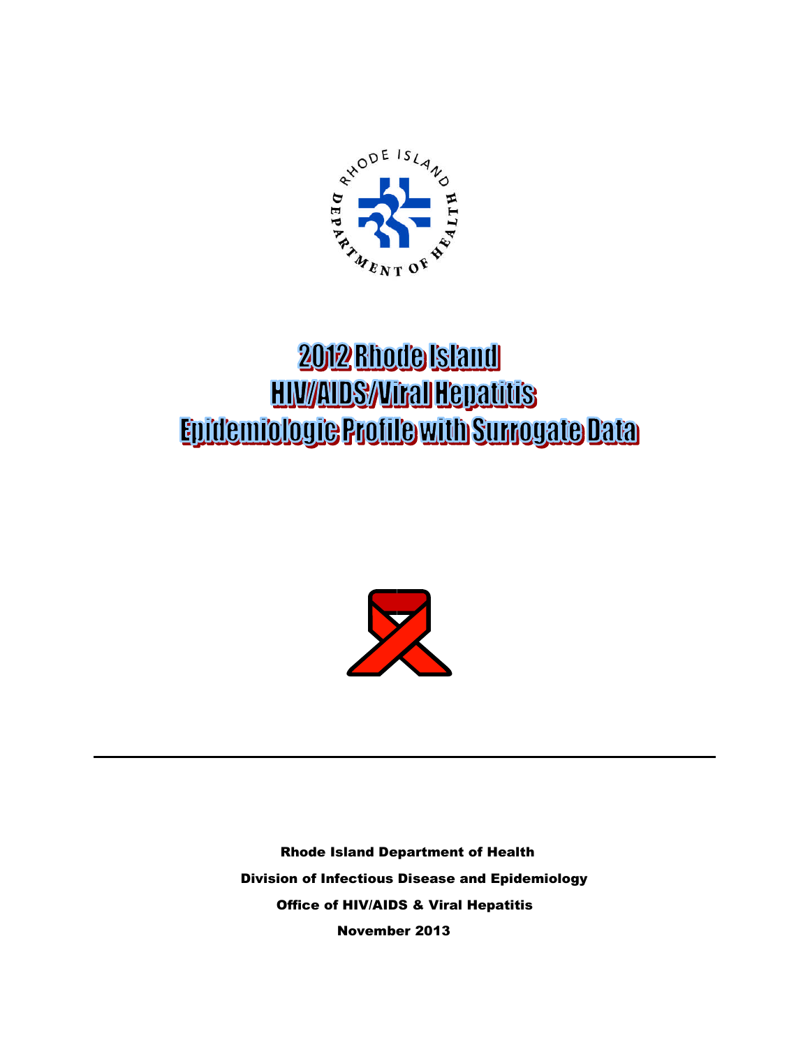# 2012 Rhode Island HIV/AIDS/Viral Hepatitis Epidemiologic Profile with Surrogate Data

**Rhode Island Department of Health**

**Division of Infectious Disease and Epidemiology**

**Office of HIV/AIDS & Viral Hepatitis**

**November 2013**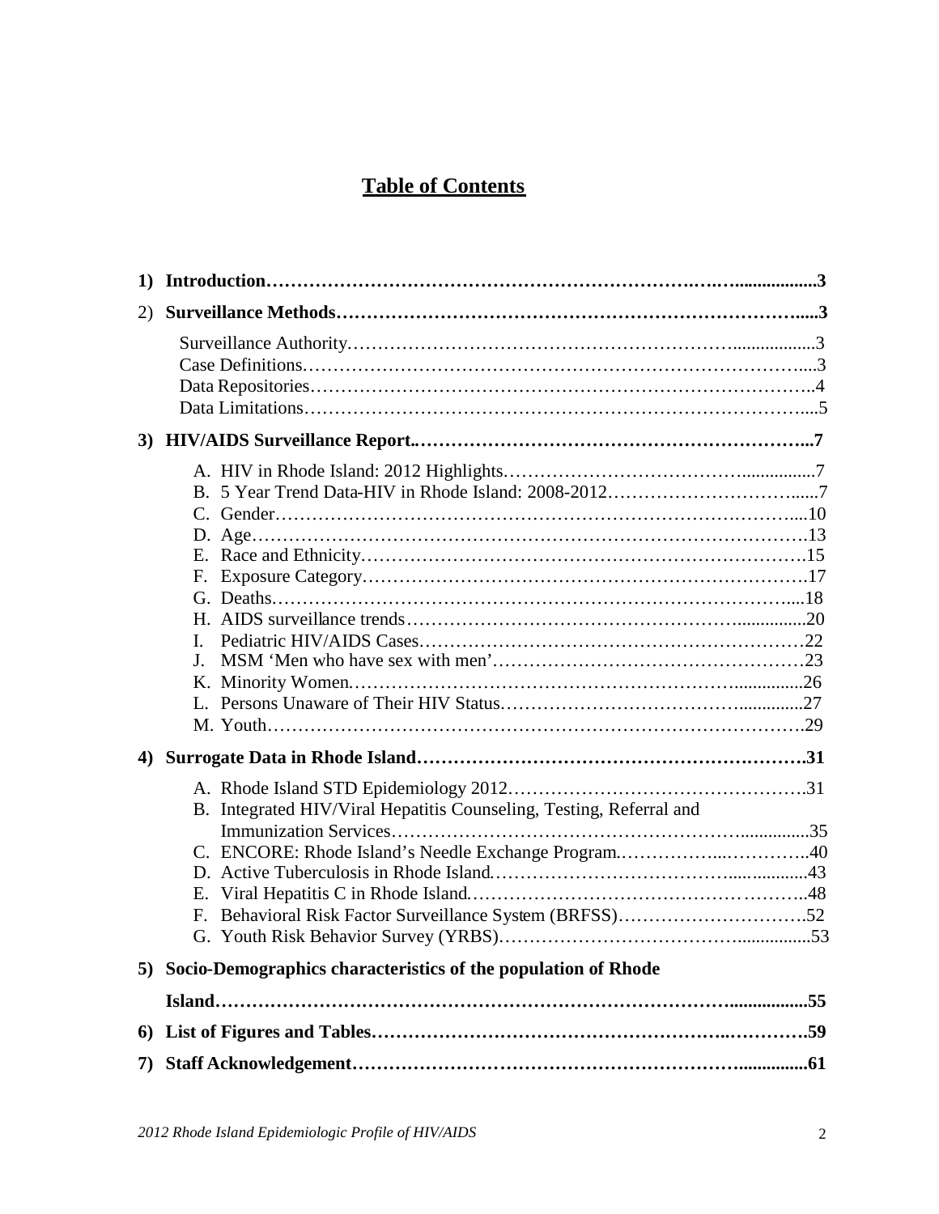# Table of Contents

1) **Introduction……………………………………………………………….3**

2) **Surveillance Methods………………………………………………………3**

   Surveillance Authority………………………………………………………3
   Case Definitions……………………………………………………………3
   Data Repositories……………………………………………………………4
   Data Limitations……………………………………………………………5

3) **HIV/AIDS Surveillance Report..…………………………………………7**

   A. HIV in Rhode Island: 2012 Highlights………………………………7
   B. 5 Year Trend Data-HIV in Rhode Island: 2008-2012…………………7
   C. Gender……………………………………………………………………10
   D. Age………………………………………………………………………13
   E. Race and Ethnicity………………………………………………………15
   F. Exposure Category………………………………………………………17
   G. Deaths……………………………………………………………………18
   H. AIDS surveillance trends………………………………………………20
   I. Pediatric HIV/AIDS Cases………………………………………………22
   J. MSM 'Men who have sex with men'……………………………………23
   K. Minority Women…………………………………………………………26
   L. Persons Unaware of Their HIV Status…………………………………27
   M. Youth……………………………………………………………………29

4) **Surrogate Data in Rhode Island……………………………………………31**

   A. Rhode Island STD Epidemiology 2012…………………………………31
   B. Integrated HIV/Viral Hepatitis Counseling, Testing, Referral and Immunization Services……………………………………………………35
   C. ENCORE: Rhode Island's Needle Exchange Program…………………40
   D. Active Tuberculosis in Rhode Island……………………………………43
   E. Viral Hepatitis C in Rhode Island………………………………………48
   F. Behavioral Risk Factor Surveillance System (BRFSS)…………………52
   G. Youth Risk Behavior Survey (YRBS)……………………………………53

5) **Socio-Demographics characteristics of the population of Rhode Island……………………………………………………………………55**

6) **List of Figures and Tables…………………………………………………59**

7) **Staff Acknowledgement……………………………………………………61**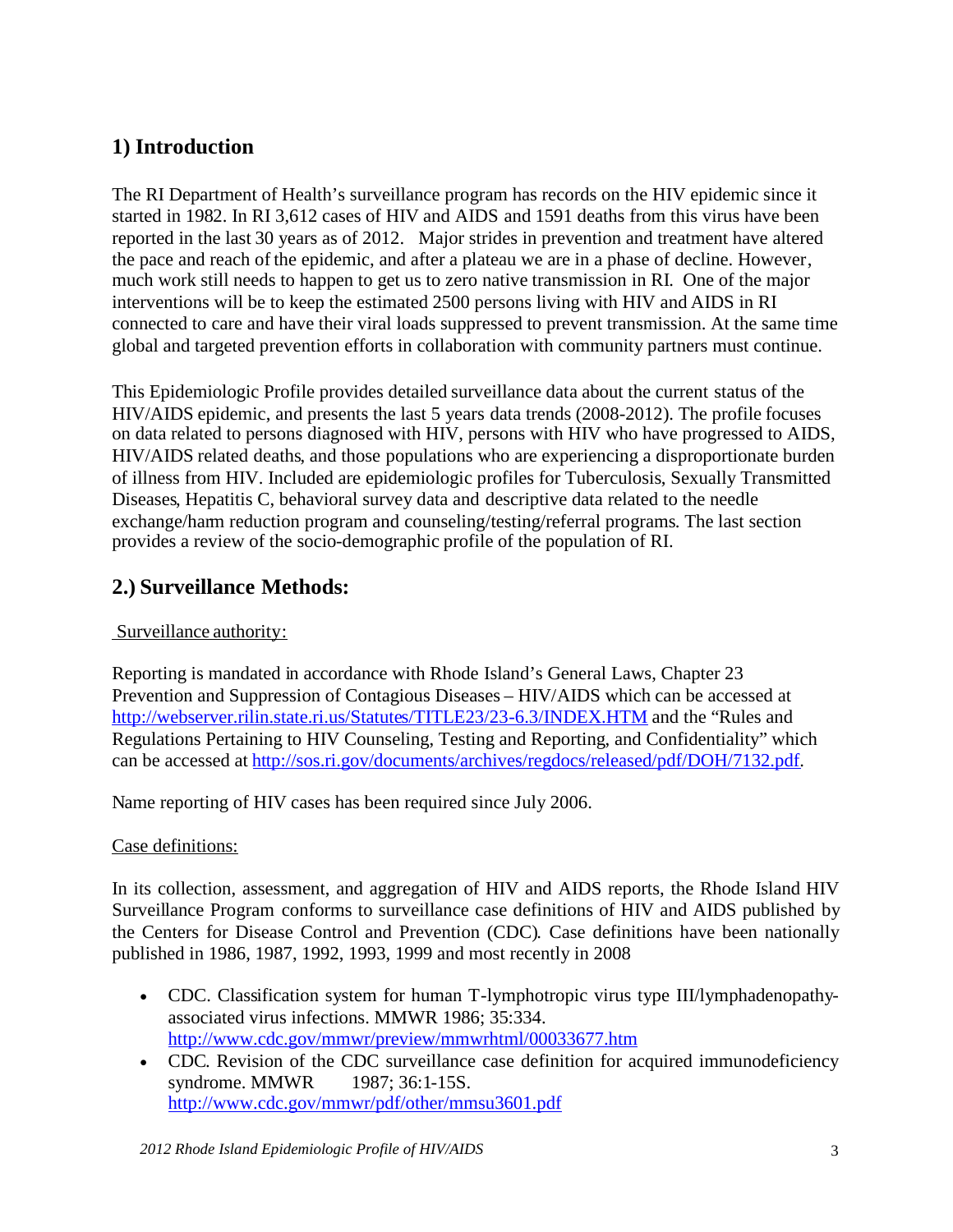## 1) Introduction

The RI Department of Health's surveillance program has records on the HIV epidemic since it started in 1982. In RI 3,612 cases of HIV and AIDS and 1591 deaths from this virus have been reported in the last 30 years as of 2012. Major strides in prevention and treatment have altered the pace and reach of the epidemic, and after a plateau we are in a phase of decline. However, much work still needs to happen to get us to zero native transmission in RI. One of the major interventions will be to keep the estimated 2500 persons living with HIV and AIDS in RI connected to care and have their viral loads suppressed to prevent transmission. At the same time global and targeted prevention efforts in collaboration with community partners must continue.

This Epidemiologic Profile provides detailed surveillance data about the current status of the HIV/AIDS epidemic, and presents the last 5 years data trends (2008-2012). The profile focuses on data related to persons diagnosed with HIV, persons with HIV who have progressed to AIDS, HIV/AIDS related deaths, and those populations who are experiencing a disproportionate burden of illness from HIV. Included are epidemiologic profiles for Tuberculosis, Sexually Transmitted Diseases, Hepatitis C, behavioral survey data and descriptive data related to the needle exchange/harm reduction program and counseling/testing/referral programs. The last section provides a review of the socio-demographic profile of the population of RI.

## 2.) Surveillance Methods:

Surveillance authority:

Reporting is mandated in accordance with Rhode Island's General Laws, Chapter 23 Prevention and Suppression of Contagious Diseases – HIV/AIDS which can be accessed at http://webserver.rilin.state.ri.us/Statutes/TITLE23/23-6.3/INDEX.HTM and the "Rules and Regulations Pertaining to HIV Counseling, Testing and Reporting, and Confidentiality" which can be accessed at http://sos.ri.gov/documents/archives/regdocs/released/pdf/DOH/7132.pdf.

Name reporting of HIV cases has been required since July 2006.

Case definitions:

In its collection, assessment, and aggregation of HIV and AIDS reports, the Rhode Island HIV Surveillance Program conforms to surveillance case definitions of HIV and AIDS published by the Centers for Disease Control and Prevention (CDC). Case definitions have been nationally published in 1986, 1987, 1992, 1993, 1999 and most recently in 2008

- CDC. Classification system for human T-lymphotropic virus type III/lymphadenopathy-associated virus infections. MMWR 1986; 35:334. http://www.cdc.gov/mmwr/preview/mmwrhtml/00033677.htm
- CDC. Revision of the CDC surveillance case definition for acquired immunodeficiency syndrome. MMWR 1987; 36:1-15S. http://www.cdc.gov/mmwr/pdf/other/mmsu3601.pdf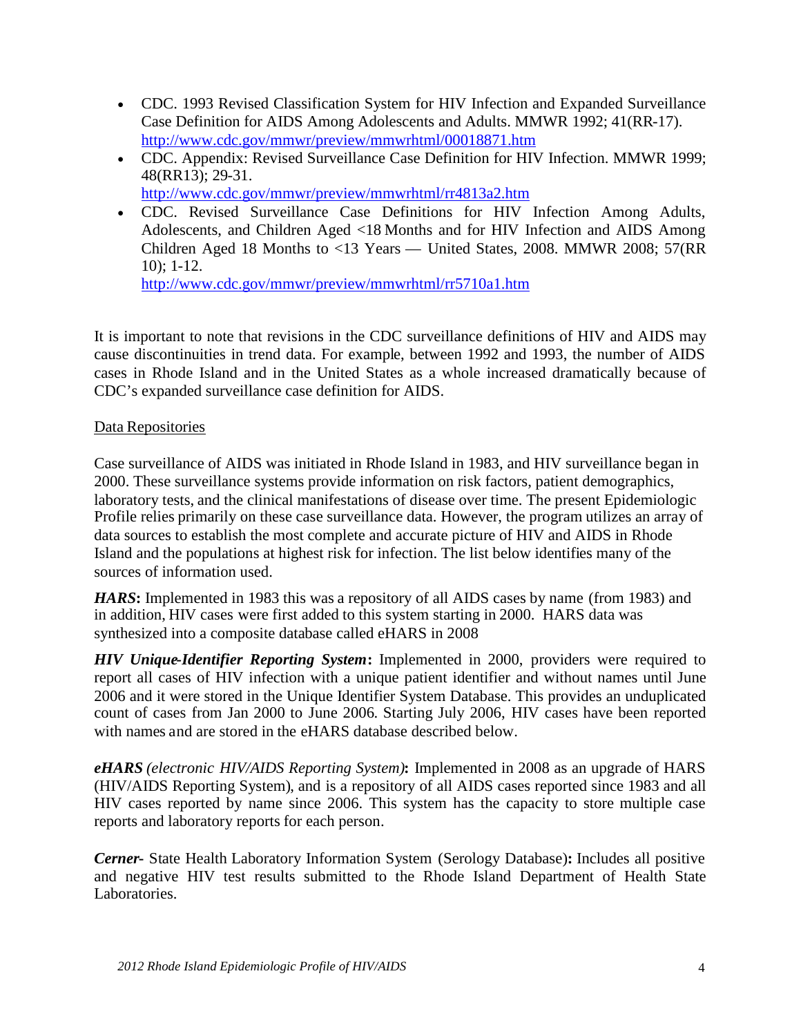- CDC. 1993 Revised Classification System for HIV Infection and Expanded Surveillance Case Definition for AIDS Among Adolescents and Adults. MMWR 1992; 41(RR-17). http://www.cdc.gov/mmwr/preview/mmwrhtml/00018871.htm
- CDC. Appendix: Revised Surveillance Case Definition for HIV Infection. MMWR 1999; 48(RR13); 29-31. http://www.cdc.gov/mmwr/preview/mmwrhtml/rr4813a2.htm
- CDC. Revised Surveillance Case Definitions for HIV Infection Among Adults, Adolescents, and Children Aged <18 Months and for HIV Infection and AIDS Among Children Aged 18 Months to <13 Years — United States, 2008. MMWR 2008; 57(RR 10); 1-12. http://www.cdc.gov/mmwr/preview/mmwrhtml/rr5710a1.htm

It is important to note that revisions in the CDC surveillance definitions of HIV and AIDS may cause discontinuities in trend data. For example, between 1992 and 1993, the number of AIDS cases in Rhode Island and in the United States as a whole increased dramatically because of CDC's expanded surveillance case definition for AIDS.

Data Repositories

Case surveillance of AIDS was initiated in Rhode Island in 1983, and HIV surveillance began in 2000. These surveillance systems provide information on risk factors, patient demographics, laboratory tests, and the clinical manifestations of disease over time. The present Epidemiologic Profile relies primarily on these case surveillance data. However, the program utilizes an array of data sources to establish the most complete and accurate picture of HIV and AIDS in Rhode Island and the populations at highest risk for infection. The list below identifies many of the sources of information used.

***HARS*:** Implemented in 1983 this was a repository of all AIDS cases by name (from 1983) and in addition, HIV cases were first added to this system starting in 2000. HARS data was synthesized into a composite database called eHARS in 2008

***HIV Unique-Identifier Reporting System*:** Implemented in 2000, providers were required to report all cases of HIV infection with a unique patient identifier and without names until June 2006 and it were stored in the Unique Identifier System Database. This provides an unduplicated count of cases from Jan 2000 to June 2006. Starting July 2006, HIV cases have been reported with names and are stored in the eHARS database described below.

***eHARS*** *(electronic HIV/AIDS Reporting System)***:** Implemented in 2008 as an upgrade of HARS (HIV/AIDS Reporting System), and is a repository of all AIDS cases reported since 1983 and all HIV cases reported by name since 2006. This system has the capacity to store multiple case reports and laboratory reports for each person.

***Cerner-*** State Health Laboratory Information System (Serology Database)**:** Includes all positive and negative HIV test results submitted to the Rhode Island Department of Health State Laboratories.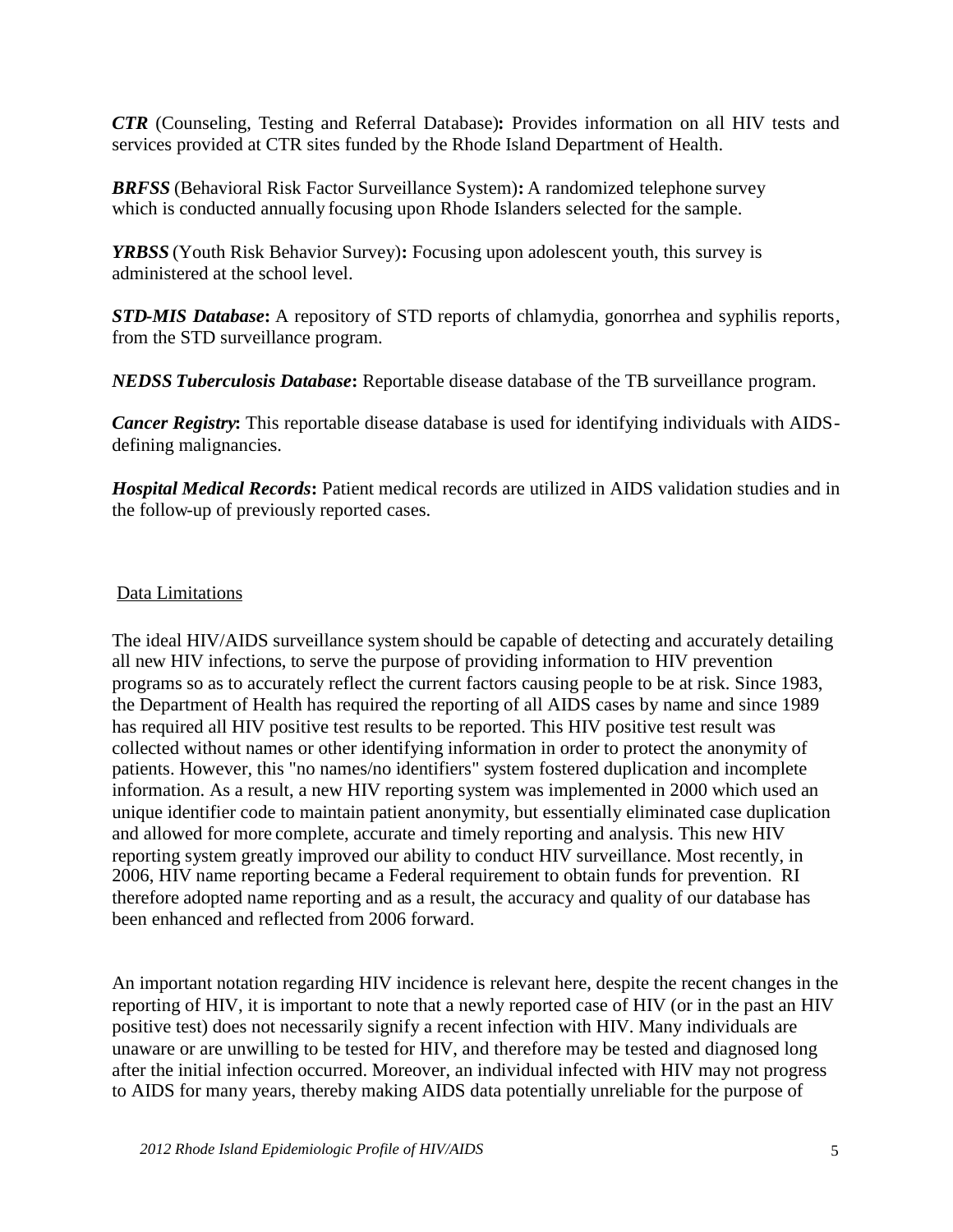***CTR*** (Counseling, Testing and Referral Database)**:** Provides information on all HIV tests and services provided at CTR sites funded by the Rhode Island Department of Health.

***BRFSS*** (Behavioral Risk Factor Surveillance System)**:** A randomized telephone survey which is conducted annually focusing upon Rhode Islanders selected for the sample.

***YRBSS*** (Youth Risk Behavior Survey)**:** Focusing upon adolescent youth, this survey is administered at the school level.

***STD-MIS Database*****:** A repository of STD reports of chlamydia, gonorrhea and syphilis reports, from the STD surveillance program.

***NEDSS Tuberculosis Database*****:** Reportable disease database of the TB surveillance program.

***Cancer Registry*****:** This reportable disease database is used for identifying individuals with AIDS-defining malignancies.

***Hospital Medical Records*****:** Patient medical records are utilized in AIDS validation studies and in the follow-up of previously reported cases.

## Data Limitations

The ideal HIV/AIDS surveillance system should be capable of detecting and accurately detailing all new HIV infections, to serve the purpose of providing information to HIV prevention programs so as to accurately reflect the current factors causing people to be at risk. Since 1983, the Department of Health has required the reporting of all AIDS cases by name and since 1989 has required all HIV positive test results to be reported. This HIV positive test result was collected without names or other identifying information in order to protect the anonymity of patients. However, this "no names/no identifiers" system fostered duplication and incomplete information. As a result, a new HIV reporting system was implemented in 2000 which used an unique identifier code to maintain patient anonymity, but essentially eliminated case duplication and allowed for more complete, accurate and timely reporting and analysis. This new HIV reporting system greatly improved our ability to conduct HIV surveillance. Most recently, in 2006, HIV name reporting became a Federal requirement to obtain funds for prevention. RI therefore adopted name reporting and as a result, the accuracy and quality of our database has been enhanced and reflected from 2006 forward.

An important notation regarding HIV incidence is relevant here, despite the recent changes in the reporting of HIV, it is important to note that a newly reported case of HIV (or in the past an HIV positive test) does not necessarily signify a recent infection with HIV. Many individuals are unaware or are unwilling to be tested for HIV, and therefore may be tested and diagnosed long after the initial infection occurred. Moreover, an individual infected with HIV may not progress to AIDS for many years, thereby making AIDS data potentially unreliable for the purpose of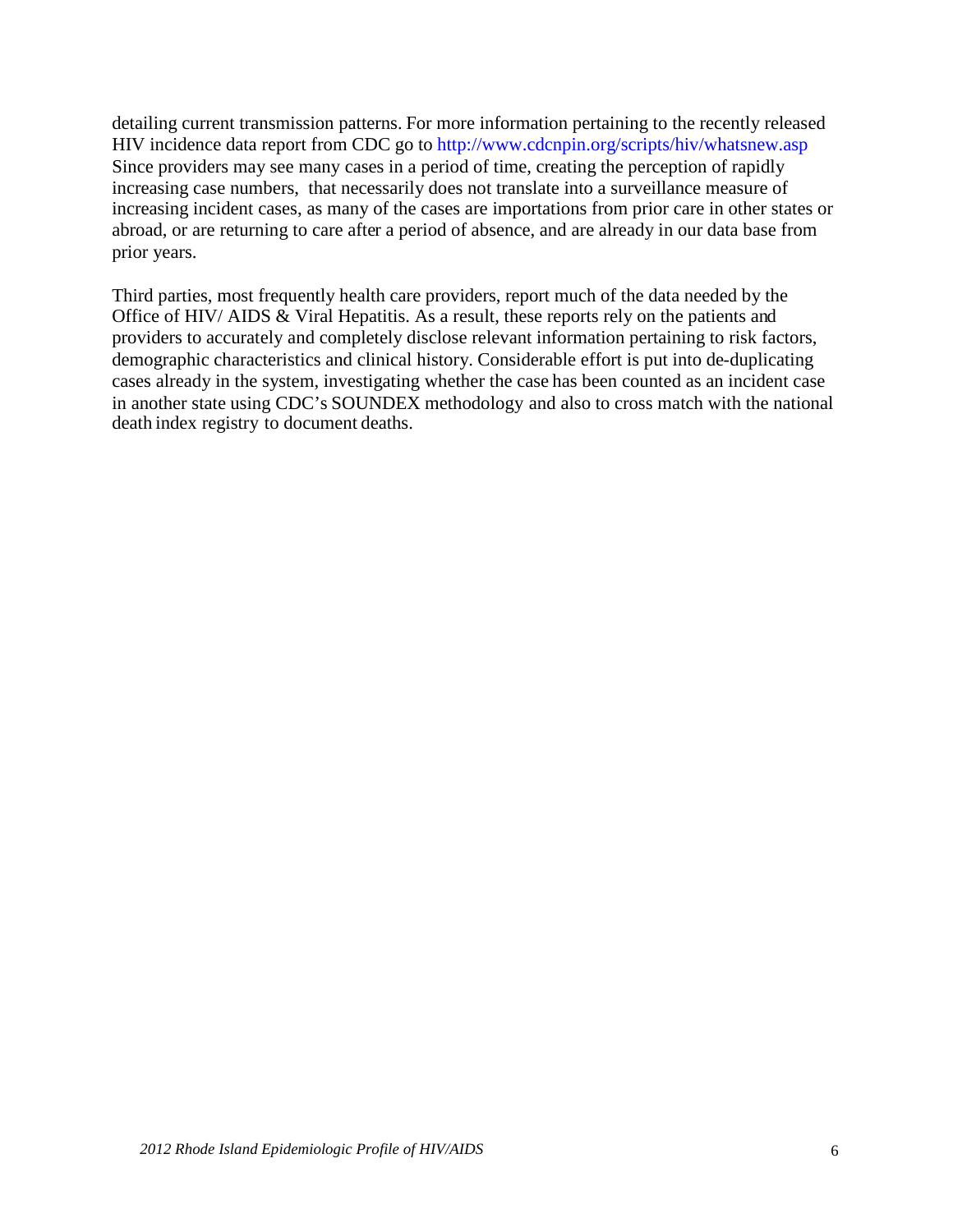detailing current transmission patterns. For more information pertaining to the recently released HIV incidence data report from CDC go to http://www.cdcnpin.org/scripts/hiv/whatsnew.asp Since providers may see many cases in a period of time, creating the perception of rapidly increasing case numbers, that necessarily does not translate into a surveillance measure of increasing incident cases, as many of the cases are importations from prior care in other states or abroad, or are returning to care after a period of absence, and are already in our data base from prior years.

Third parties, most frequently health care providers, report much of the data needed by the Office of HIV/ AIDS & Viral Hepatitis. As a result, these reports rely on the patients and providers to accurately and completely disclose relevant information pertaining to risk factors, demographic characteristics and clinical history. Considerable effort is put into de-duplicating cases already in the system, investigating whether the case has been counted as an incident case in another state using CDC's SOUNDEX methodology and also to cross match with the national death index registry to document deaths.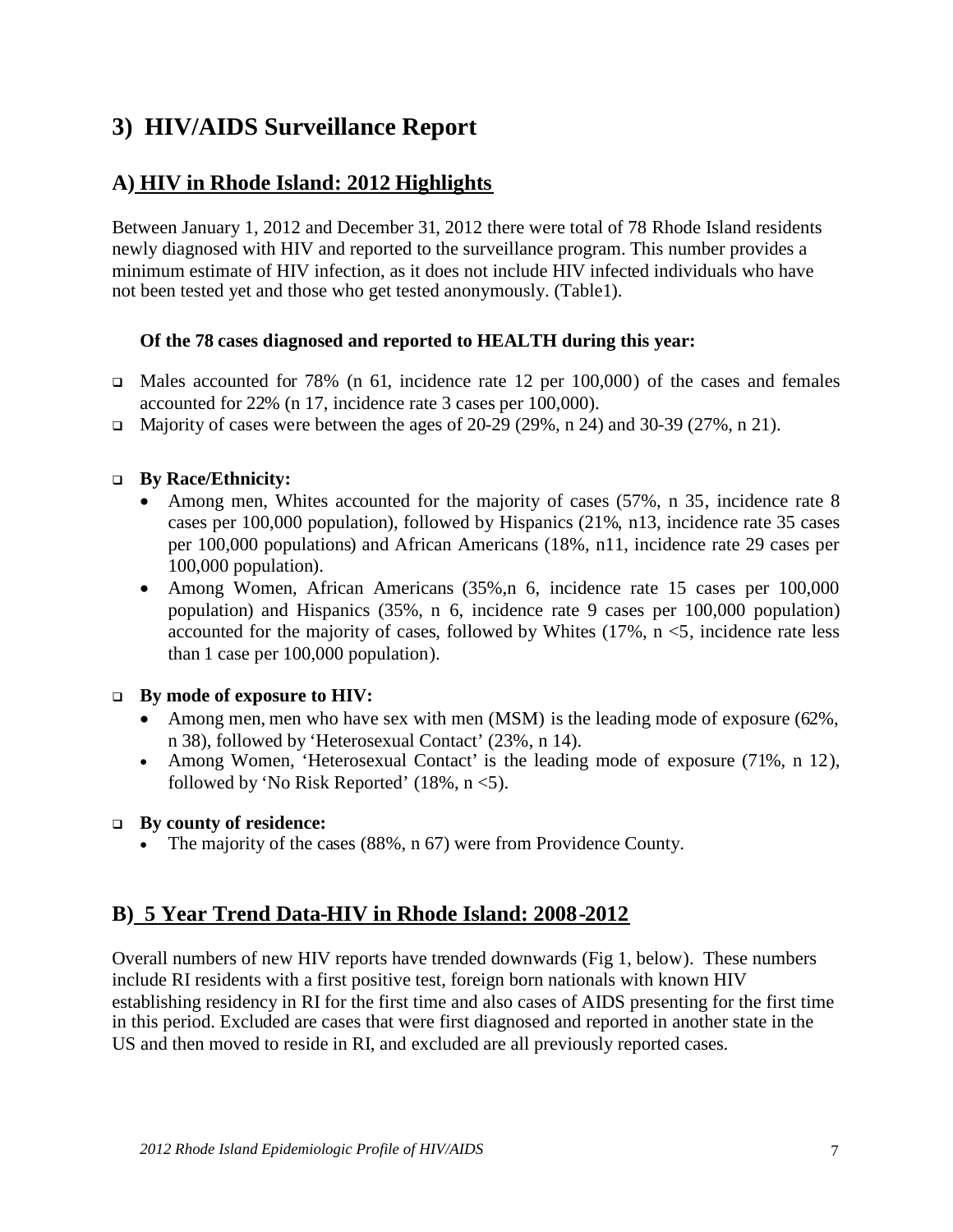## 3) HIV/AIDS Surveillance Report

### A) HIV in Rhode Island: 2012 Highlights

Between January 1, 2012 and December 31, 2012 there were total of 78 Rhode Island residents newly diagnosed with HIV and reported to the surveillance program. This number provides a minimum estimate of HIV infection, as it does not include HIV infected individuals who have not been tested yet and those who get tested anonymously. (Table1).

**Of the 78 cases diagnosed and reported to HEALTH during this year:**

- Males accounted for 78% (n 61, incidence rate 12 per 100,000) of the cases and females accounted for 22% (n 17, incidence rate 3 cases per 100,000).
- Majority of cases were between the ages of 20-29 (29%, n 24) and 30-39 (27%, n 21).

- **By Race/Ethnicity:**
  - Among men, Whites accounted for the majority of cases (57%, n 35, incidence rate 8 cases per 100,000 population), followed by Hispanics (21%, n13, incidence rate 35 cases per 100,000 populations) and African Americans (18%, n11, incidence rate 29 cases per 100,000 population).
  - Among Women, African Americans (35%,n 6, incidence rate 15 cases per 100,000 population) and Hispanics (35%, n 6, incidence rate 9 cases per 100,000 population) accounted for the majority of cases, followed by Whites (17%, n <5, incidence rate less than 1 case per 100,000 population).

- **By mode of exposure to HIV:**
  - Among men, men who have sex with men (MSM) is the leading mode of exposure (62%, n 38), followed by 'Heterosexual Contact' (23%, n 14).
  - Among Women, 'Heterosexual Contact' is the leading mode of exposure (71%, n 12), followed by 'No Risk Reported' (18%, n <5).

- **By county of residence:**
  - The majority of the cases (88%, n 67) were from Providence County.

### B) 5 Year Trend Data-HIV in Rhode Island: 2008-2012

Overall numbers of new HIV reports have trended downwards (Fig 1, below). These numbers include RI residents with a first positive test, foreign born nationals with known HIV establishing residency in RI for the first time and also cases of AIDS presenting for the first time in this period. Excluded are cases that were first diagnosed and reported in another state in the US and then moved to reside in RI, and excluded are all previously reported cases.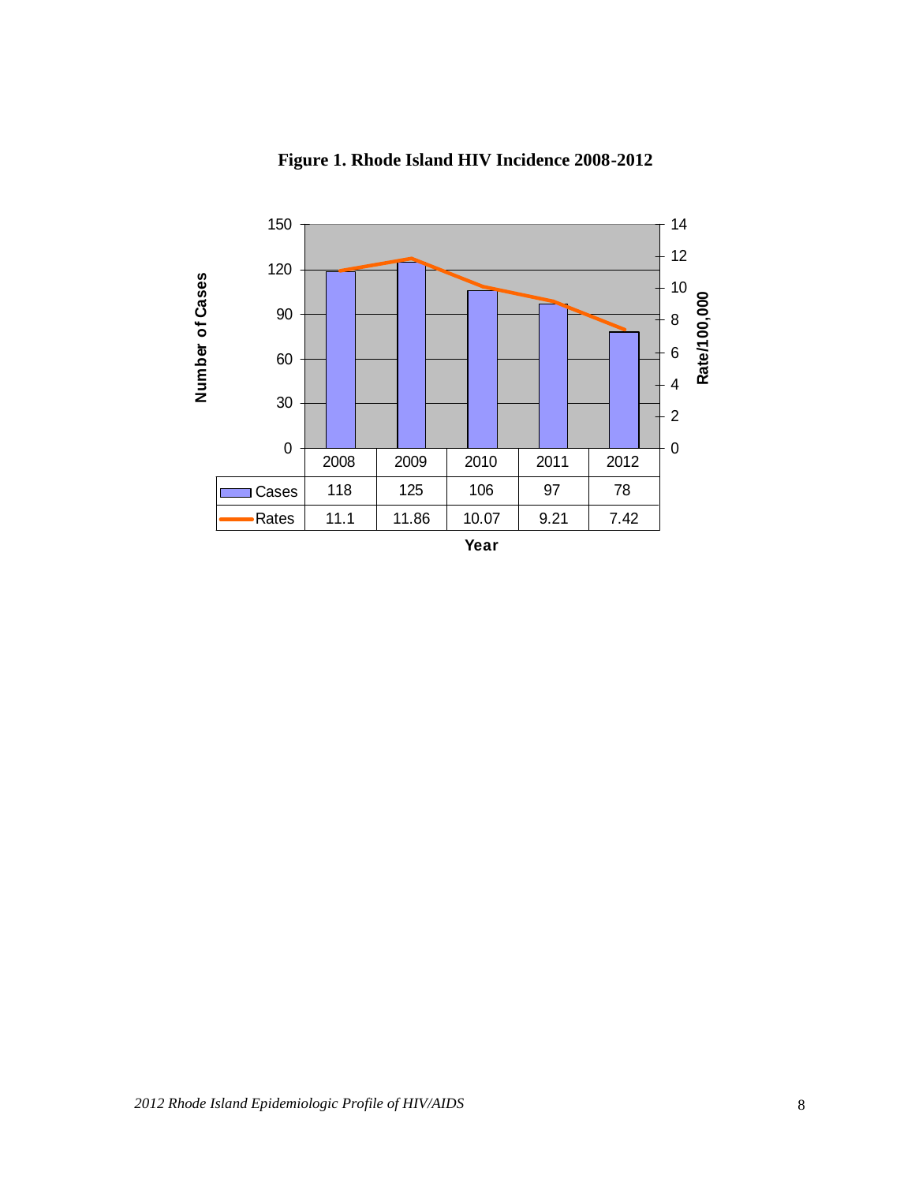**Figure 1. Rhode Island HIV Incidence 2008-2012**

| Year | 2008 | 2009 | 2010 | 2011 | 2012 |
|---|---|---|---|---|---|
| Cases | 118 | 125 | 106 | 97 | 78 |
| Rates | 11.1 | 11.86 | 10.07 | 9.21 | 7.42 |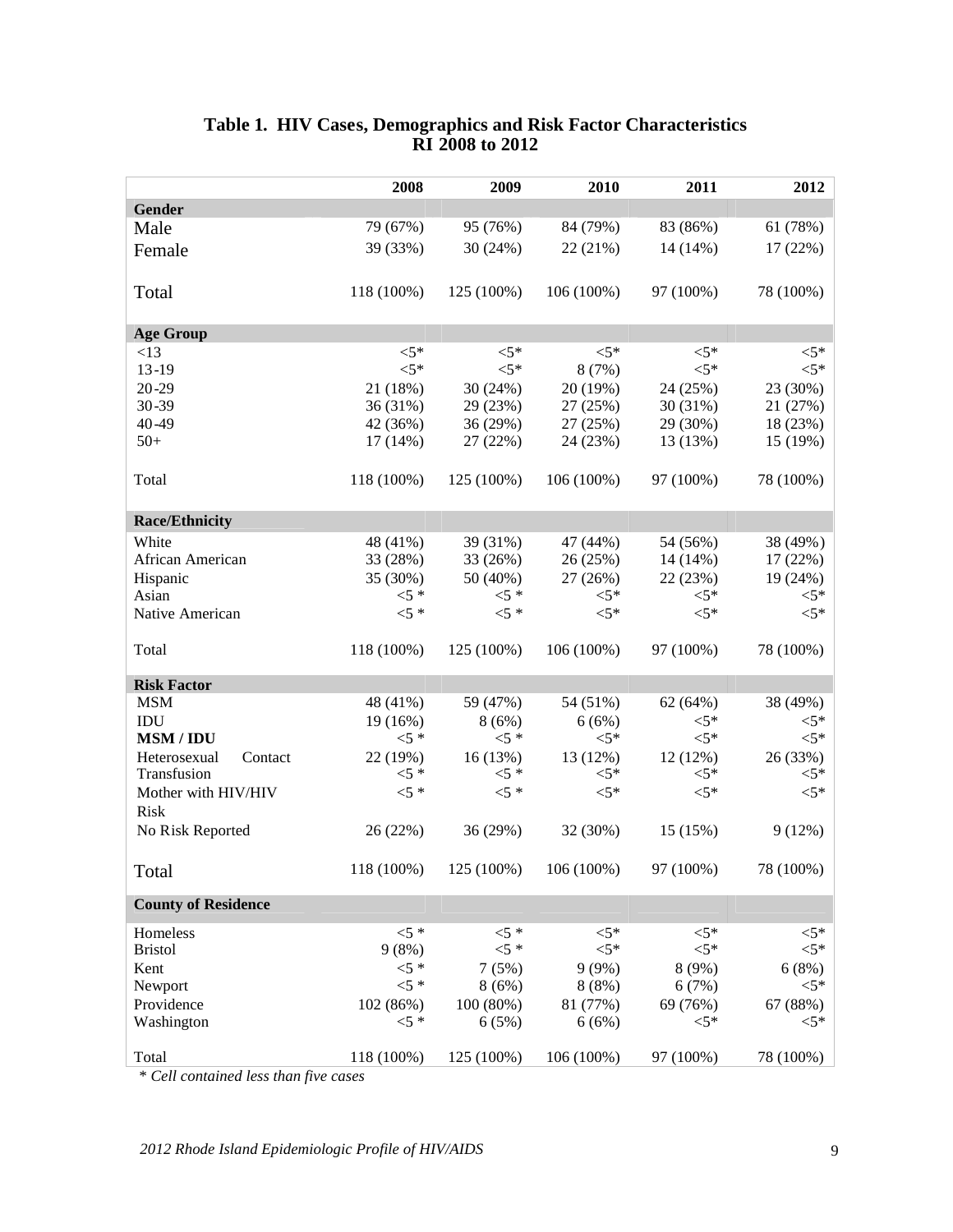## Table 1. HIV Cases, Demographics and Risk Factor Characteristics RI 2008 to 2012

| | 2008 | 2009 | 2010 | 2011 | 2012 |
|---|---|---|---|---|---|
| **Gender** | | | | | |
| Male | 79 (67%) | 95 (76%) | 84 (79%) | 83 (86%) | 61 (78%) |
| Female | 39 (33%) | 30 (24%) | 22 (21%) | 14 (14%) | 17 (22%) |
| Total | 118 (100%) | 125 (100%) | 106 (100%) | 97 (100%) | 78 (100%) |
| **Age Group** | | | | | |
| <13 | <5* | <5* | <5* | <5* | <5* |
| 13-19 | <5* | <5* | 8 (7%) | <5* | <5* |
| 20-29 | 21 (18%) | 30 (24%) | 20 (19%) | 24 (25%) | 23 (30%) |
| 30-39 | 36 (31%) | 29 (23%) | 27 (25%) | 30 (31%) | 21 (27%) |
| 40-49 | 42 (36%) | 36 (29%) | 27 (25%) | 29 (30%) | 18 (23%) |
| 50+ | 17 (14%) | 27 (22%) | 24 (23%) | 13 (13%) | 15 (19%) |
| Total | 118 (100%) | 125 (100%) | 106 (100%) | 97 (100%) | 78 (100%) |
| **Race/Ethnicity** | | | | | |
| White | 48 (41%) | 39 (31%) | 47 (44%) | 54 (56%) | 38 (49%) |
| African American | 33 (28%) | 33 (26%) | 26 (25%) | 14 (14%) | 17 (22%) |
| Hispanic | 35 (30%) | 50 (40%) | 27 (26%) | 22 (23%) | 19 (24%) |
| Asian | <5 * | <5 * | <5* | <5* | <5* |
| Native American | <5 * | <5 * | <5* | <5* | <5* |
| Total | 118 (100%) | 125 (100%) | 106 (100%) | 97 (100%) | 78 (100%) |
| **Risk Factor** | | | | | |
| MSM | 48 (41%) | 59 (47%) | 54 (51%) | 62 (64%) | 38 (49%) |
| IDU | 19 (16%) | 8 (6%) | 6 (6%) | <5* | <5* |
| **MSM / IDU** | <5 * | <5 * | <5* | <5* | <5* |
| Heterosexual Contact | 22 (19%) | 16 (13%) | 13 (12%) | 12 (12%) | 26 (33%) |
| Transfusion | <5 * | <5 * | <5* | <5* | <5* |
| Mother with HIV/HIV Risk | <5 * | <5 * | <5* | <5* | <5* |
| No Risk Reported | 26 (22%) | 36 (29%) | 32 (30%) | 15 (15%) | 9 (12%) |
| Total | 118 (100%) | 125 (100%) | 106 (100%) | 97 (100%) | 78 (100%) |
| **County of Residence** | | | | | |
| Homeless | <5 * | <5 * | <5* | <5* | <5* |
| Bristol | 9 (8%) | <5 * | <5* | <5* | <5* |
| Kent | <5 * | 7 (5%) | 9 (9%) | 8 (9%) | 6 (8%) |
| Newport | <5 * | 8 (6%) | 8 (8%) | 6 (7%) | <5* |
| Providence | 102 (86%) | 100 (80%) | 81 (77%) | 69 (76%) | 67 (88%) |
| Washington | <5 * | 6 (5%) | 6 (6%) | <5* | <5* |
| Total | 118 (100%) | 125 (100%) | 106 (100%) | 97 (100%) | 78 (100%) |

*\* Cell contained less than five cases*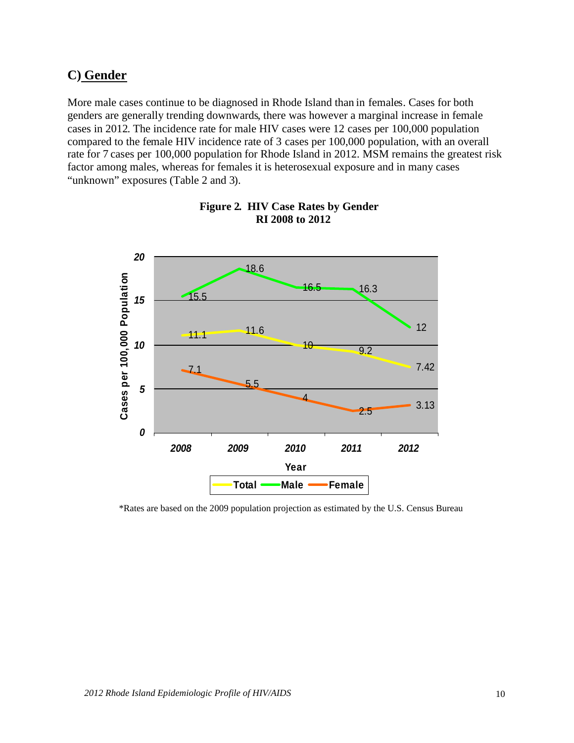## C) Gender

More male cases continue to be diagnosed in Rhode Island than in females. Cases for both genders are generally trending downwards, there was however a marginal increase in female cases in 2012. The incidence rate for male HIV cases were 12 cases per 100,000 population compared to the female HIV incidence rate of 3 cases per 100,000 population, with an overall rate for 7 cases per 100,000 population for Rhode Island in 2012. MSM remains the greatest risk factor among males, whereas for females it is heterosexual exposure and in many cases "unknown" exposures (Table 2 and 3).

**Figure 2. HIV Case Rates by Gender RI 2008 to 2012**

| Year | Total | Male | Female |
|---|---|---|---|
| 2008 | 11.1 | 15.5 | 7.1 |
| 2009 | 11.6 | 18.6 | 5.5 |
| 2010 | 10 | 16.5 | 4 |
| 2011 | 9.2 | 16.3 | 2.5 |
| 2012 | 7.42 | 12 | 3.13 |

*Rates are based on the 2009 population projection as estimated by the U.S. Census Bureau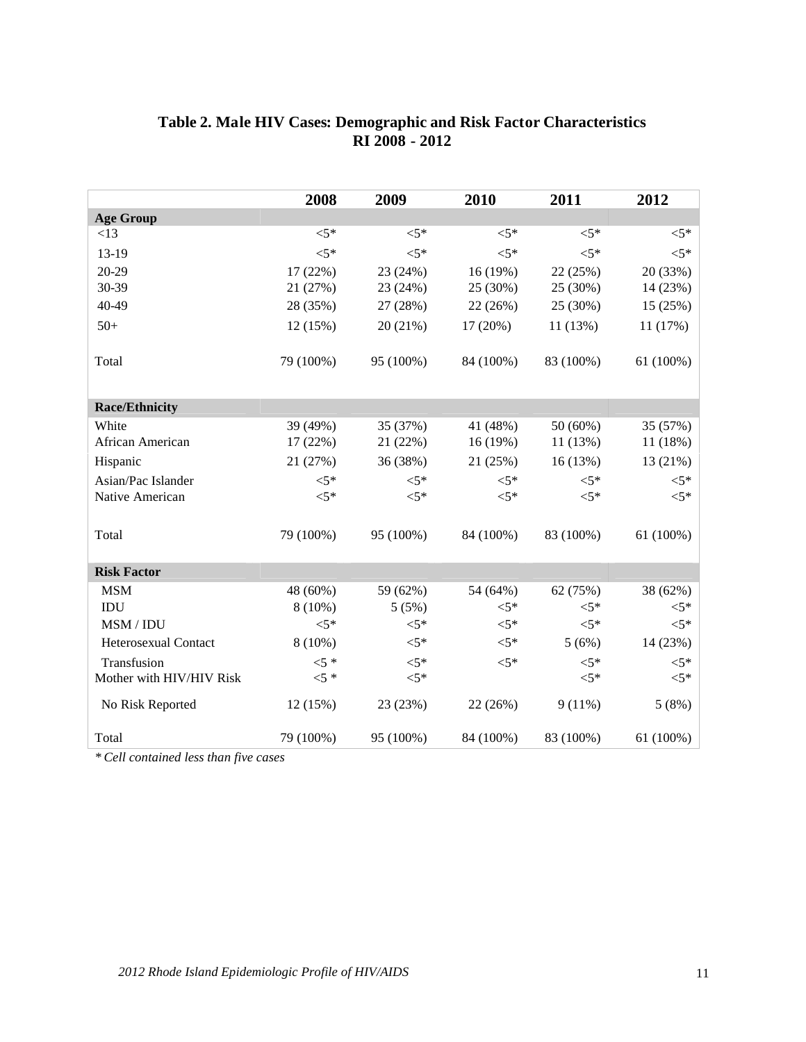**Table 2. Male HIV Cases: Demographic and Risk Factor Characteristics RI 2008 - 2012**

| | 2008 | 2009 | 2010 | 2011 | 2012 |
|---|---|---|---|---|---|
| **Age Group** | | | | | |
| <13 | <5* | <5* | <5* | <5* | <5* |
| 13-19 | <5* | <5* | <5* | <5* | <5* |
| 20-29 | 17 (22%) | 23 (24%) | 16 (19%) | 22 (25%) | 20 (33%) |
| 30-39 | 21 (27%) | 23 (24%) | 25 (30%) | 25 (30%) | 14 (23%) |
| 40-49 | 28 (35%) | 27 (28%) | 22 (26%) | 25 (30%) | 15 (25%) |
| 50+ | 12 (15%) | 20 (21%) | 17 (20%) | 11 (13%) | 11 (17%) |
| Total | 79 (100%) | 95 (100%) | 84 (100%) | 83 (100%) | 61 (100%) |
| **Race/Ethnicity** | | | | | |
| White | 39 (49%) | 35 (37%) | 41 (48%) | 50 (60%) | 35 (57%) |
| African American | 17 (22%) | 21 (22%) | 16 (19%) | 11 (13%) | 11 (18%) |
| Hispanic | 21 (27%) | 36 (38%) | 21 (25%) | 16 (13%) | 13 (21%) |
| Asian/Pac Islander | <5* | <5* | <5* | <5* | <5* |
| Native American | <5* | <5* | <5* | <5* | <5* |
| Total | 79 (100%) | 95 (100%) | 84 (100%) | 83 (100%) | 61 (100%) |
| **Risk Factor** | | | | | |
| MSM | 48 (60%) | 59 (62%) | 54 (64%) | 62 (75%) | 38 (62%) |
| IDU | 8 (10%) | 5 (5%) | <5* | <5* | <5* |
| MSM / IDU | <5* | <5* | <5* | <5* | <5* |
| Heterosexual Contact | 8 (10%) | <5* | <5* | 5 (6%) | 14 (23%) |
| Transfusion | <5 * | <5* | <5* | <5* | <5* |
| Mother with HIV/HIV Risk | <5 * | <5* | | <5* | <5* |
| No Risk Reported | 12 (15%) | 23 (23%) | 22 (26%) | 9 (11%) | 5 (8%) |
| Total | 79 (100%) | 95 (100%) | 84 (100%) | 83 (100%) | 61 (100%) |

*\* Cell contained less than five cases*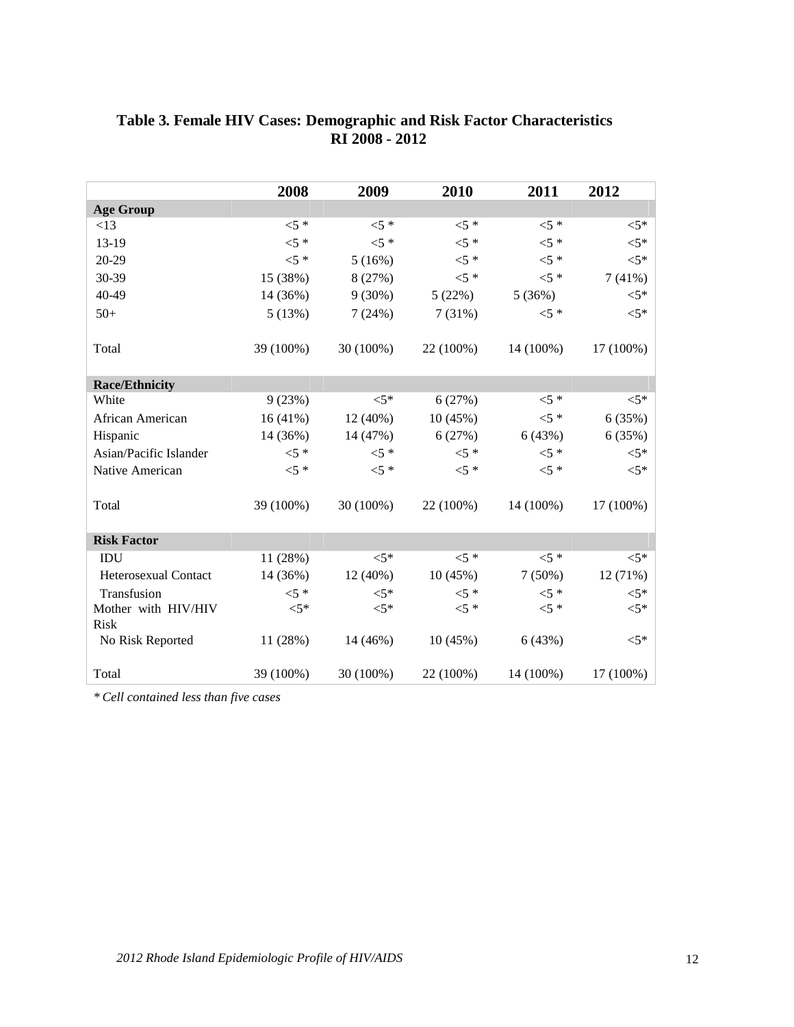**Table 3. Female HIV Cases: Demographic and Risk Factor Characteristics RI 2008 - 2012**

| | 2008 | 2009 | 2010 | 2011 | 2012 |
|---|---|---|---|---|---|
| **Age Group** | | | | | |
| <13 | <5 * | <5 * | <5 * | <5 * | <5* |
| 13-19 | <5 * | <5 * | <5 * | <5 * | <5* |
| 20-29 | <5 * | 5 (16%) | <5 * | <5 * | <5* |
| 30-39 | 15 (38%) | 8 (27%) | <5 * | <5 * | 7 (41%) |
| 40-49 | 14 (36%) | 9 (30%) | 5 (22%) | 5 (36%) | <5* |
| 50+ | 5 (13%) | 7 (24%) | 7 (31%) | <5 * | <5* |
| Total | 39 (100%) | 30 (100%) | 22 (100%) | 14 (100%) | 17 (100%) |
| **Race/Ethnicity** | | | | | |
| White | 9 (23%) | <5* | 6 (27%) | <5 * | <5* |
| African American | 16 (41%) | 12 (40%) | 10 (45%) | <5 * | 6 (35%) |
| Hispanic | 14 (36%) | 14 (47%) | 6 (27%) | 6 (43%) | 6 (35%) |
| Asian/Pacific Islander | <5 * | <5 * | <5 * | <5 * | <5* |
| Native American | <5 * | <5 * | <5 * | <5 * | <5* |
| Total | 39 (100%) | 30 (100%) | 22 (100%) | 14 (100%) | 17 (100%) |
| **Risk Factor** | | | | | |
| IDU | 11 (28%) | <5* | <5 * | <5 * | <5* |
| Heterosexual Contact | 14 (36%) | 12 (40%) | 10 (45%) | 7 (50%) | 12 (71%) |
| Transfusion | <5 * | <5* | <5 * | <5 * | <5* |
| Mother with HIV/HIV Risk | <5* | <5* | <5 * | <5 * | <5* |
| No Risk Reported | 11 (28%) | 14 (46%) | 10 (45%) | 6 (43%) | <5* |
| Total | 39 (100%) | 30 (100%) | 22 (100%) | 14 (100%) | 17 (100%) |

*\* Cell contained less than five cases*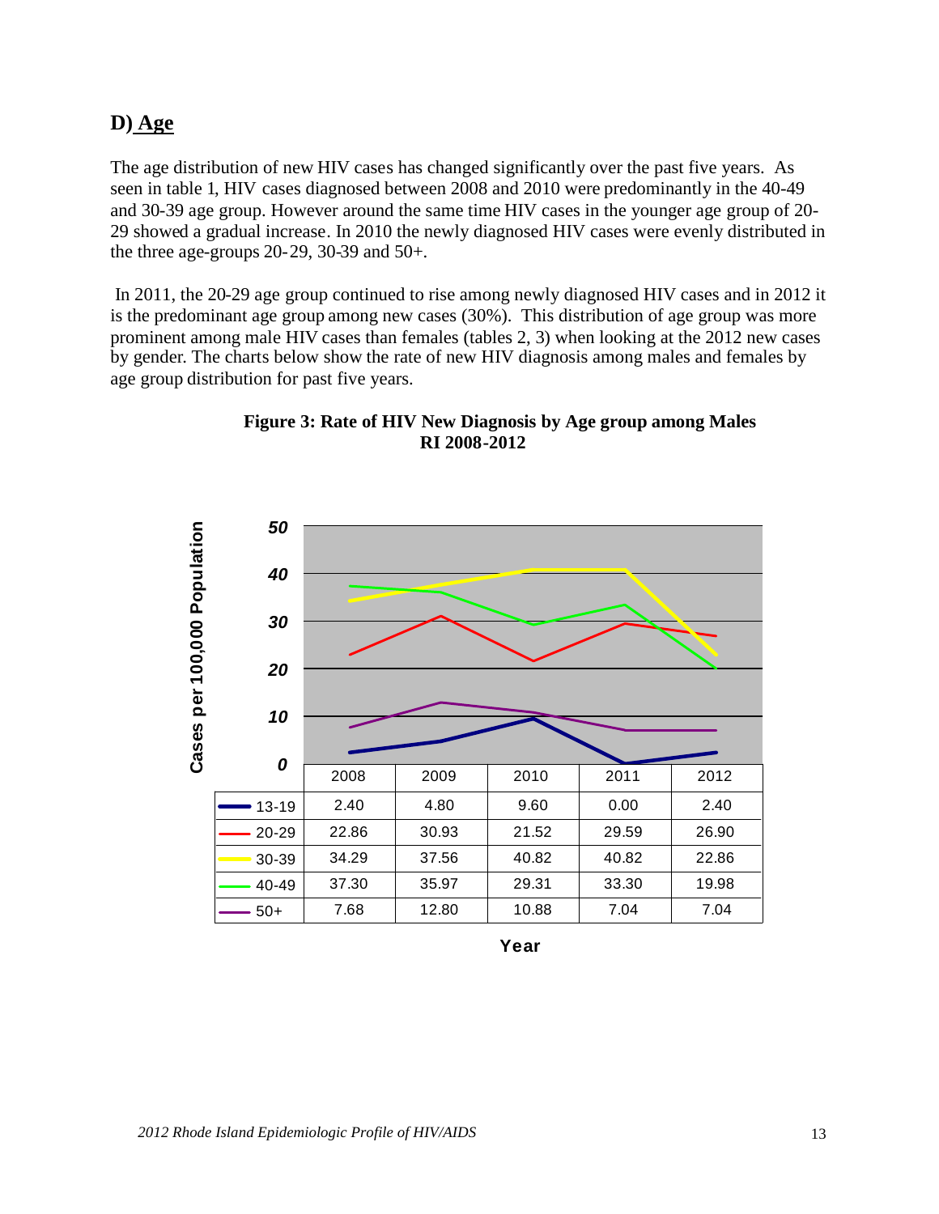## D) Age

The age distribution of new HIV cases has changed significantly over the past five years. As seen in table 1, HIV cases diagnosed between 2008 and 2010 were predominantly in the 40-49 and 30-39 age group. However around the same time HIV cases in the younger age group of 20-29 showed a gradual increase. In 2010 the newly diagnosed HIV cases were evenly distributed in the three age-groups 20-29, 30-39 and 50+.

In 2011, the 20-29 age group continued to rise among newly diagnosed HIV cases and in 2012 it is the predominant age group among new cases (30%). This distribution of age group was more prominent among male HIV cases than females (tables 2, 3) when looking at the 2012 new cases by gender. The charts below show the rate of new HIV diagnosis among males and females by age group distribution for past five years.

**Figure 3: Rate of HIV New Diagnosis by Age group among Males RI 2008-2012**

Cases per 100,000 Population

| Age group | 2008 | 2009 | 2010 | 2011 | 2012 |
|---|---|---|---|---|---|
| 13-19 | 2.40 | 4.80 | 9.60 | 0.00 | 2.40 |
| 20-29 | 22.86 | 30.93 | 21.52 | 29.59 | 26.90 |
| 30-39 | 34.29 | 37.56 | 40.82 | 40.82 | 22.86 |
| 40-49 | 37.30 | 35.97 | 29.31 | 33.30 | 19.98 |
| 50+ | 7.68 | 12.80 | 10.88 | 7.04 | 7.04 |

Year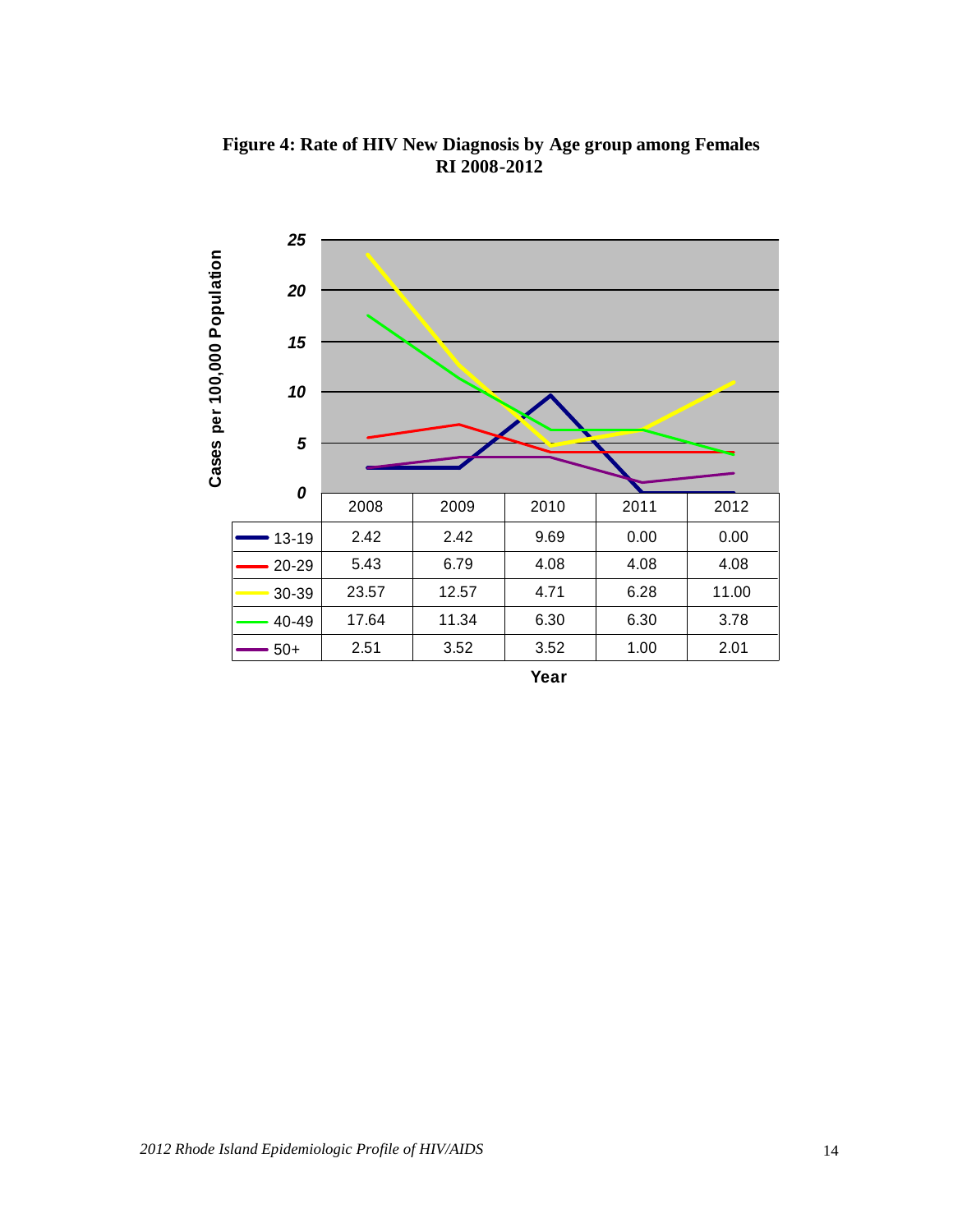**Figure 4: Rate of HIV New Diagnosis by Age group among Females RI 2008-2012**

Cases per 100,000 Population

| | 2008 | 2009 | 2010 | 2011 | 2012 |
|---|---|---|---|---|---|
| 13-19 | 2.42 | 2.42 | 9.69 | 0.00 | 0.00 |
| 20-29 | 5.43 | 6.79 | 4.08 | 4.08 | 4.08 |
| 30-39 | 23.57 | 12.57 | 4.71 | 6.28 | 11.00 |
| 40-49 | 17.64 | 11.34 | 6.30 | 6.30 | 3.78 |
| 50+ | 2.51 | 3.52 | 3.52 | 1.00 | 2.01 |

Year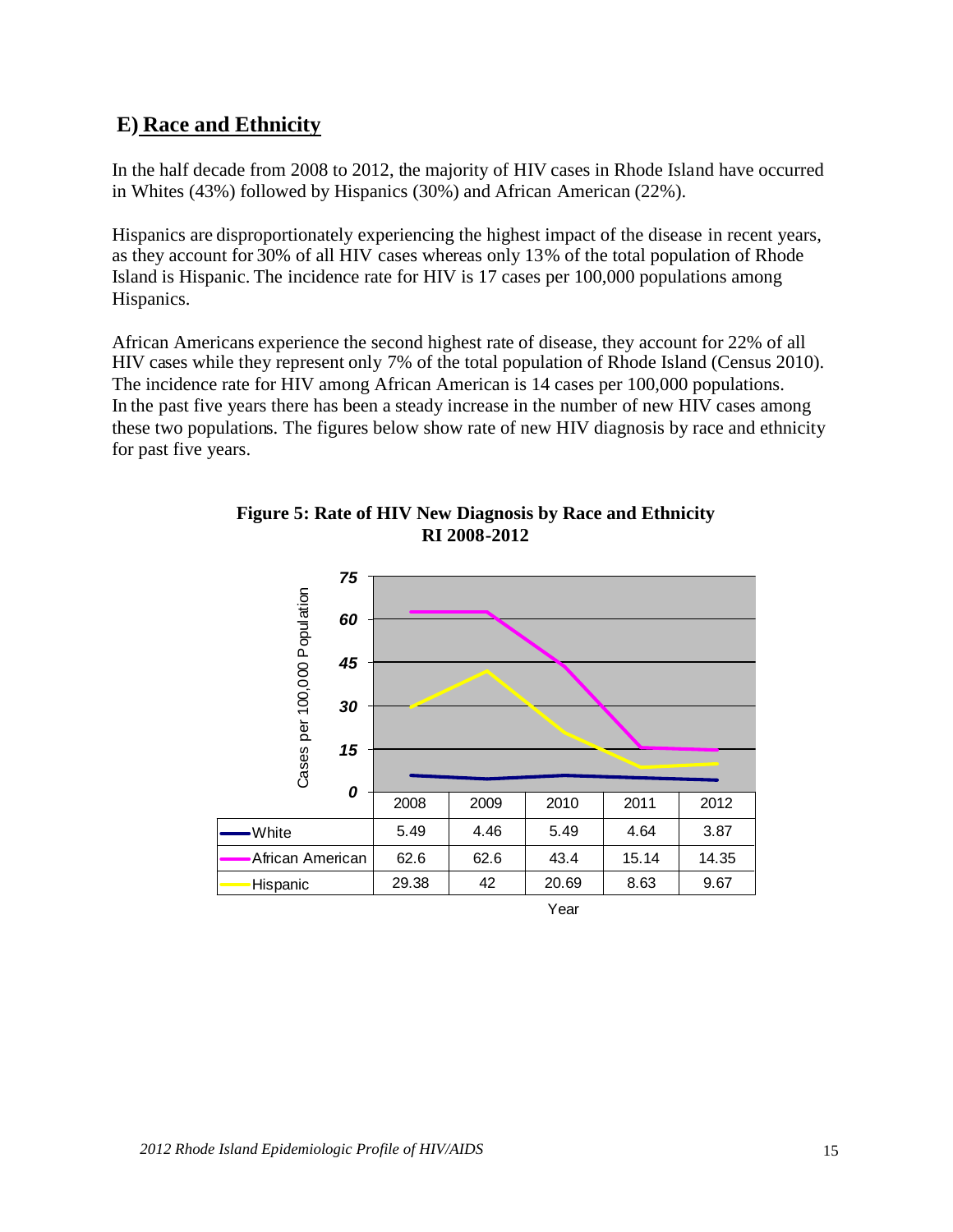## E) Race and Ethnicity

In the half decade from 2008 to 2012, the majority of HIV cases in Rhode Island have occurred in Whites (43%) followed by Hispanics (30%) and African American (22%).

Hispanics are disproportionately experiencing the highest impact of the disease in recent years, as they account for 30% of all HIV cases whereas only 13% of the total population of Rhode Island is Hispanic. The incidence rate for HIV is 17 cases per 100,000 populations among Hispanics.

African Americans experience the second highest rate of disease, they account for 22% of all HIV cases while they represent only 7% of the total population of Rhode Island (Census 2010). The incidence rate for HIV among African American is 14 cases per 100,000 populations. In the past five years there has been a steady increase in the number of new HIV cases among these two populations. The figures below show rate of new HIV diagnosis by race and ethnicity for past five years.

**Figure 5: Rate of HIV New Diagnosis by Race and Ethnicity RI 2008-2012**

Cases per 100,000 Population

| | 2008 | 2009 | 2010 | 2011 | 2012 |
|---|---|---|---|---|---|
| White | 5.49 | 4.46 | 5.49 | 4.64 | 3.87 |
| African American | 62.6 | 62.6 | 43.4 | 15.14 | 14.35 |
| Hispanic | 29.38 | 42 | 20.69 | 8.63 | 9.67 |

Year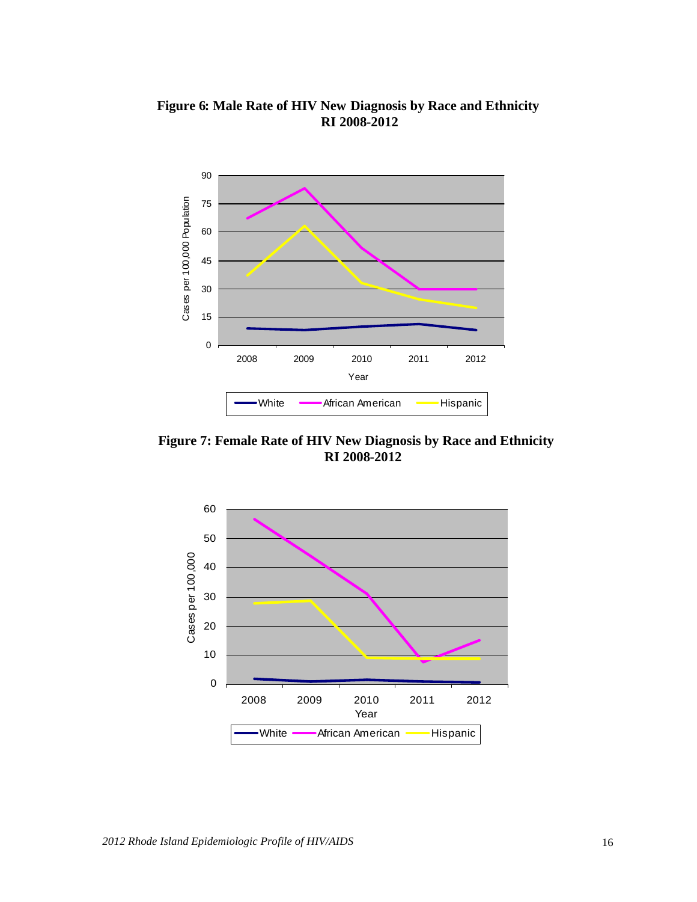**Figure 6: Male Rate of HIV New Diagnosis by Race and Ethnicity RI 2008-2012**

**Figure 7: Female Rate of HIV New Diagnosis by Race and Ethnicity RI 2008-2012**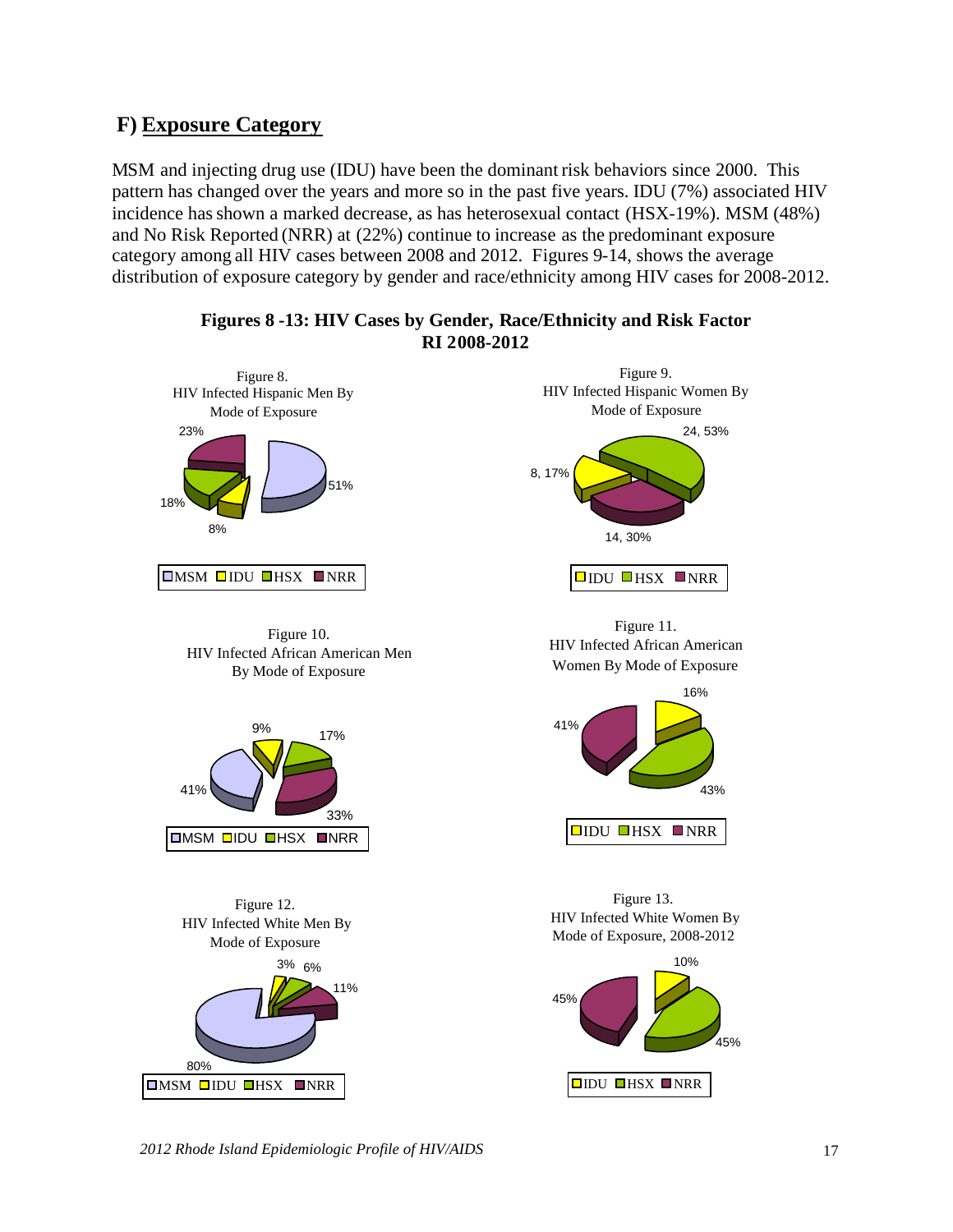## F) Exposure Category

MSM and injecting drug use (IDU) have been the dominant risk behaviors since 2000. This pattern has changed over the years and more so in the past five years. IDU (7%) associated HIV incidence has shown a marked decrease, as has heterosexual contact (HSX-19%). MSM (48%) and No Risk Reported (NRR) at (22%) continue to increase as the predominant exposure category among all HIV cases between 2008 and 2012. Figures 9-14, shows the average distribution of exposure category by gender and race/ethnicity among HIV cases for 2008-2012.

**Figures 8 -13: HIV Cases by Gender, Race/Ethnicity and Risk Factor RI 2008-2012**

Figure 8. HIV Infected Hispanic Men By Mode of Exposure

| Mode of Exposure | Percent |
|---|---|
| MSM | 51% |
| IDU | 8% |
| HSX | 18% |
| NRR | 23% |

Figure 9. HIV Infected Hispanic Women By Mode of Exposure

| Mode of Exposure | Count, Percent |
|---|---|
| IDU | 8, 17% |
| HSX | 24, 53% |
| NRR | 14, 30% |

Figure 10. HIV Infected African American Men By Mode of Exposure

| Mode of Exposure | Percent |
|---|---|
| MSM | 41% |
| IDU | 9% |
| HSX | 17% |
| NRR | 33% |

Figure 11. HIV Infected African American Women By Mode of Exposure

| Mode of Exposure | Percent |
|---|---|
| IDU | 16% |
| HSX | 43% |
| NRR | 41% |

Figure 12. HIV Infected White Men By Mode of Exposure

| Mode of Exposure | Percent |
|---|---|
| MSM | 80% |
| IDU | 3% |
| HSX | 6% |
| NRR | 11% |

Figure 13. HIV Infected White Women By Mode of Exposure, 2008-2012

| Mode of Exposure | Percent |
|---|---|
| IDU | 10% |
| HSX | 45% |
| NRR | 45% |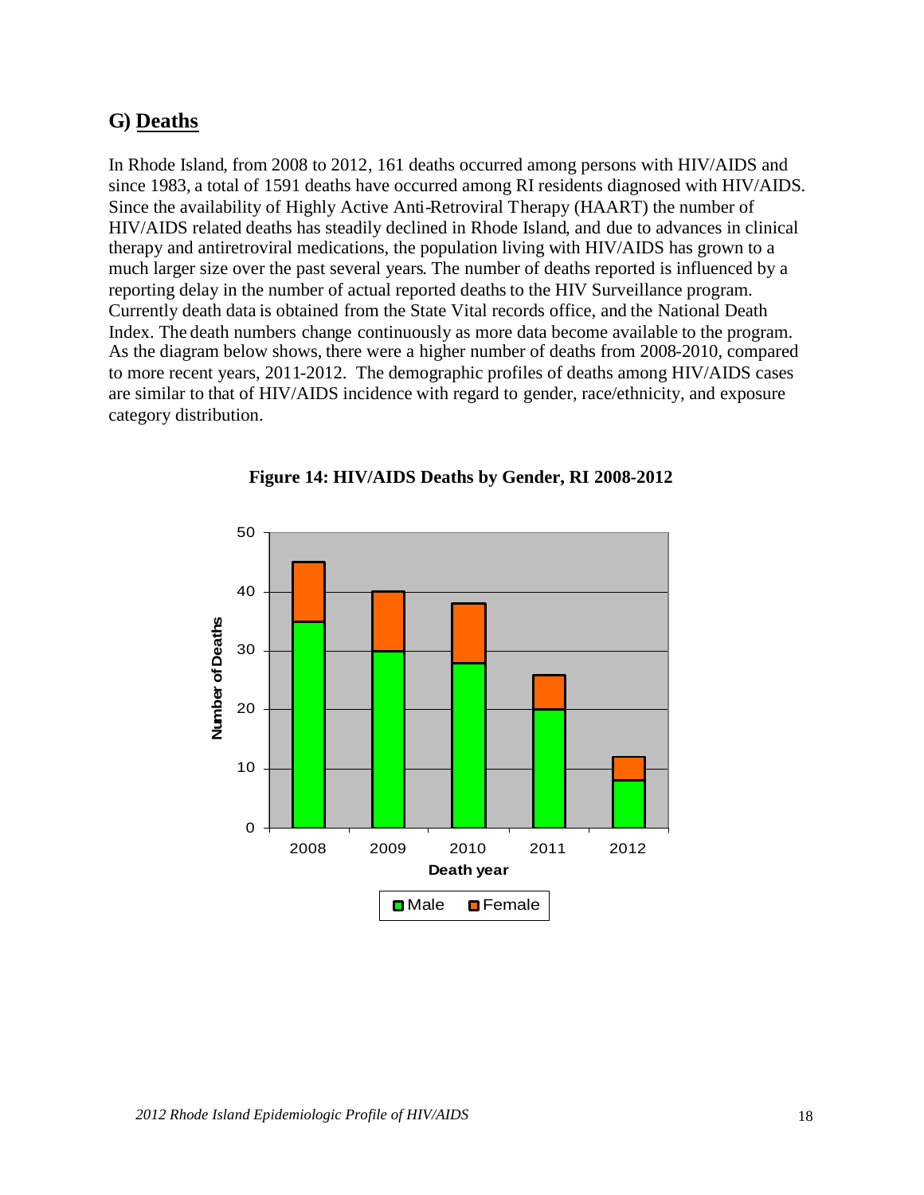## G) Deaths

In Rhode Island, from 2008 to 2012, 161 deaths occurred among persons with HIV/AIDS and since 1983, a total of 1591 deaths have occurred among RI residents diagnosed with HIV/AIDS. Since the availability of Highly Active Anti-Retroviral Therapy (HAART) the number of HIV/AIDS related deaths has steadily declined in Rhode Island, and due to advances in clinical therapy and antiretroviral medications, the population living with HIV/AIDS has grown to a much larger size over the past several years. The number of deaths reported is influenced by a reporting delay in the number of actual reported deaths to the HIV Surveillance program. Currently death data is obtained from the State Vital records office, and the National Death Index. The death numbers change continuously as more data become available to the program. As the diagram below shows, there were a higher number of deaths from 2008-2010, compared to more recent years, 2011-2012. The demographic profiles of deaths among HIV/AIDS cases are similar to that of HIV/AIDS incidence with regard to gender, race/ethnicity, and exposure category distribution.

**Figure 14: HIV/AIDS Deaths by Gender, RI 2008-2012**

| Death year | Male | Female |
|---|---|---|
| 2008 | 35 | 10 |
| 2009 | 30 | 10 |
| 2010 | 28 | 10 |
| 2011 | 20 | 6 |
| 2012 | 8 | 4 |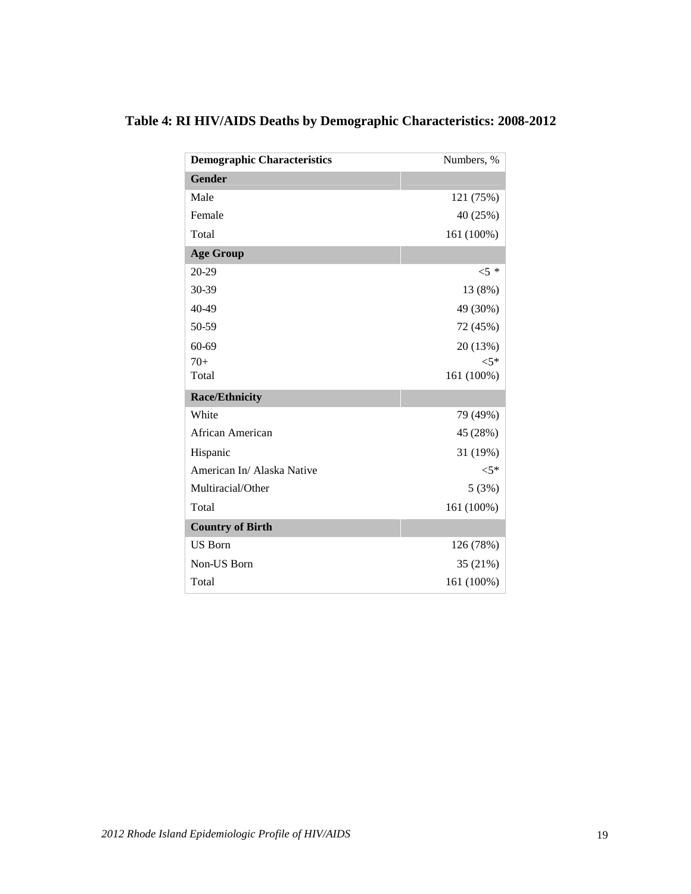## Table 4: RI HIV/AIDS Deaths by Demographic Characteristics: 2008-2012

| Demographic Characteristics | Numbers, % |
|---|---|
| **Gender** | |
| Male | 121 (75%) |
| Female | 40 (25%) |
| Total | 161 (100%) |
| **Age Group** | |
| 20-29 | <5 * |
| 30-39 | 13 (8%) |
| 40-49 | 49 (30%) |
| 50-59 | 72 (45%) |
| 60-69 | 20 (13%) |
| 70+ | <5* |
| Total | 161 (100%) |
| **Race/Ethnicity** | |
| White | 79 (49%) |
| African American | 45 (28%) |
| Hispanic | 31 (19%) |
| American In/ Alaska Native | <5* |
| Multiracial/Other | 5 (3%) |
| Total | 161 (100%) |
| **Country of Birth** | |
| US Born | 126 (78%) |
| Non-US Born | 35 (21%) |
| Total | 161 (100%) |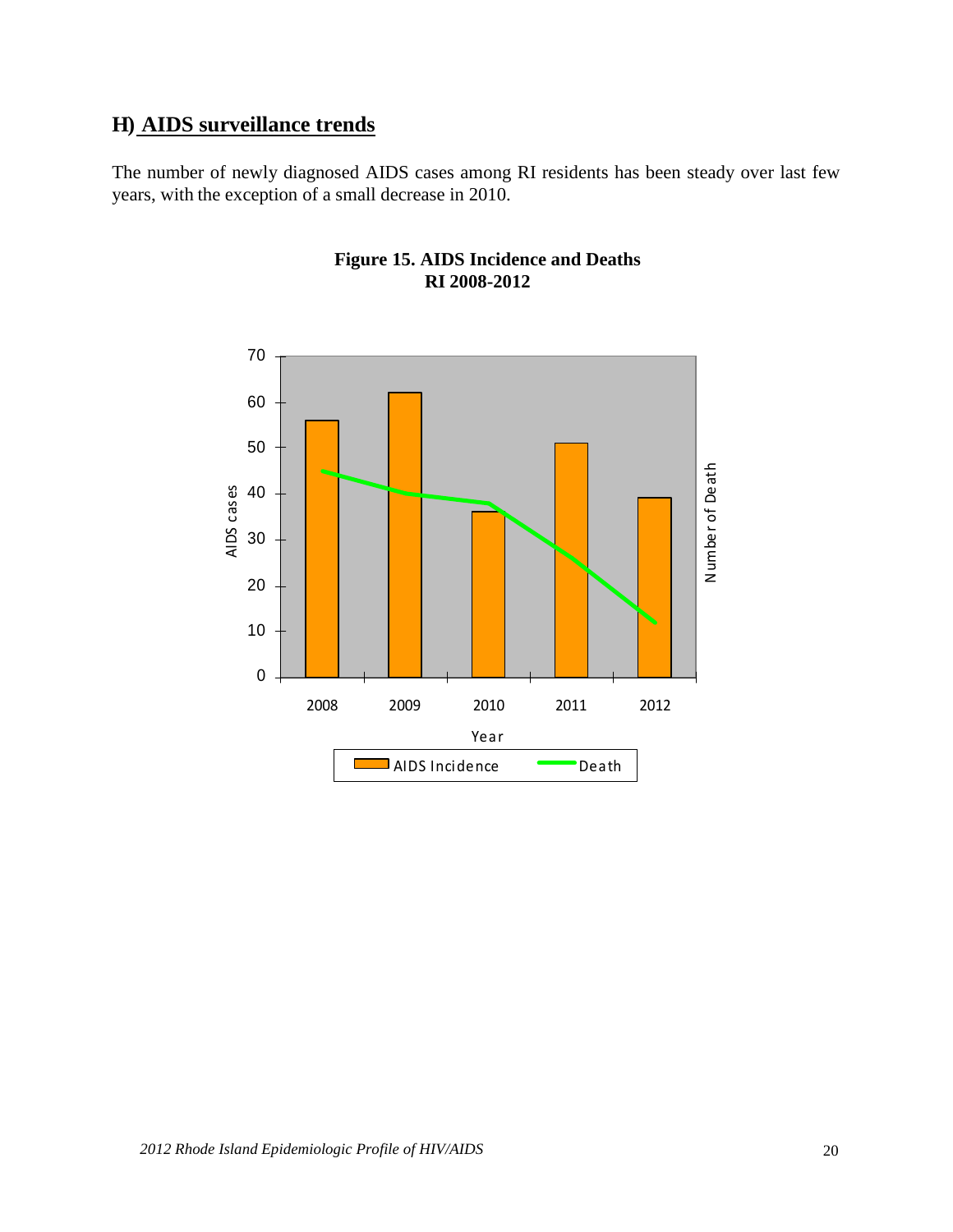## H) AIDS surveillance trends

The number of newly diagnosed AIDS cases among RI residents has been steady over last few years, with the exception of a small decrease in 2010.

**Figure 15. AIDS Incidence and Deaths RI 2008-2012**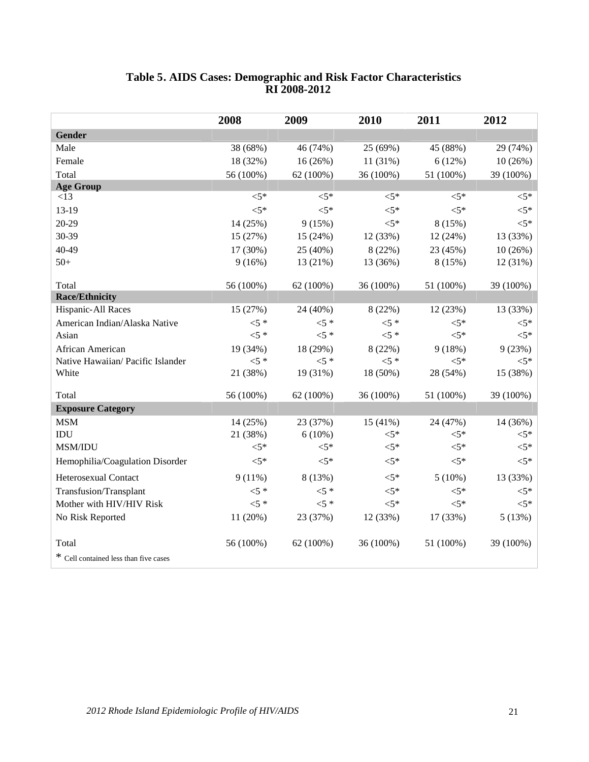**Table 5. AIDS Cases: Demographic and Risk Factor Characteristics RI 2008-2012**

| | 2008 | 2009 | 2010 | 2011 | 2012 |
|---|---|---|---|---|---|
| **Gender** | | | | | |
| Male | 38 (68%) | 46 (74%) | 25 (69%) | 45 (88%) | 29 (74%) |
| Female | 18 (32%) | 16 (26%) | 11 (31%) | 6 (12%) | 10 (26%) |
| Total | 56 (100%) | 62 (100%) | 36 (100%) | 51 (100%) | 39 (100%) |
| **Age Group** | | | | | |
| <13 | <5* | <5* | <5* | <5* | <5* |
| 13-19 | <5* | <5* | <5* | <5* | <5* |
| 20-29 | 14 (25%) | 9 (15%) | <5* | 8 (15%) | <5* |
| 30-39 | 15 (27%) | 15 (24%) | 12 (33%) | 12 (24%) | 13 (33%) |
| 40-49 | 17 (30%) | 25 (40%) | 8 (22%) | 23 (45%) | 10 (26%) |
| 50+ | 9 (16%) | 13 (21%) | 13 (36%) | 8 (15%) | 12 (31%) |
| Total | 56 (100%) | 62 (100%) | 36 (100%) | 51 (100%) | 39 (100%) |
| **Race/Ethnicity** | | | | | |
| Hispanic-All Races | 15 (27%) | 24 (40%) | 8 (22%) | 12 (23%) | 13 (33%) |
| American Indian/Alaska Native | <5 * | <5 * | <5 * | <5* | <5* |
| Asian | <5 * | <5 * | <5 * | <5* | <5* |
| African American | 19 (34%) | 18 (29%) | 8 (22%) | 9 (18%) | 9 (23%) |
| Native Hawaiian/ Pacific Islander | <5 * | <5 * | <5 * | <5* | <5* |
| White | 21 (38%) | 19 (31%) | 18 (50%) | 28 (54%) | 15 (38%) |
| Total | 56 (100%) | 62 (100%) | 36 (100%) | 51 (100%) | 39 (100%) |
| **Exposure Category** | | | | | |
| MSM | 14 (25%) | 23 (37%) | 15 (41%) | 24 (47%) | 14 (36%) |
| IDU | 21 (38%) | 6 (10%) | <5* | <5* | <5* |
| MSM/IDU | <5* | <5* | <5* | <5* | <5* |
| Hemophilia/Coagulation Disorder | <5* | <5* | <5* | <5* | <5* |
| Heterosexual Contact | 9 (11%) | 8 (13%) | <5* | 5 (10%) | 13 (33%) |
| Transfusion/Transplant | <5 * | <5 * | <5* | <5* | <5* |
| Mother with HIV/HIV Risk | <5 * | <5 * | <5* | <5* | <5* |
| No Risk Reported | 11 (20%) | 23 (37%) | 12 (33%) | 17 (33%) | 5 (13%) |
| Total | 56 (100%) | 62 (100%) | 36 (100%) | 51 (100%) | 39 (100%) |

* Cell contained less than five cases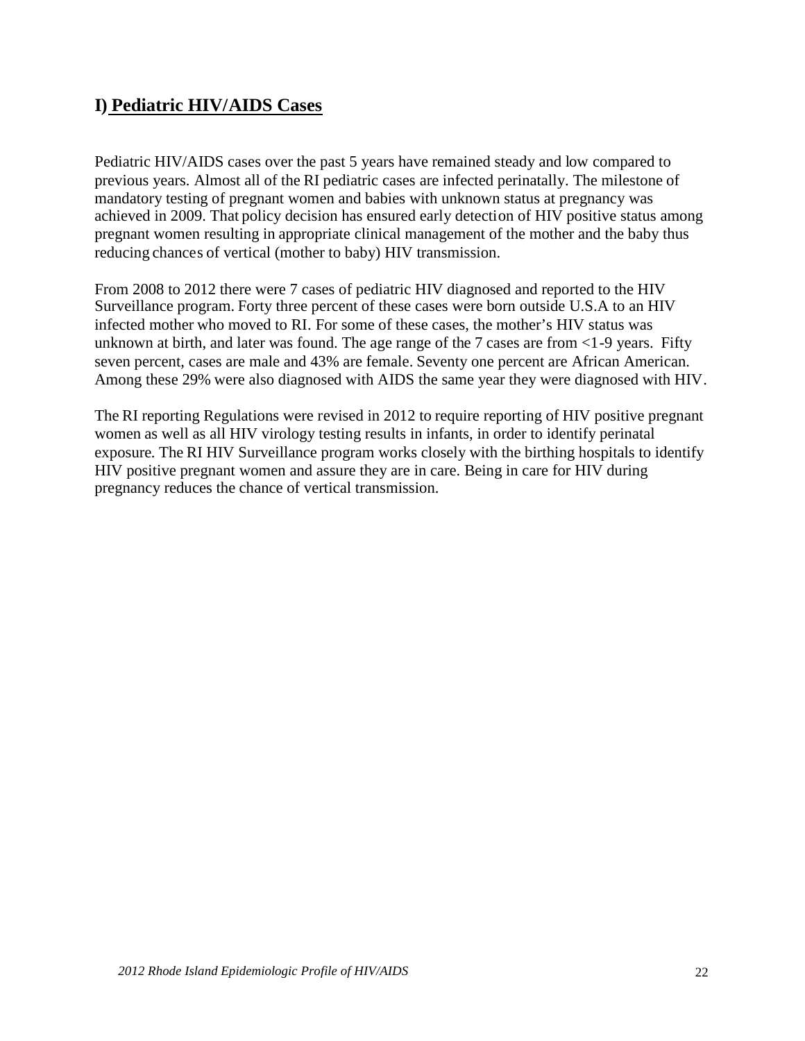## I) Pediatric HIV/AIDS Cases

Pediatric HIV/AIDS cases over the past 5 years have remained steady and low compared to previous years. Almost all of the RI pediatric cases are infected perinatally. The milestone of mandatory testing of pregnant women and babies with unknown status at pregnancy was achieved in 2009. That policy decision has ensured early detection of HIV positive status among pregnant women resulting in appropriate clinical management of the mother and the baby thus reducing chances of vertical (mother to baby) HIV transmission.

From 2008 to 2012 there were 7 cases of pediatric HIV diagnosed and reported to the HIV Surveillance program. Forty three percent of these cases were born outside U.S.A to an HIV infected mother who moved to RI. For some of these cases, the mother's HIV status was unknown at birth, and later was found. The age range of the 7 cases are from <1-9 years. Fifty seven percent, cases are male and 43% are female. Seventy one percent are African American. Among these 29% were also diagnosed with AIDS the same year they were diagnosed with HIV.

The RI reporting Regulations were revised in 2012 to require reporting of HIV positive pregnant women as well as all HIV virology testing results in infants, in order to identify perinatal exposure. The RI HIV Surveillance program works closely with the birthing hospitals to identify HIV positive pregnant women and assure they are in care. Being in care for HIV during pregnancy reduces the chance of vertical transmission.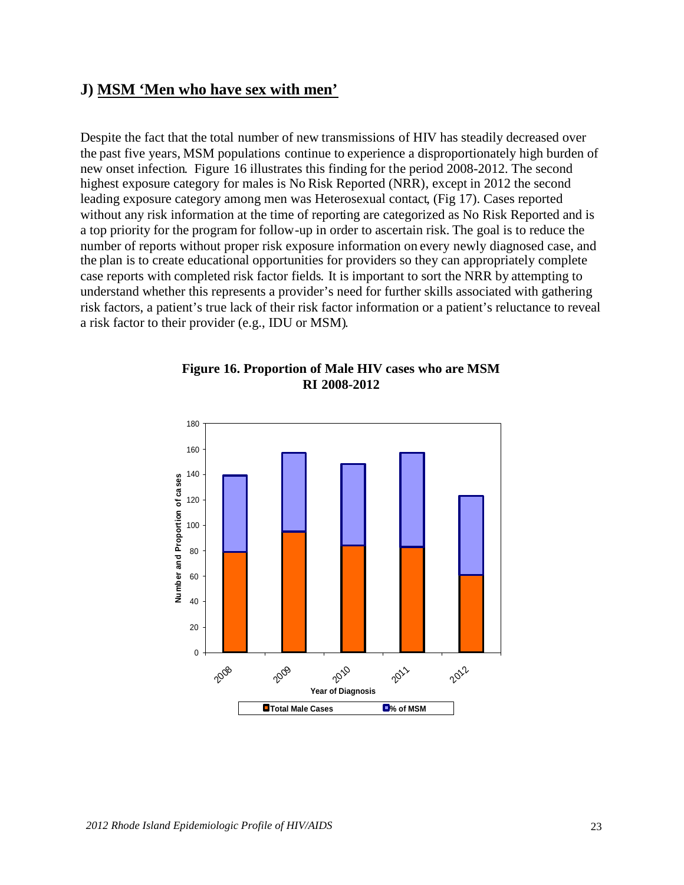## J) MSM 'Men who have sex with men'

Despite the fact that the total number of new transmissions of HIV has steadily decreased over the past five years, MSM populations continue to experience a disproportionately high burden of new onset infection. Figure 16 illustrates this finding for the period 2008-2012. The second highest exposure category for males is No Risk Reported (NRR), except in 2012 the second leading exposure category among men was Heterosexual contact, (Fig 17). Cases reported without any risk information at the time of reporting are categorized as No Risk Reported and is a top priority for the program for follow-up in order to ascertain risk. The goal is to reduce the number of reports without proper risk exposure information on every newly diagnosed case, and the plan is to create educational opportunities for providers so they can appropriately complete case reports with completed risk factor fields. It is important to sort the NRR by attempting to understand whether this represents a provider's need for further skills associated with gathering risk factors, a patient's true lack of their risk factor information or a patient's reluctance to reveal a risk factor to their provider (e.g., IDU or MSM).

**Figure 16. Proportion of Male HIV cases who are MSM RI 2008-2012**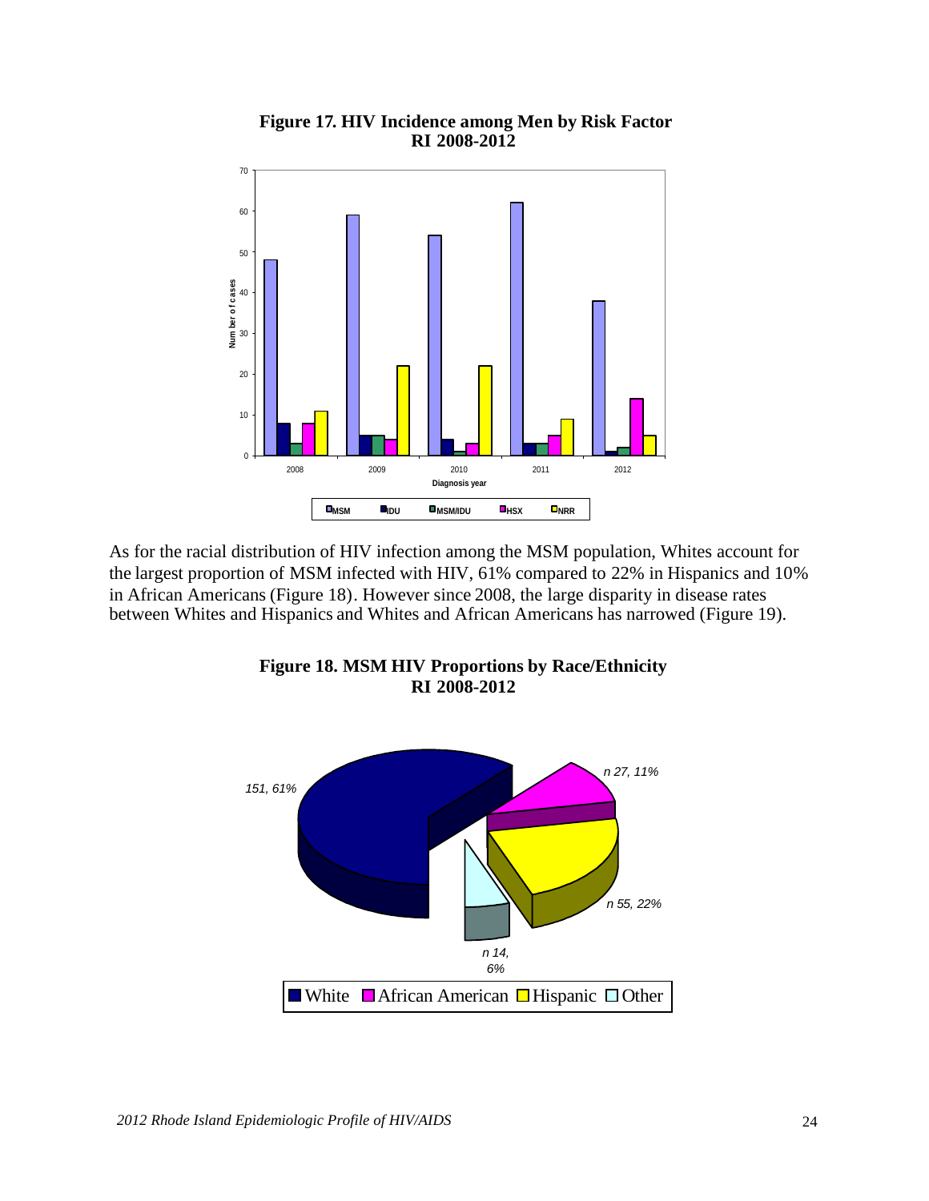**Figure 17. HIV Incidence among Men by Risk Factor RI 2008-2012**

As for the racial distribution of HIV infection among the MSM population, Whites account for the largest proportion of MSM infected with HIV, 61% compared to 22% in Hispanics and 10% in African Americans (Figure 18). However since 2008, the large disparity in disease rates between Whites and Hispanics and Whites and African Americans has narrowed (Figure 19).

**Figure 18. MSM HIV Proportions by Race/Ethnicity RI 2008-2012**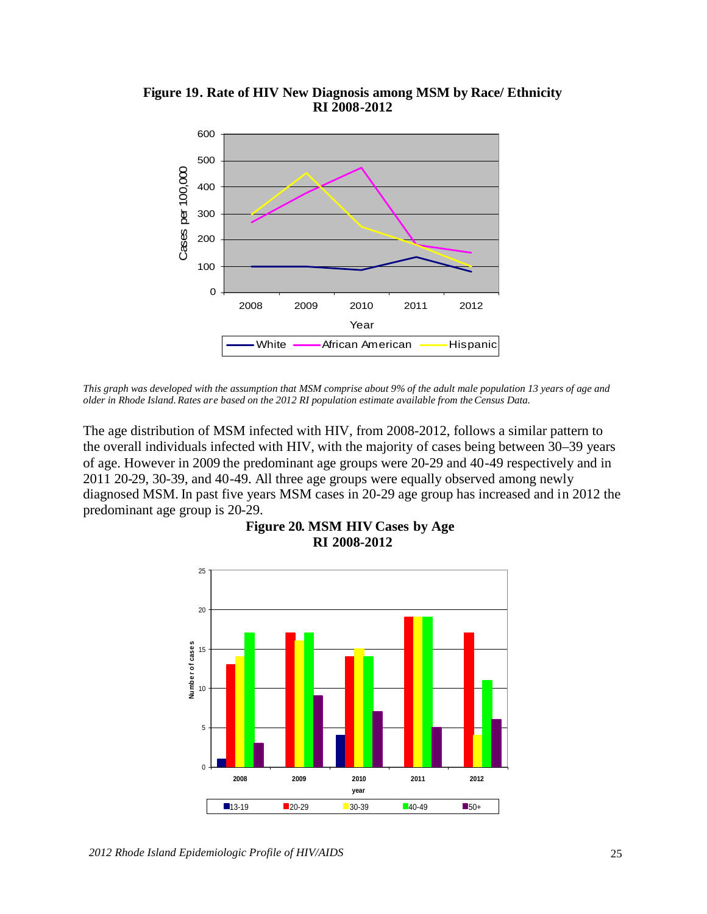**Figure 19. Rate of HIV New Diagnosis among MSM by Race/ Ethnicity RI 2008-2012**

*This graph was developed with the assumption that MSM comprise about 9% of the adult male population 13 years of age and older in Rhode Island. Rates are based on the 2012 RI population estimate available from the Census Data.*

The age distribution of MSM infected with HIV, from 2008-2012, follows a similar pattern to the overall individuals infected with HIV, with the majority of cases being between 30–39 years of age. However in 2009 the predominant age groups were 20-29 and 40-49 respectively and in 2011 20-29, 30-39, and 40-49. All three age groups were equally observed among newly diagnosed MSM. In past five years MSM cases in 20-29 age group has increased and in 2012 the predominant age group is 20-29.

**Figure 20. MSM HIV Cases by Age RI 2008-2012**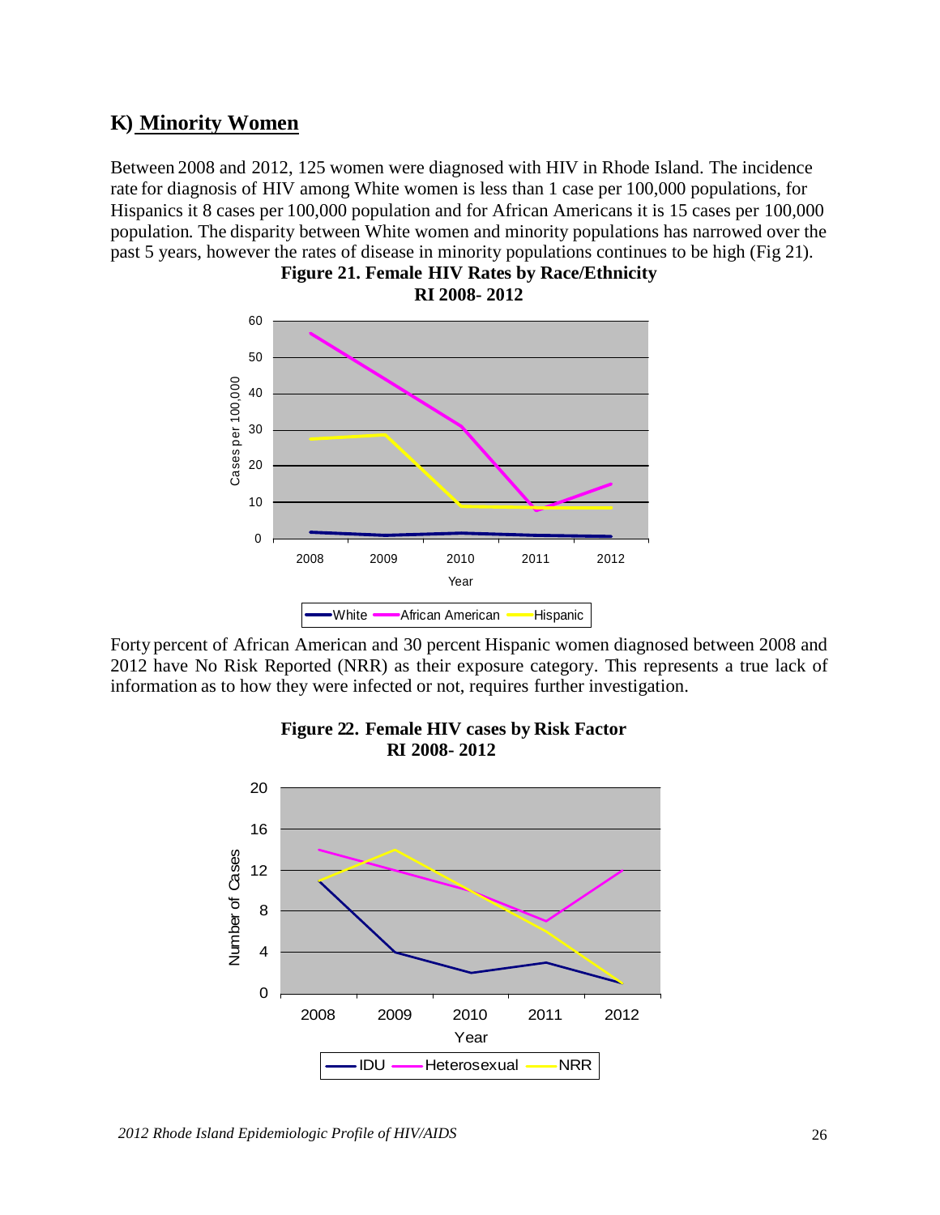## K) Minority Women

Between 2008 and 2012, 125 women were diagnosed with HIV in Rhode Island. The incidence rate for diagnosis of HIV among White women is less than 1 case per 100,000 populations, for Hispanics it 8 cases per 100,000 population and for African Americans it is 15 cases per 100,000 population. The disparity between White women and minority populations has narrowed over the past 5 years, however the rates of disease in minority populations continues to be high (Fig 21).

**Figure 21. Female HIV Rates by Race/Ethnicity**
**RI 2008- 2012**

Forty percent of African American and 30 percent Hispanic women diagnosed between 2008 and 2012 have No Risk Reported (NRR) as their exposure category. This represents a true lack of information as to how they were infected or not, requires further investigation.

**Figure 22. Female HIV cases by Risk Factor**
**RI 2008- 2012**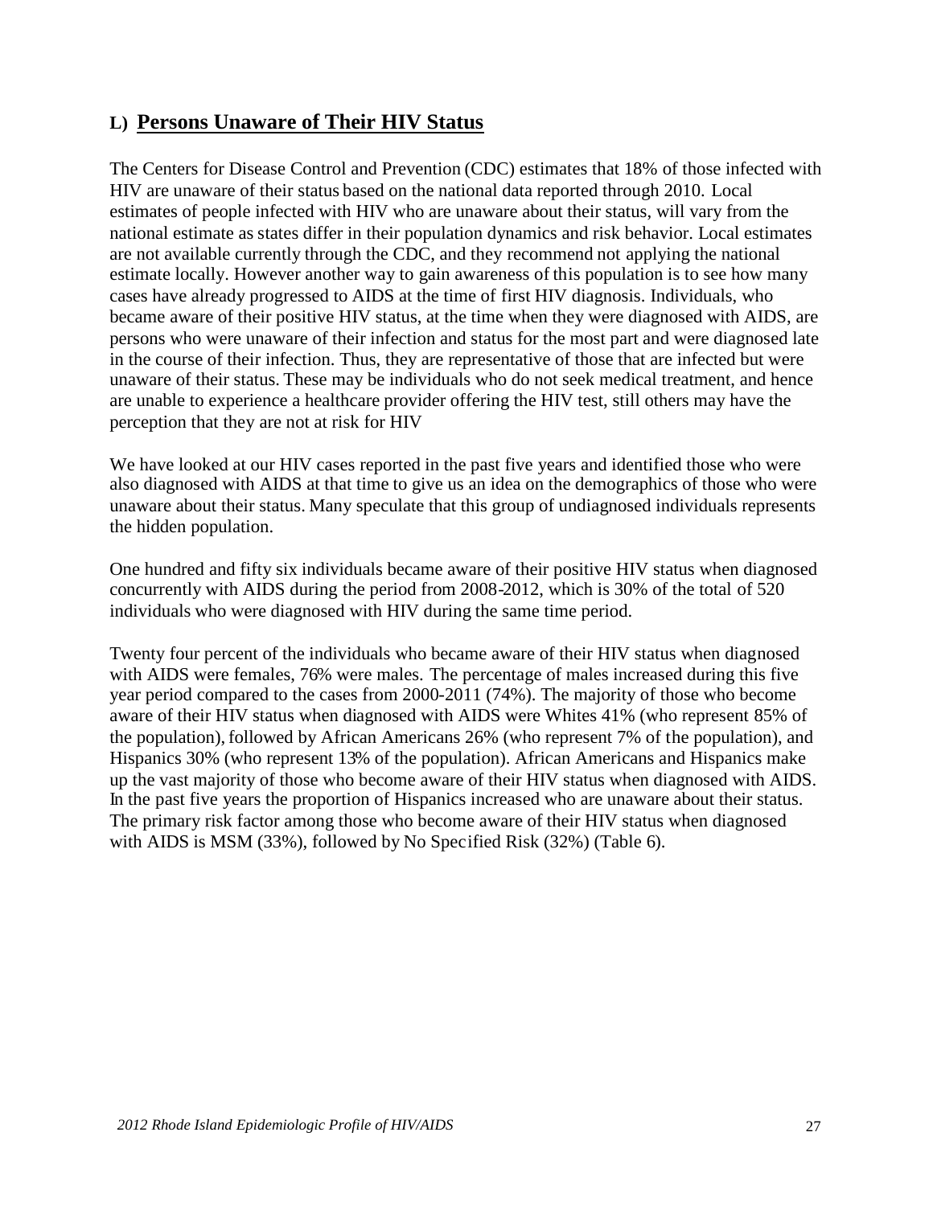## L) Persons Unaware of Their HIV Status

The Centers for Disease Control and Prevention (CDC) estimates that 18% of those infected with HIV are unaware of their status based on the national data reported through 2010. Local estimates of people infected with HIV who are unaware about their status, will vary from the national estimate as states differ in their population dynamics and risk behavior. Local estimates are not available currently through the CDC, and they recommend not applying the national estimate locally. However another way to gain awareness of this population is to see how many cases have already progressed to AIDS at the time of first HIV diagnosis. Individuals, who became aware of their positive HIV status, at the time when they were diagnosed with AIDS, are persons who were unaware of their infection and status for the most part and were diagnosed late in the course of their infection. Thus, they are representative of those that are infected but were unaware of their status. These may be individuals who do not seek medical treatment, and hence are unable to experience a healthcare provider offering the HIV test, still others may have the perception that they are not at risk for HIV

We have looked at our HIV cases reported in the past five years and identified those who were also diagnosed with AIDS at that time to give us an idea on the demographics of those who were unaware about their status. Many speculate that this group of undiagnosed individuals represents the hidden population.

One hundred and fifty six individuals became aware of their positive HIV status when diagnosed concurrently with AIDS during the period from 2008-2012, which is 30% of the total of 520 individuals who were diagnosed with HIV during the same time period.

Twenty four percent of the individuals who became aware of their HIV status when diagnosed with AIDS were females, 76% were males. The percentage of males increased during this five year period compared to the cases from 2000-2011 (74%). The majority of those who become aware of their HIV status when diagnosed with AIDS were Whites 41% (who represent 85% of the population), followed by African Americans 26% (who represent 7% of the population), and Hispanics 30% (who represent 13% of the population). African Americans and Hispanics make up the vast majority of those who become aware of their HIV status when diagnosed with AIDS. In the past five years the proportion of Hispanics increased who are unaware about their status. The primary risk factor among those who become aware of their HIV status when diagnosed with AIDS is MSM (33%), followed by No Specified Risk (32%) (Table 6).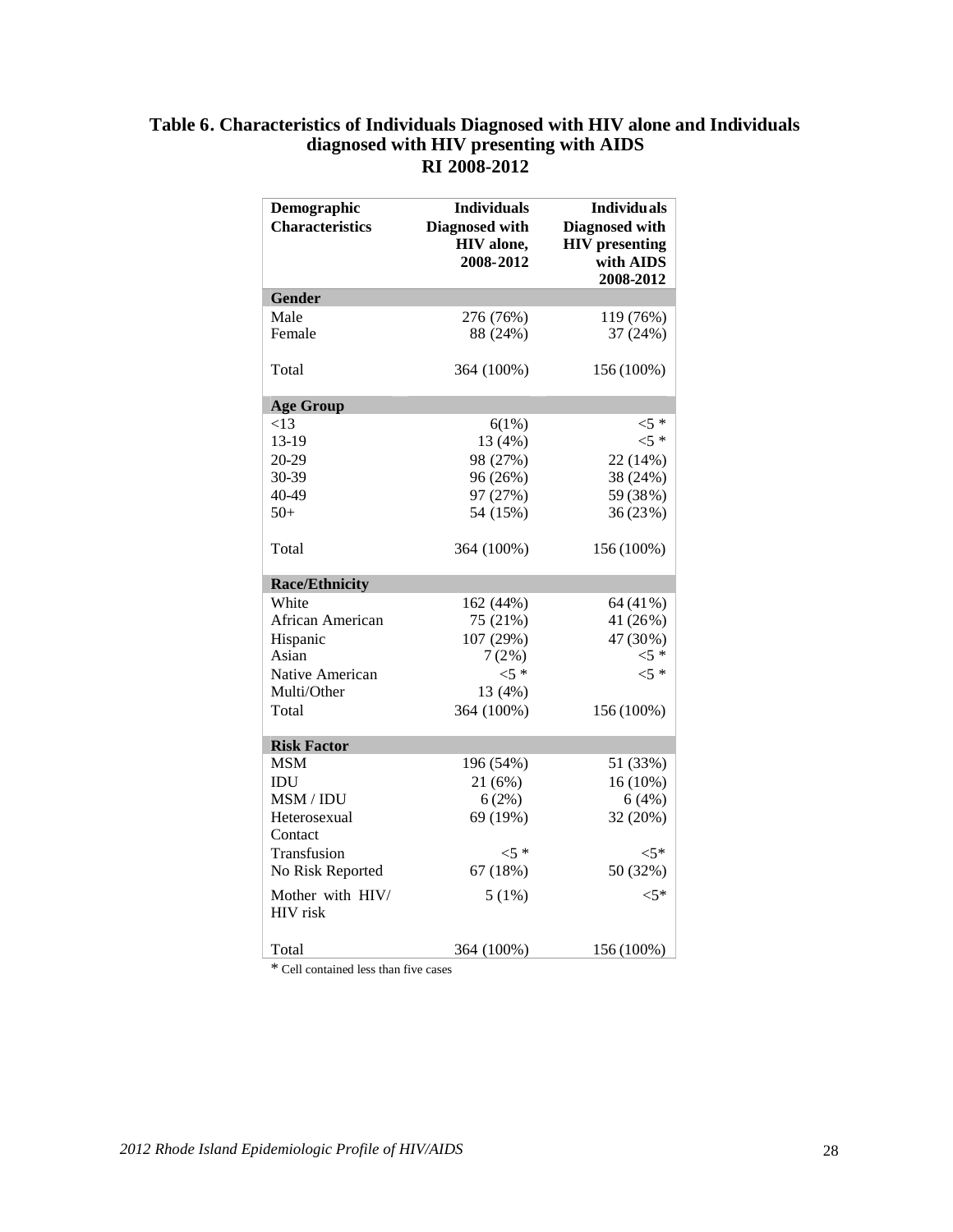**Table 6. Characteristics of Individuals Diagnosed with HIV alone and Individuals diagnosed with HIV presenting with AIDS RI 2008-2012**

| Demographic Characteristics | Individuals Diagnosed with HIV alone, 2008-2012 | Individuals Diagnosed with HIV presenting with AIDS 2008-2012 |
|---|---|---|
| **Gender** | | |
| Male | 276 (76%) | 119 (76%) |
| Female | 88 (24%) | 37 (24%) |
| Total | 364 (100%) | 156 (100%) |
| **Age Group** | | |
| <13 | 6(1%) | <5 * |
| 13-19 | 13 (4%) | <5 * |
| 20-29 | 98 (27%) | 22 (14%) |
| 30-39 | 96 (26%) | 38 (24%) |
| 40-49 | 97 (27%) | 59 (38%) |
| 50+ | 54 (15%) | 36 (23%) |
| Total | 364 (100%) | 156 (100%) |
| **Race/Ethnicity** | | |
| White | 162 (44%) | 64 (41%) |
| African American | 75 (21%) | 41 (26%) |
| Hispanic | 107 (29%) | 47 (30%) |
| Asian | 7 (2%) | <5 * |
| Native American | <5 * | <5 * |
| Multi/Other | 13 (4%) | |
| Total | 364 (100%) | 156 (100%) |
| **Risk Factor** | | |
| MSM | 196 (54%) | 51 (33%) |
| IDU | 21 (6%) | 16 (10%) |
| MSM / IDU | 6 (2%) | 6 (4%) |
| Heterosexual Contact | 69 (19%) | 32 (20%) |
| Transfusion | <5 * | <5* |
| No Risk Reported | 67 (18%) | 50 (32%) |
| Mother with HIV/ HIV risk | 5 (1%) | <5* |
| Total | 364 (100%) | 156 (100%) |

* Cell contained less than five cases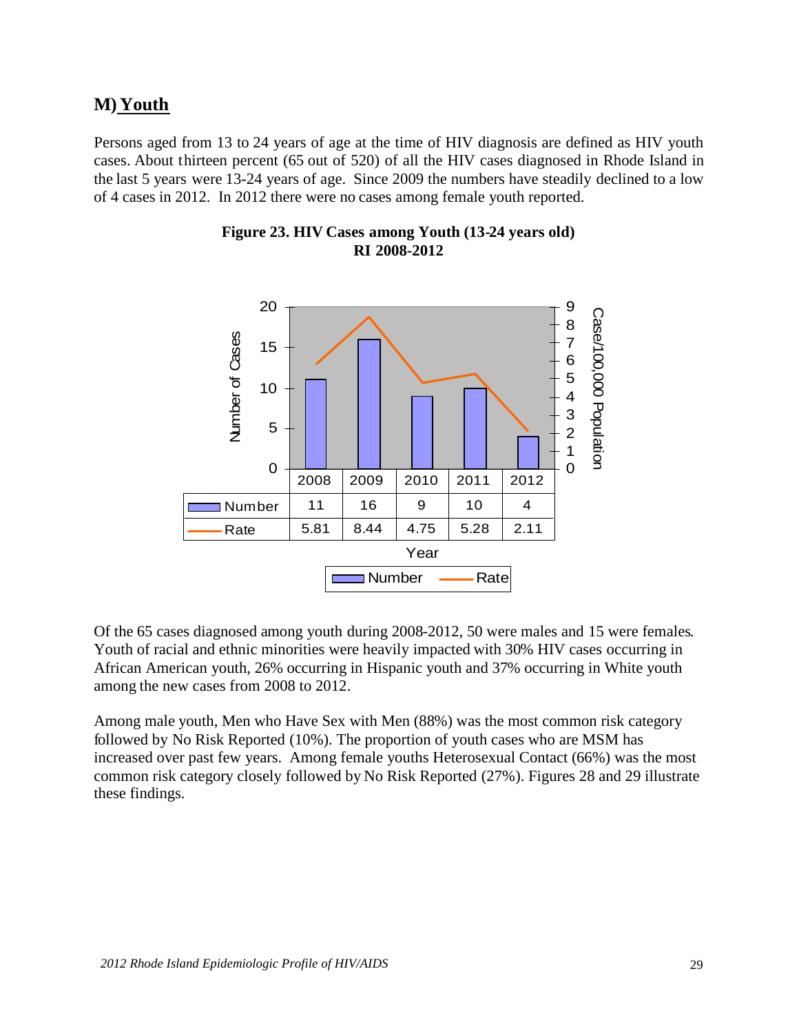## M) Youth

Persons aged from 13 to 24 years of age at the time of HIV diagnosis are defined as HIV youth cases. About thirteen percent (65 out of 520) of all the HIV cases diagnosed in Rhode Island in the last 5 years were 13-24 years of age. Since 2009 the numbers have steadily declined to a low of 4 cases in 2012. In 2012 there were no cases among female youth reported.

**Figure 23. HIV Cases among Youth (13-24 years old) RI 2008-2012**

| | 2008 | 2009 | 2010 | 2011 | 2012 |
|---|---|---|---|---|---|
| Number | 11 | 16 | 9 | 10 | 4 |
| Rate | 5.81 | 8.44 | 4.75 | 5.28 | 2.11 |

Of the 65 cases diagnosed among youth during 2008-2012, 50 were males and 15 were females. Youth of racial and ethnic minorities were heavily impacted with 30% HIV cases occurring in African American youth, 26% occurring in Hispanic youth and 37% occurring in White youth among the new cases from 2008 to 2012.

Among male youth, Men who Have Sex with Men (88%) was the most common risk category followed by No Risk Reported (10%). The proportion of youth cases who are MSM has increased over past few years. Among female youths Heterosexual Contact (66%) was the most common risk category closely followed by No Risk Reported (27%). Figures 28 and 29 illustrate these findings.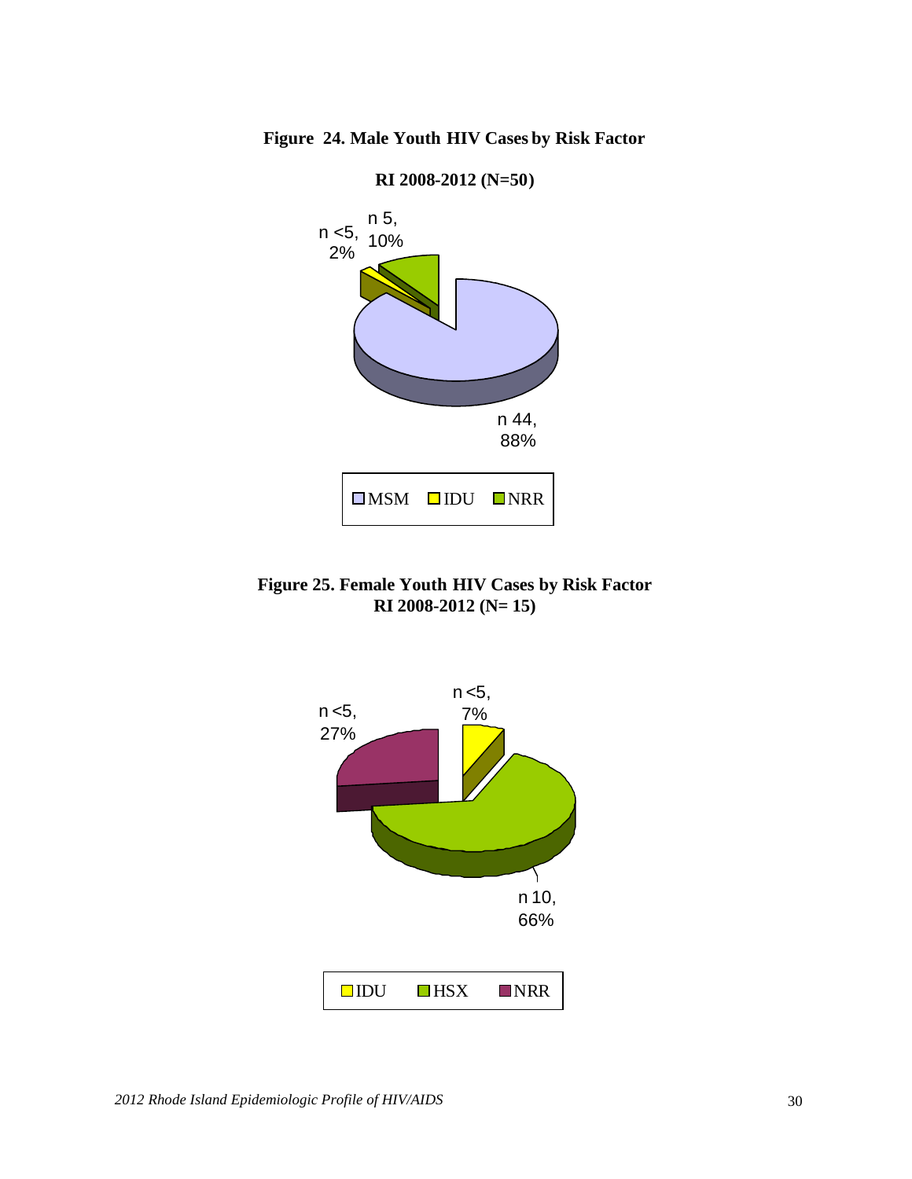**Figure 24. Male Youth HIV Cases by Risk Factor**

**RI 2008-2012 (N=50)**

n <5, 2%

n 5, 10%

n 44, 88%

MSM IDU NRR

**Figure 25. Female Youth HIV Cases by Risk Factor**
**RI 2008-2012 (N= 15)**

n <5, 27%

n <5, 7%

n 10, 66%

IDU HSX NRR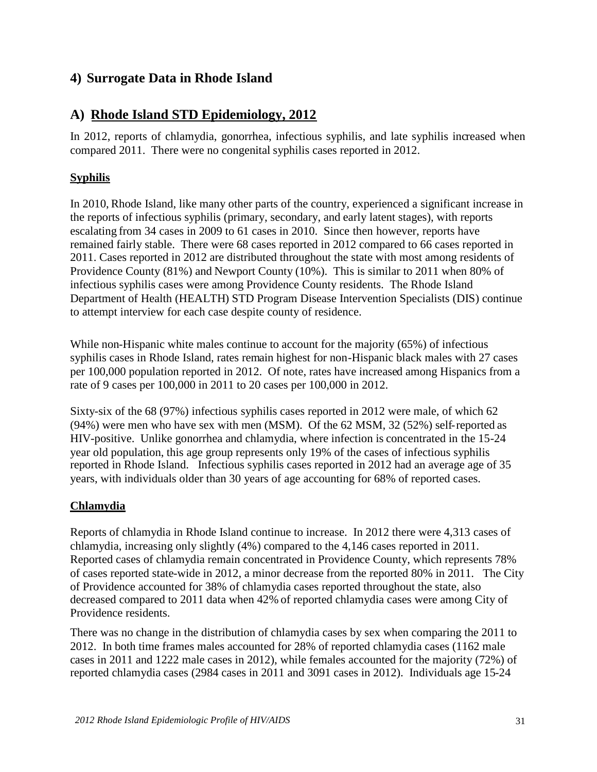## 4) Surrogate Data in Rhode Island

## A) Rhode Island STD Epidemiology, 2012

In 2012, reports of chlamydia, gonorrhea, infectious syphilis, and late syphilis increased when compared 2011. There were no congenital syphilis cases reported in 2012.

### Syphilis

In 2010, Rhode Island, like many other parts of the country, experienced a significant increase in the reports of infectious syphilis (primary, secondary, and early latent stages), with reports escalating from 34 cases in 2009 to 61 cases in 2010. Since then however, reports have remained fairly stable. There were 68 cases reported in 2012 compared to 66 cases reported in 2011. Cases reported in 2012 are distributed throughout the state with most among residents of Providence County (81%) and Newport County (10%). This is similar to 2011 when 80% of infectious syphilis cases were among Providence County residents. The Rhode Island Department of Health (HEALTH) STD Program Disease Intervention Specialists (DIS) continue to attempt interview for each case despite county of residence.

While non-Hispanic white males continue to account for the majority (65%) of infectious syphilis cases in Rhode Island, rates remain highest for non-Hispanic black males with 27 cases per 100,000 population reported in 2012. Of note, rates have increased among Hispanics from a rate of 9 cases per 100,000 in 2011 to 20 cases per 100,000 in 2012.

Sixty-six of the 68 (97%) infectious syphilis cases reported in 2012 were male, of which 62 (94%) were men who have sex with men (MSM). Of the 62 MSM, 32 (52%) self-reported as HIV-positive. Unlike gonorrhea and chlamydia, where infection is concentrated in the 15-24 year old population, this age group represents only 19% of the cases of infectious syphilis reported in Rhode Island. Infectious syphilis cases reported in 2012 had an average age of 35 years, with individuals older than 30 years of age accounting for 68% of reported cases.

### Chlamydia

Reports of chlamydia in Rhode Island continue to increase. In 2012 there were 4,313 cases of chlamydia, increasing only slightly (4%) compared to the 4,146 cases reported in 2011. Reported cases of chlamydia remain concentrated in Providence County, which represents 78% of cases reported state-wide in 2012, a minor decrease from the reported 80% in 2011. The City of Providence accounted for 38% of chlamydia cases reported throughout the state, also decreased compared to 2011 data when 42% of reported chlamydia cases were among City of Providence residents.

There was no change in the distribution of chlamydia cases by sex when comparing the 2011 to 2012. In both time frames males accounted for 28% of reported chlamydia cases (1162 male cases in 2011 and 1222 male cases in 2012), while females accounted for the majority (72%) of reported chlamydia cases (2984 cases in 2011 and 3091 cases in 2012). Individuals age 15-24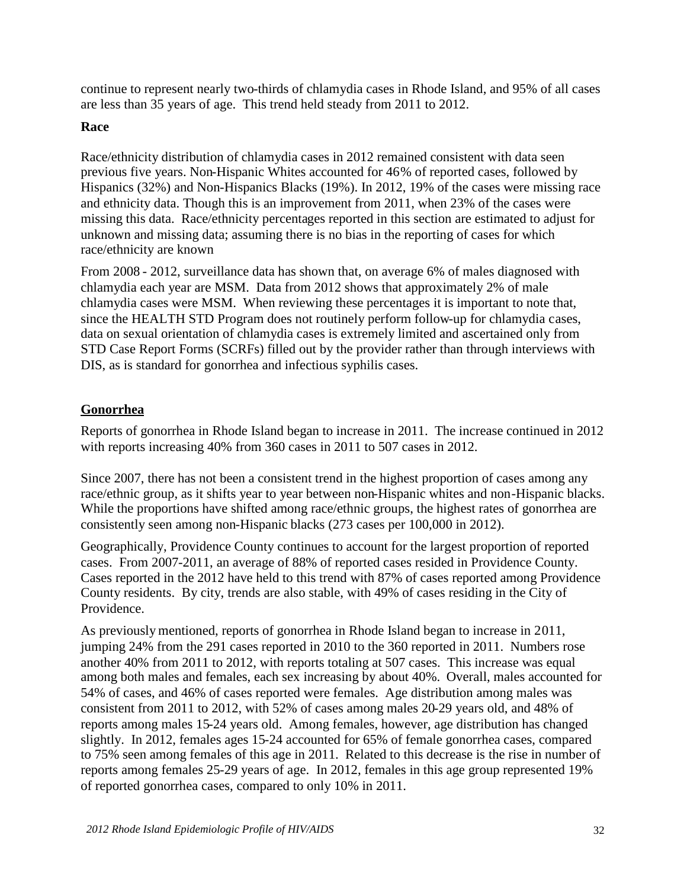continue to represent nearly two-thirds of chlamydia cases in Rhode Island, and 95% of all cases are less than 35 years of age. This trend held steady from 2011 to 2012.

**Race**

Race/ethnicity distribution of chlamydia cases in 2012 remained consistent with data seen previous five years. Non-Hispanic Whites accounted for 46% of reported cases, followed by Hispanics (32%) and Non-Hispanics Blacks (19%). In 2012, 19% of the cases were missing race and ethnicity data. Though this is an improvement from 2011, when 23% of the cases were missing this data. Race/ethnicity percentages reported in this section are estimated to adjust for unknown and missing data; assuming there is no bias in the reporting of cases for which race/ethnicity are known

From 2008 - 2012, surveillance data has shown that, on average 6% of males diagnosed with chlamydia each year are MSM. Data from 2012 shows that approximately 2% of male chlamydia cases were MSM. When reviewing these percentages it is important to note that, since the HEALTH STD Program does not routinely perform follow-up for chlamydia cases, data on sexual orientation of chlamydia cases is extremely limited and ascertained only from STD Case Report Forms (SCRFs) filled out by the provider rather than through interviews with DIS, as is standard for gonorrhea and infectious syphilis cases.

## Gonorrhea

Reports of gonorrhea in Rhode Island began to increase in 2011. The increase continued in 2012 with reports increasing 40% from 360 cases in 2011 to 507 cases in 2012.

Since 2007, there has not been a consistent trend in the highest proportion of cases among any race/ethnic group, as it shifts year to year between non-Hispanic whites and non-Hispanic blacks. While the proportions have shifted among race/ethnic groups, the highest rates of gonorrhea are consistently seen among non-Hispanic blacks (273 cases per 100,000 in 2012).

Geographically, Providence County continues to account for the largest proportion of reported cases. From 2007-2011, an average of 88% of reported cases resided in Providence County. Cases reported in the 2012 have held to this trend with 87% of cases reported among Providence County residents. By city, trends are also stable, with 49% of cases residing in the City of Providence.

As previously mentioned, reports of gonorrhea in Rhode Island began to increase in 2011, jumping 24% from the 291 cases reported in 2010 to the 360 reported in 2011. Numbers rose another 40% from 2011 to 2012, with reports totaling at 507 cases. This increase was equal among both males and females, each sex increasing by about 40%. Overall, males accounted for 54% of cases, and 46% of cases reported were females. Age distribution among males was consistent from 2011 to 2012, with 52% of cases among males 20-29 years old, and 48% of reports among males 15-24 years old. Among females, however, age distribution has changed slightly. In 2012, females ages 15-24 accounted for 65% of female gonorrhea cases, compared to 75% seen among females of this age in 2011. Related to this decrease is the rise in number of reports among females 25-29 years of age. In 2012, females in this age group represented 19% of reported gonorrhea cases, compared to only 10% in 2011.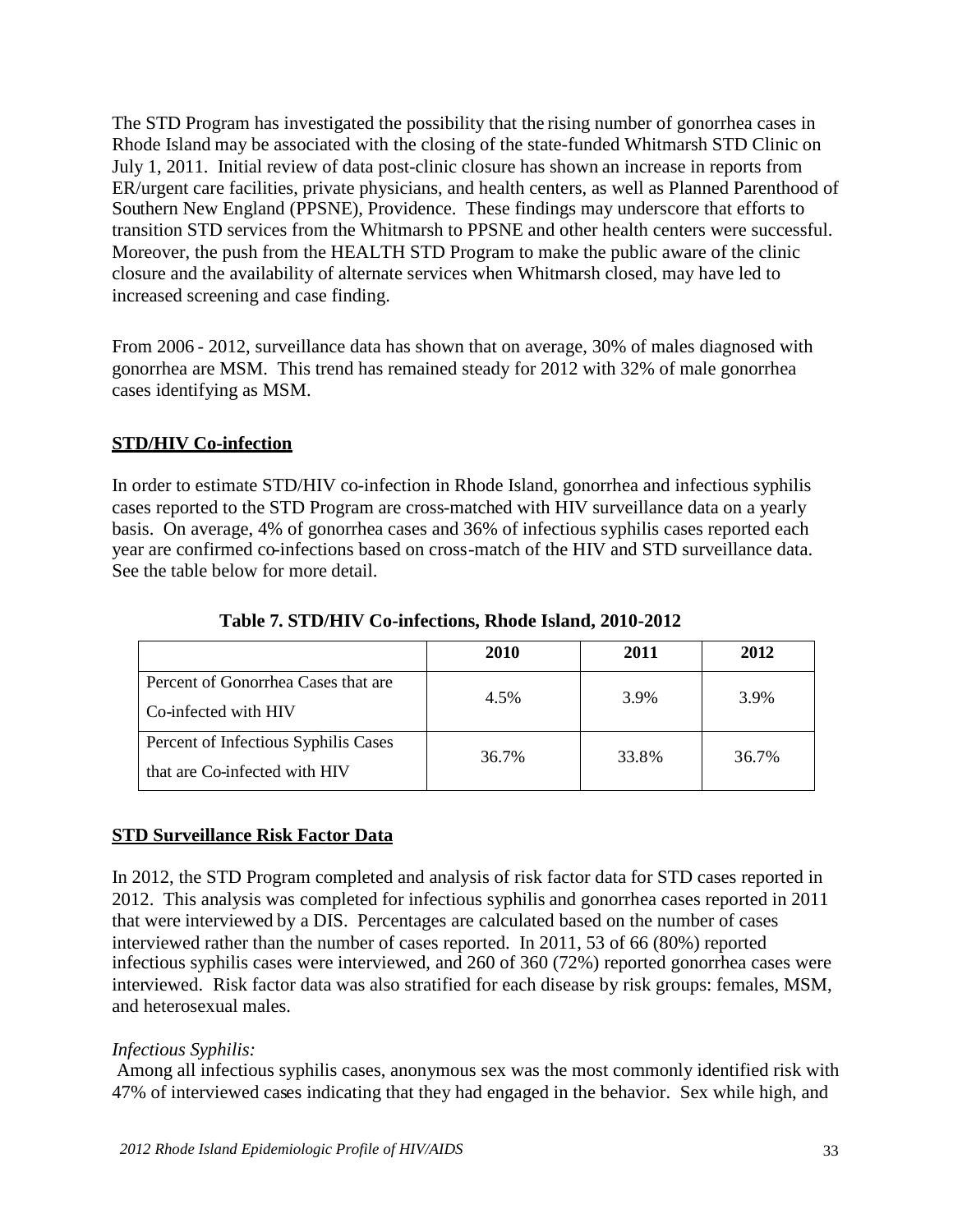The STD Program has investigated the possibility that the rising number of gonorrhea cases in Rhode Island may be associated with the closing of the state-funded Whitmarsh STD Clinic on July 1, 2011. Initial review of data post-clinic closure has shown an increase in reports from ER/urgent care facilities, private physicians, and health centers, as well as Planned Parenthood of Southern New England (PPSNE), Providence. These findings may underscore that efforts to transition STD services from the Whitmarsh to PPSNE and other health centers were successful. Moreover, the push from the HEALTH STD Program to make the public aware of the clinic closure and the availability of alternate services when Whitmarsh closed, may have led to increased screening and case finding.

From 2006 - 2012, surveillance data has shown that on average, 30% of males diagnosed with gonorrhea are MSM. This trend has remained steady for 2012 with 32% of male gonorrhea cases identifying as MSM.

## STD/HIV Co-infection

In order to estimate STD/HIV co-infection in Rhode Island, gonorrhea and infectious syphilis cases reported to the STD Program are cross-matched with HIV surveillance data on a yearly basis. On average, 4% of gonorrhea cases and 36% of infectious syphilis cases reported each year are confirmed co-infections based on cross-match of the HIV and STD surveillance data. See the table below for more detail.

**Table 7. STD/HIV Co-infections, Rhode Island, 2010-2012**

| | 2010 | 2011 | 2012 |
|---|---|---|---|
| Percent of Gonorrhea Cases that are Co-infected with HIV | 4.5% | 3.9% | 3.9% |
| Percent of Infectious Syphilis Cases that are Co-infected with HIV | 36.7% | 33.8% | 36.7% |

## STD Surveillance Risk Factor Data

In 2012, the STD Program completed and analysis of risk factor data for STD cases reported in 2012. This analysis was completed for infectious syphilis and gonorrhea cases reported in 2011 that were interviewed by a DIS. Percentages are calculated based on the number of cases interviewed rather than the number of cases reported. In 2011, 53 of 66 (80%) reported infectious syphilis cases were interviewed, and 260 of 360 (72%) reported gonorrhea cases were interviewed. Risk factor data was also stratified for each disease by risk groups: females, MSM, and heterosexual males.

*Infectious Syphilis:*

Among all infectious syphilis cases, anonymous sex was the most commonly identified risk with 47% of interviewed cases indicating that they had engaged in the behavior. Sex while high, and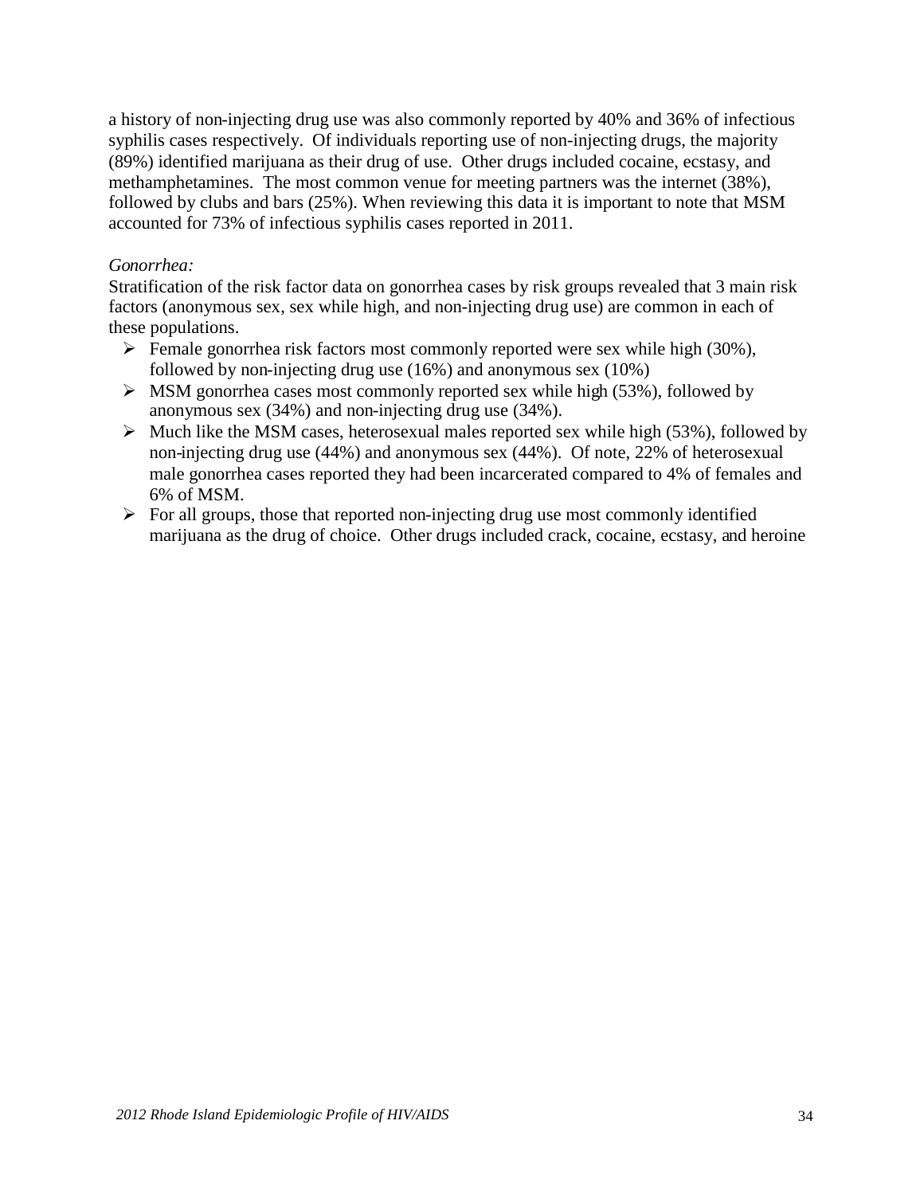a history of non-injecting drug use was also commonly reported by 40% and 36% of infectious syphilis cases respectively. Of individuals reporting use of non-injecting drugs, the majority (89%) identified marijuana as their drug of use. Other drugs included cocaine, ecstasy, and methamphetamines. The most common venue for meeting partners was the internet (38%), followed by clubs and bars (25%). When reviewing this data it is important to note that MSM accounted for 73% of infectious syphilis cases reported in 2011.

*Gonorrhea:*

Stratification of the risk factor data on gonorrhea cases by risk groups revealed that 3 main risk factors (anonymous sex, sex while high, and non-injecting drug use) are common in each of these populations.

- Female gonorrhea risk factors most commonly reported were sex while high (30%), followed by non-injecting drug use (16%) and anonymous sex (10%)
- MSM gonorrhea cases most commonly reported sex while high (53%), followed by anonymous sex (34%) and non-injecting drug use (34%).
- Much like the MSM cases, heterosexual males reported sex while high (53%), followed by non-injecting drug use (44%) and anonymous sex (44%). Of note, 22% of heterosexual male gonorrhea cases reported they had been incarcerated compared to 4% of females and 6% of MSM.
- For all groups, those that reported non-injecting drug use most commonly identified marijuana as the drug of choice. Other drugs included crack, cocaine, ecstasy, and heroine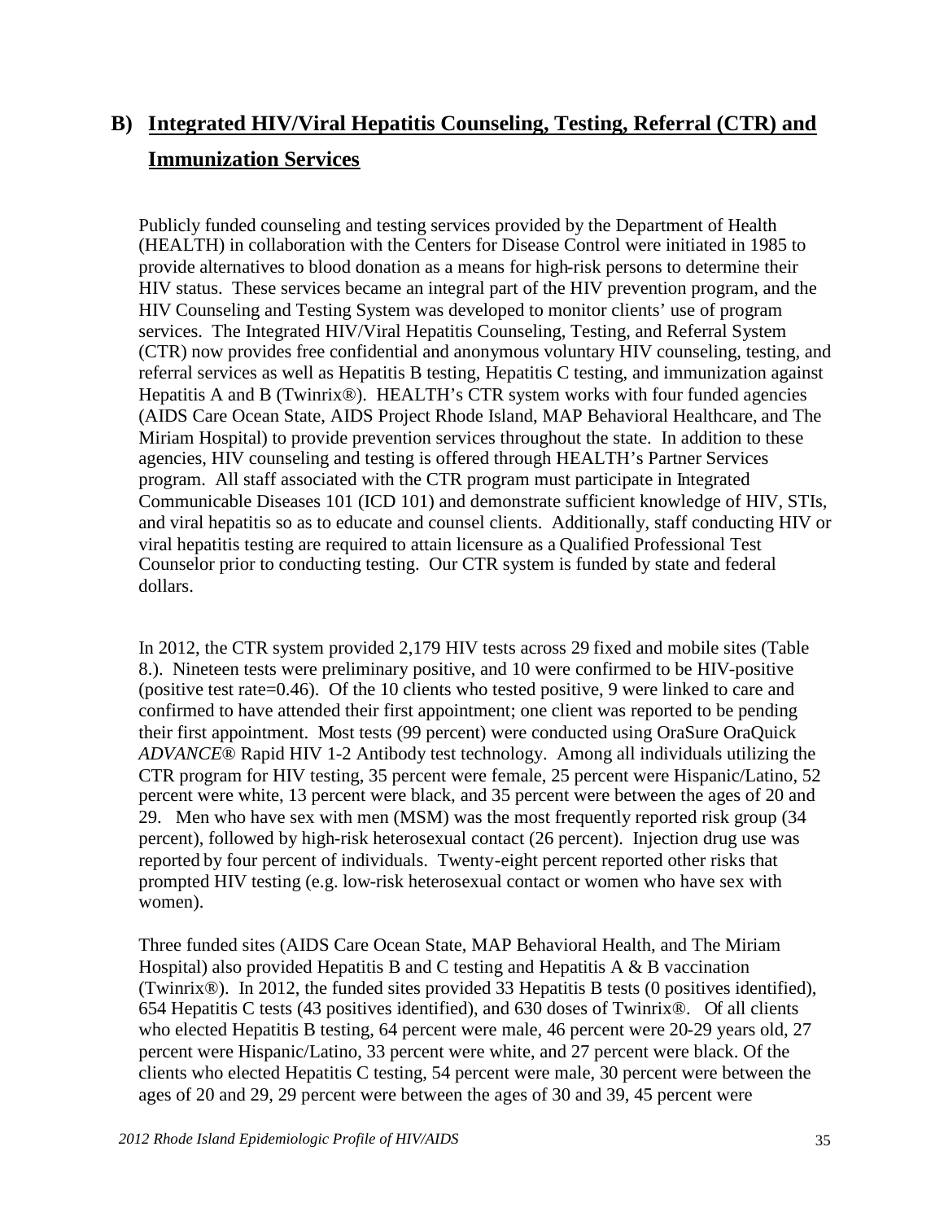## B) Integrated HIV/Viral Hepatitis Counseling, Testing, Referral (CTR) and Immunization Services

Publicly funded counseling and testing services provided by the Department of Health (HEALTH) in collaboration with the Centers for Disease Control were initiated in 1985 to provide alternatives to blood donation as a means for high-risk persons to determine their HIV status. These services became an integral part of the HIV prevention program, and the HIV Counseling and Testing System was developed to monitor clients' use of program services. The Integrated HIV/Viral Hepatitis Counseling, Testing, and Referral System (CTR) now provides free confidential and anonymous voluntary HIV counseling, testing, and referral services as well as Hepatitis B testing, Hepatitis C testing, and immunization against Hepatitis A and B (Twinrix®). HEALTH's CTR system works with four funded agencies (AIDS Care Ocean State, AIDS Project Rhode Island, MAP Behavioral Healthcare, and The Miriam Hospital) to provide prevention services throughout the state. In addition to these agencies, HIV counseling and testing is offered through HEALTH's Partner Services program. All staff associated with the CTR program must participate in Integrated Communicable Diseases 101 (ICD 101) and demonstrate sufficient knowledge of HIV, STIs, and viral hepatitis so as to educate and counsel clients. Additionally, staff conducting HIV or viral hepatitis testing are required to attain licensure as a Qualified Professional Test Counselor prior to conducting testing. Our CTR system is funded by state and federal dollars.

In 2012, the CTR system provided 2,179 HIV tests across 29 fixed and mobile sites (Table 8.). Nineteen tests were preliminary positive, and 10 were confirmed to be HIV-positive (positive test rate=0.46). Of the 10 clients who tested positive, 9 were linked to care and confirmed to have attended their first appointment; one client was reported to be pending their first appointment. Most tests (99 percent) were conducted using OraSure OraQuick *ADVANCE*® Rapid HIV 1-2 Antibody test technology. Among all individuals utilizing the CTR program for HIV testing, 35 percent were female, 25 percent were Hispanic/Latino, 52 percent were white, 13 percent were black, and 35 percent were between the ages of 20 and 29. Men who have sex with men (MSM) was the most frequently reported risk group (34 percent), followed by high-risk heterosexual contact (26 percent). Injection drug use was reported by four percent of individuals. Twenty-eight percent reported other risks that prompted HIV testing (e.g. low-risk heterosexual contact or women who have sex with women).

Three funded sites (AIDS Care Ocean State, MAP Behavioral Health, and The Miriam Hospital) also provided Hepatitis B and C testing and Hepatitis A & B vaccination (Twinrix®). In 2012, the funded sites provided 33 Hepatitis B tests (0 positives identified), 654 Hepatitis C tests (43 positives identified), and 630 doses of Twinrix®. Of all clients who elected Hepatitis B testing, 64 percent were male, 46 percent were 20-29 years old, 27 percent were Hispanic/Latino, 33 percent were white, and 27 percent were black. Of the clients who elected Hepatitis C testing, 54 percent were male, 30 percent were between the ages of 20 and 29, 29 percent were between the ages of 30 and 39, 45 percent were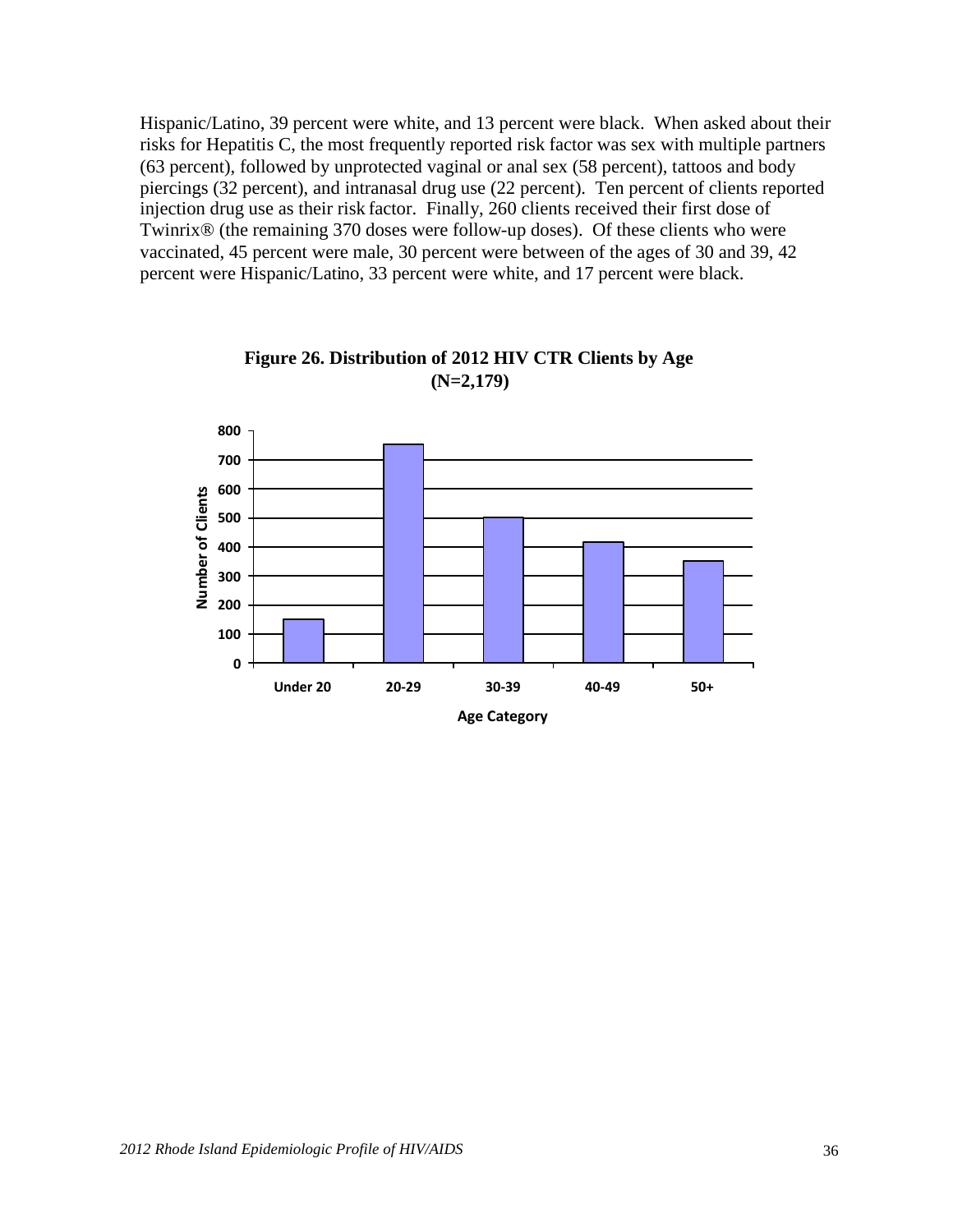Hispanic/Latino, 39 percent were white, and 13 percent were black. When asked about their risks for Hepatitis C, the most frequently reported risk factor was sex with multiple partners (63 percent), followed by unprotected vaginal or anal sex (58 percent), tattoos and body piercings (32 percent), and intranasal drug use (22 percent). Ten percent of clients reported injection drug use as their risk factor. Finally, 260 clients received their first dose of Twinrix® (the remaining 370 doses were follow-up doses). Of these clients who were vaccinated, 45 percent were male, 30 percent were between of the ages of 30 and 39, 42 percent were Hispanic/Latino, 33 percent were white, and 17 percent were black.

**Figure 26. Distribution of 2012 HIV CTR Clients by Age (N=2,179)**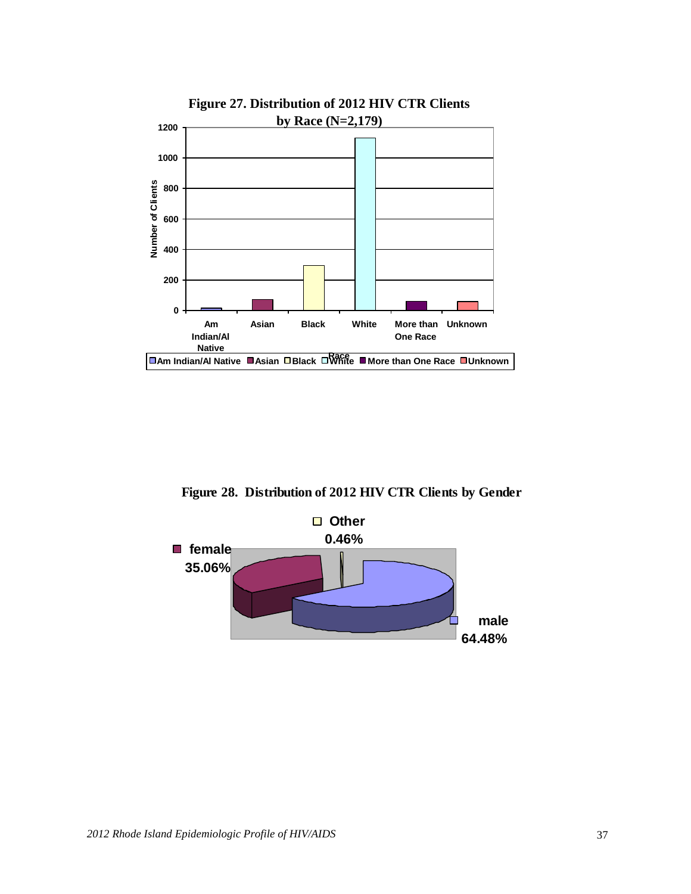**Figure 27. Distribution of 2012 HIV CTR Clients by Race (N=2,179)**

**Figure 28. Distribution of 2012 HIV CTR Clients by Gender**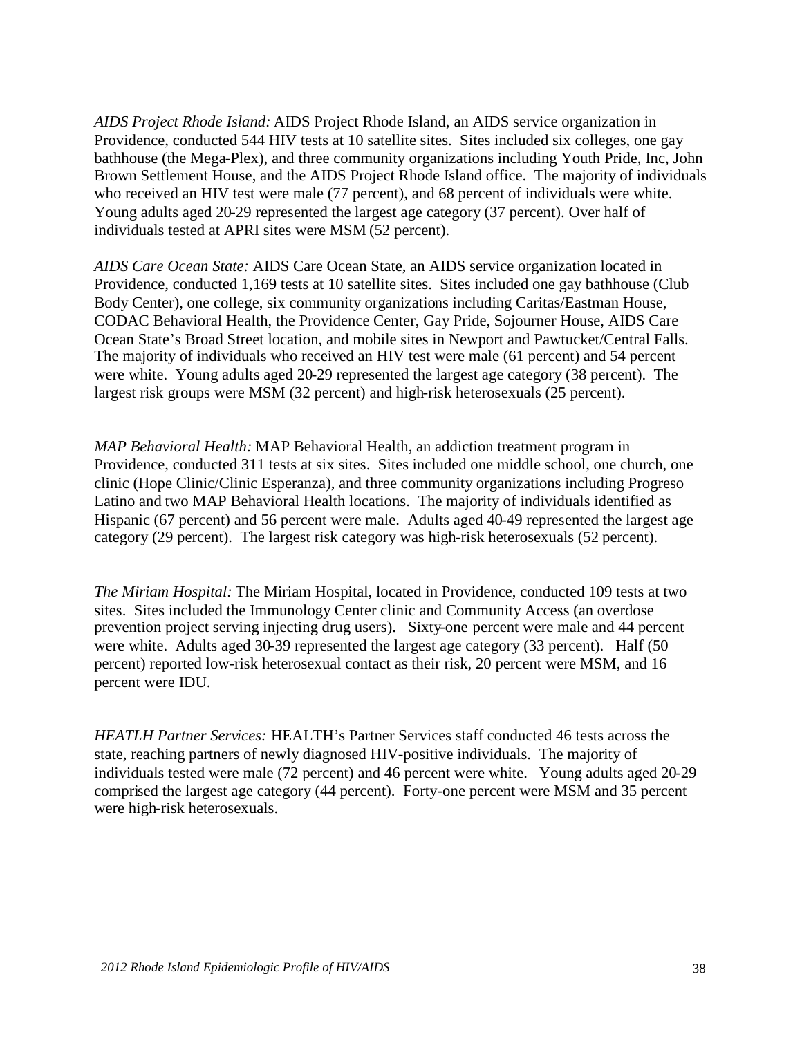*AIDS Project Rhode Island:* AIDS Project Rhode Island, an AIDS service organization in Providence, conducted 544 HIV tests at 10 satellite sites. Sites included six colleges, one gay bathhouse (the Mega-Plex), and three community organizations including Youth Pride, Inc, John Brown Settlement House, and the AIDS Project Rhode Island office. The majority of individuals who received an HIV test were male (77 percent), and 68 percent of individuals were white. Young adults aged 20-29 represented the largest age category (37 percent). Over half of individuals tested at APRI sites were MSM (52 percent).

*AIDS Care Ocean State:* AIDS Care Ocean State, an AIDS service organization located in Providence, conducted 1,169 tests at 10 satellite sites. Sites included one gay bathhouse (Club Body Center), one college, six community organizations including Caritas/Eastman House, CODAC Behavioral Health, the Providence Center, Gay Pride, Sojourner House, AIDS Care Ocean State's Broad Street location, and mobile sites in Newport and Pawtucket/Central Falls. The majority of individuals who received an HIV test were male (61 percent) and 54 percent were white. Young adults aged 20-29 represented the largest age category (38 percent). The largest risk groups were MSM (32 percent) and high-risk heterosexuals (25 percent).

*MAP Behavioral Health:* MAP Behavioral Health, an addiction treatment program in Providence, conducted 311 tests at six sites. Sites included one middle school, one church, one clinic (Hope Clinic/Clinic Esperanza), and three community organizations including Progreso Latino and two MAP Behavioral Health locations. The majority of individuals identified as Hispanic (67 percent) and 56 percent were male. Adults aged 40-49 represented the largest age category (29 percent). The largest risk category was high-risk heterosexuals (52 percent).

*The Miriam Hospital:* The Miriam Hospital, located in Providence, conducted 109 tests at two sites. Sites included the Immunology Center clinic and Community Access (an overdose prevention project serving injecting drug users). Sixty-one percent were male and 44 percent were white. Adults aged 30-39 represented the largest age category (33 percent). Half (50 percent) reported low-risk heterosexual contact as their risk, 20 percent were MSM, and 16 percent were IDU.

*HEATLH Partner Services:* HEALTH's Partner Services staff conducted 46 tests across the state, reaching partners of newly diagnosed HIV-positive individuals. The majority of individuals tested were male (72 percent) and 46 percent were white. Young adults aged 20-29 comprised the largest age category (44 percent). Forty-one percent were MSM and 35 percent were high-risk heterosexuals.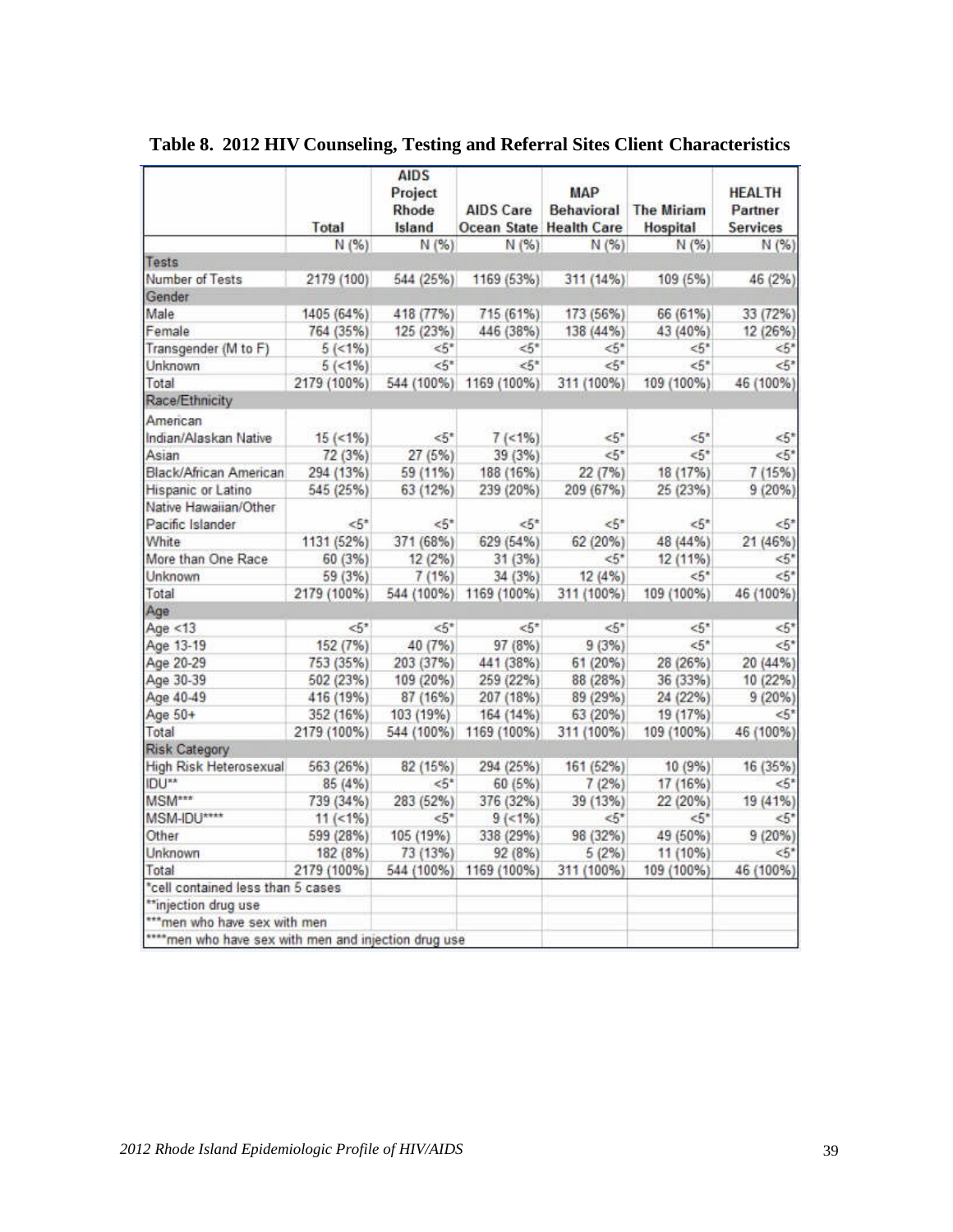**Table 8. 2012 HIV Counseling, Testing and Referral Sites Client Characteristics**

| | Total | AIDS Project Rhode Island | AIDS Care Ocean State | MAP Behavioral Health Care | The Miriam Hospital | HEALTH Partner Services |
|---|---|---|---|---|---|---|
| | N (%) | N (%) | N (%) | N (%) | N (%) | N (%) |
| **Tests** | | | | | | |
| Number of Tests | 2179 (100) | 544 (25%) | 1169 (53%) | 311 (14%) | 109 (5%) | 46 (2%) |
| **Gender** | | | | | | |
| Male | 1405 (64%) | 418 (77%) | 715 (61%) | 173 (56%) | 66 (61%) | 33 (72%) |
| Female | 764 (35%) | 125 (23%) | 446 (38%) | 138 (44%) | 43 (40%) | 12 (26%) |
| Transgender (M to F) | 5 (<1%) | <5* | <5* | <5* | <5* | <5* |
| Unknown | 5 (<1%) | <5* | <5* | <5* | <5* | <5* |
| Total | 2179 (100%) | 544 (100%) | 1169 (100%) | 311 (100%) | 109 (100%) | 46 (100%) |
| **Race/Ethnicity** | | | | | | |
| American Indian/Alaskan Native | 15 (<1%) | <5* | 7 (<1%) | <5* | <5* | <5* |
| Asian | 72 (3%) | 27 (5%) | 39 (3%) | <5* | <5* | <5* |
| Black/African American | 294 (13%) | 59 (11%) | 188 (16%) | 22 (7%) | 18 (17%) | 7 (15%) |
| Hispanic or Latino | 545 (25%) | 63 (12%) | 239 (20%) | 209 (67%) | 25 (23%) | 9 (20%) |
| Native Hawaiian/Other Pacific Islander | <5* | <5* | <5* | <5* | <5* | <5* |
| White | 1131 (52%) | 371 (68%) | 629 (54%) | 62 (20%) | 48 (44%) | 21 (46%) |
| More than One Race | 60 (3%) | 12 (2%) | 31 (3%) | <5* | 12 (11%) | <5* |
| Unknown | 59 (3%) | 7 (1%) | 34 (3%) | 12 (4%) | <5* | <5* |
| Total | 2179 (100%) | 544 (100%) | 1169 (100%) | 311 (100%) | 109 (100%) | 46 (100%) |
| **Age** | | | | | | |
| Age <13 | <5* | <5* | <5* | <5* | <5* | <5* |
| Age 13-19 | 152 (7%) | 40 (7%) | 97 (8%) | 9 (3%) | <5* | <5* |
| Age 20-29 | 753 (35%) | 203 (37%) | 441 (38%) | 61 (20%) | 28 (26%) | 20 (44%) |
| Age 30-39 | 502 (23%) | 109 (20%) | 259 (22%) | 88 (28%) | 36 (33%) | 10 (22%) |
| Age 40-49 | 416 (19%) | 87 (16%) | 207 (18%) | 89 (29%) | 24 (22%) | 9 (20%) |
| Age 50+ | 352 (16%) | 103 (19%) | 164 (14%) | 63 (20%) | 19 (17%) | <5* |
| Total | 2179 (100%) | 544 (100%) | 1169 (100%) | 311 (100%) | 109 (100%) | 46 (100%) |
| **Risk Category** | | | | | | |
| High Risk Heterosexual | 563 (26%) | 82 (15%) | 294 (25%) | 161 (52%) | 10 (9%) | 16 (35%) |
| IDU** | 85 (4%) | <5* | 60 (5%) | 7 (2%) | 17 (16%) | <5* |
| MSM*** | 739 (34%) | 283 (52%) | 376 (32%) | 39 (13%) | 22 (20%) | 19 (41%) |
| MSM-IDU**** | 11 (<1%) | <5* | 9 (<1%) | <5* | <5* | <5* |
| Other | 599 (28%) | 105 (19%) | 338 (29%) | 98 (32%) | 49 (50%) | 9 (20%) |
| Unknown | 182 (8%) | 73 (13%) | 92 (8%) | 5 (2%) | 11 (10%) | <5* |
| Total | 2179 (100%) | 544 (100%) | 1169 (100%) | 311 (100%) | 109 (100%) | 46 (100%) |

*cell contained less than 5 cases
**injection drug use
***men who have sex with men
****men who have sex with men and injection drug use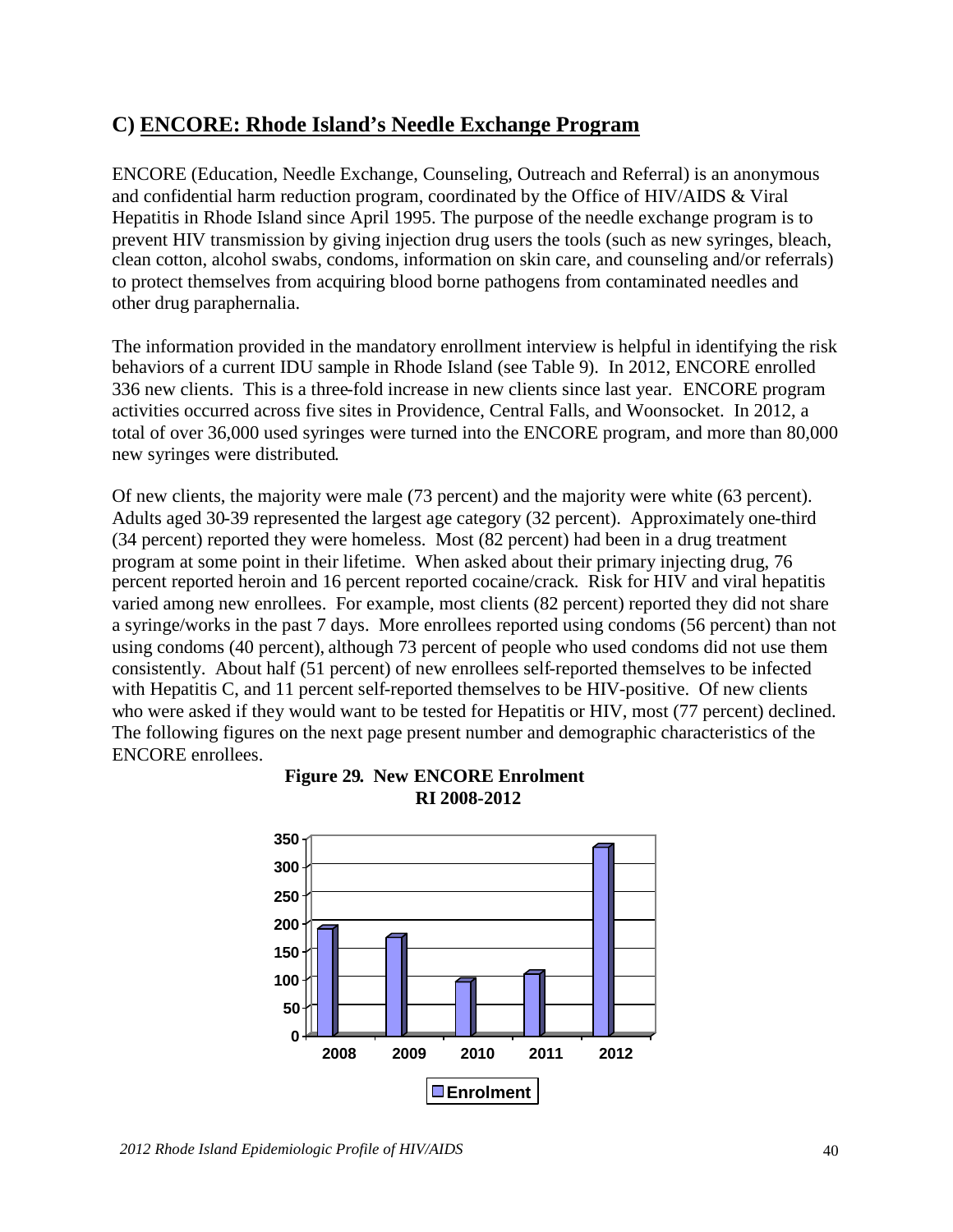## C) ENCORE: Rhode Island's Needle Exchange Program

ENCORE (Education, Needle Exchange, Counseling, Outreach and Referral) is an anonymous and confidential harm reduction program, coordinated by the Office of HIV/AIDS & Viral Hepatitis in Rhode Island since April 1995. The purpose of the needle exchange program is to prevent HIV transmission by giving injection drug users the tools (such as new syringes, bleach, clean cotton, alcohol swabs, condoms, information on skin care, and counseling and/or referrals) to protect themselves from acquiring blood borne pathogens from contaminated needles and other drug paraphernalia.

The information provided in the mandatory enrollment interview is helpful in identifying the risk behaviors of a current IDU sample in Rhode Island (see Table 9). In 2012, ENCORE enrolled 336 new clients. This is a three-fold increase in new clients since last year. ENCORE program activities occurred across five sites in Providence, Central Falls, and Woonsocket. In 2012, a total of over 36,000 used syringes were turned into the ENCORE program, and more than 80,000 new syringes were distributed.

Of new clients, the majority were male (73 percent) and the majority were white (63 percent). Adults aged 30-39 represented the largest age category (32 percent). Approximately one-third (34 percent) reported they were homeless. Most (82 percent) had been in a drug treatment program at some point in their lifetime. When asked about their primary injecting drug, 76 percent reported heroin and 16 percent reported cocaine/crack. Risk for HIV and viral hepatitis varied among new enrollees. For example, most clients (82 percent) reported they did not share a syringe/works in the past 7 days. More enrollees reported using condoms (56 percent) than not using condoms (40 percent), although 73 percent of people who used condoms did not use them consistently. About half (51 percent) of new enrollees self-reported themselves to be infected with Hepatitis C, and 11 percent self-reported themselves to be HIV-positive. Of new clients who were asked if they would want to be tested for Hepatitis or HIV, most (77 percent) declined. The following figures on the next page present number and demographic characteristics of the ENCORE enrollees.

**Figure 29. New ENCORE Enrolment RI 2008-2012**

| Year | Enrolment |
|---|---|
| 2008 | ~190 |
| 2009 | ~175 |
| 2010 | ~95 |
| 2011 | ~110 |
| 2012 | ~336 |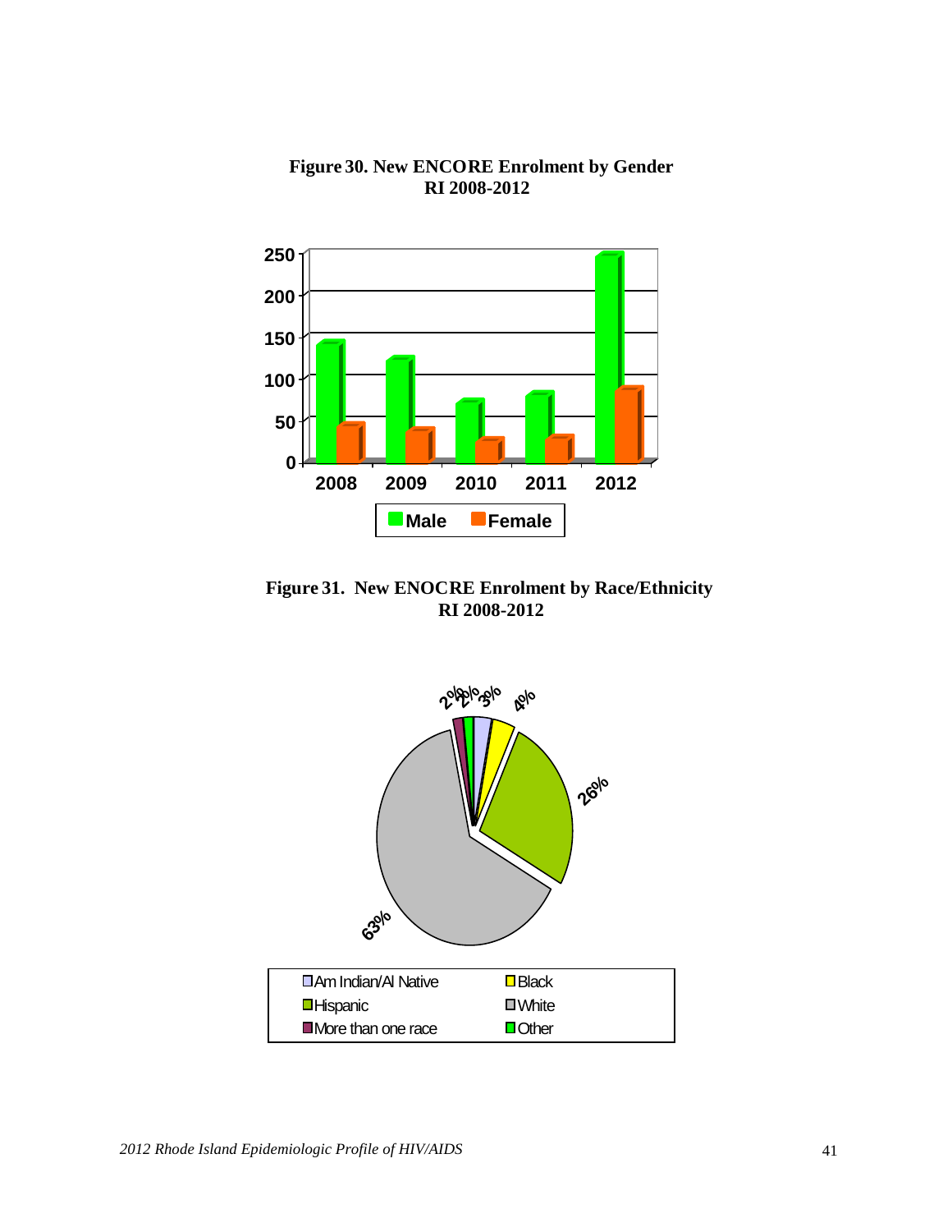**Figure 30. New ENCORE Enrolment by Gender RI 2008-2012**

**Figure 31. New ENOCRE Enrolment by Race/Ethnicity RI 2008-2012**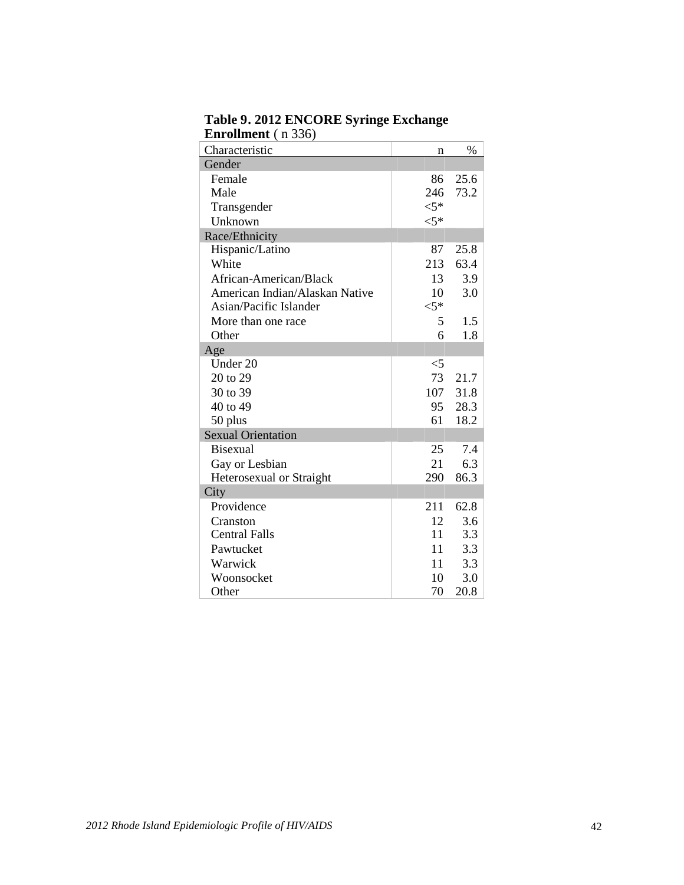**Table 9. 2012 ENCORE Syringe Exchange Enrollment** ( n 336)

| Characteristic | n | % |
|---|---|---|
| **Gender** | | |
| Female | 86 | 25.6 |
| Male | 246 | 73.2 |
| Transgender | <5* | |
| Unknown | <5* | |
| **Race/Ethnicity** | | |
| Hispanic/Latino | 87 | 25.8 |
| White | 213 | 63.4 |
| African-American/Black | 13 | 3.9 |
| American Indian/Alaskan Native | 10 | 3.0 |
| Asian/Pacific Islander | <5* | |
| More than one race | 5 | 1.5 |
| Other | 6 | 1.8 |
| **Age** | | |
| Under 20 | <5 | |
| 20 to 29 | 73 | 21.7 |
| 30 to 39 | 107 | 31.8 |
| 40 to 49 | 95 | 28.3 |
| 50 plus | 61 | 18.2 |
| **Sexual Orientation** | | |
| Bisexual | 25 | 7.4 |
| Gay or Lesbian | 21 | 6.3 |
| Heterosexual or Straight | 290 | 86.3 |
| **City** | | |
| Providence | 211 | 62.8 |
| Cranston | 12 | 3.6 |
| Central Falls | 11 | 3.3 |
| Pawtucket | 11 | 3.3 |
| Warwick | 11 | 3.3 |
| Woonsocket | 10 | 3.0 |
| Other | 70 | 20.8 |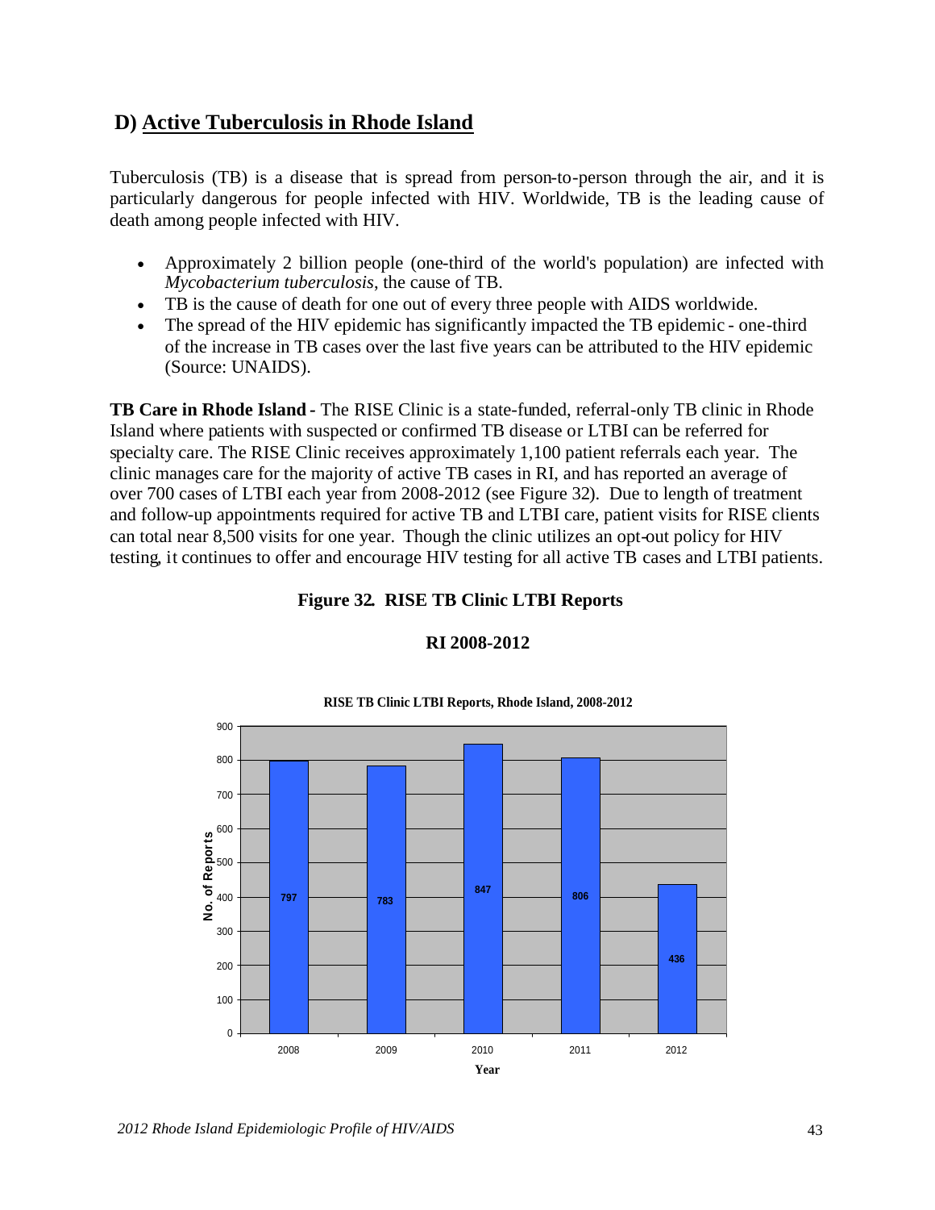## D) Active Tuberculosis in Rhode Island

Tuberculosis (TB) is a disease that is spread from person-to-person through the air, and it is particularly dangerous for people infected with HIV. Worldwide, TB is the leading cause of death among people infected with HIV.

- Approximately 2 billion people (one-third of the world's population) are infected with *Mycobacterium tuberculosis*, the cause of TB.
- TB is the cause of death for one out of every three people with AIDS worldwide.
- The spread of the HIV epidemic has significantly impacted the TB epidemic - one-third of the increase in TB cases over the last five years can be attributed to the HIV epidemic (Source: UNAIDS).

**TB Care in Rhode Island -** The RISE Clinic is a state-funded, referral-only TB clinic in Rhode Island where patients with suspected or confirmed TB disease or LTBI can be referred for specialty care. The RISE Clinic receives approximately 1,100 patient referrals each year. The clinic manages care for the majority of active TB cases in RI, and has reported an average of over 700 cases of LTBI each year from 2008-2012 (see Figure 32). Due to length of treatment and follow-up appointments required for active TB and LTBI care, patient visits for RISE clients can total near 8,500 visits for one year. Though the clinic utilizes an opt-out policy for HIV testing, it continues to offer and encourage HIV testing for all active TB cases and LTBI patients.

**Figure 32. RISE TB Clinic LTBI Reports**

**RI 2008-2012**

**RISE TB Clinic LTBI Reports, Rhode Island, 2008-2012**

| Year | No. of Reports |
|---|---|
| 2008 | 797 |
| 2009 | 783 |
| 2010 | 847 |
| 2011 | 806 |
| 2012 | 436 |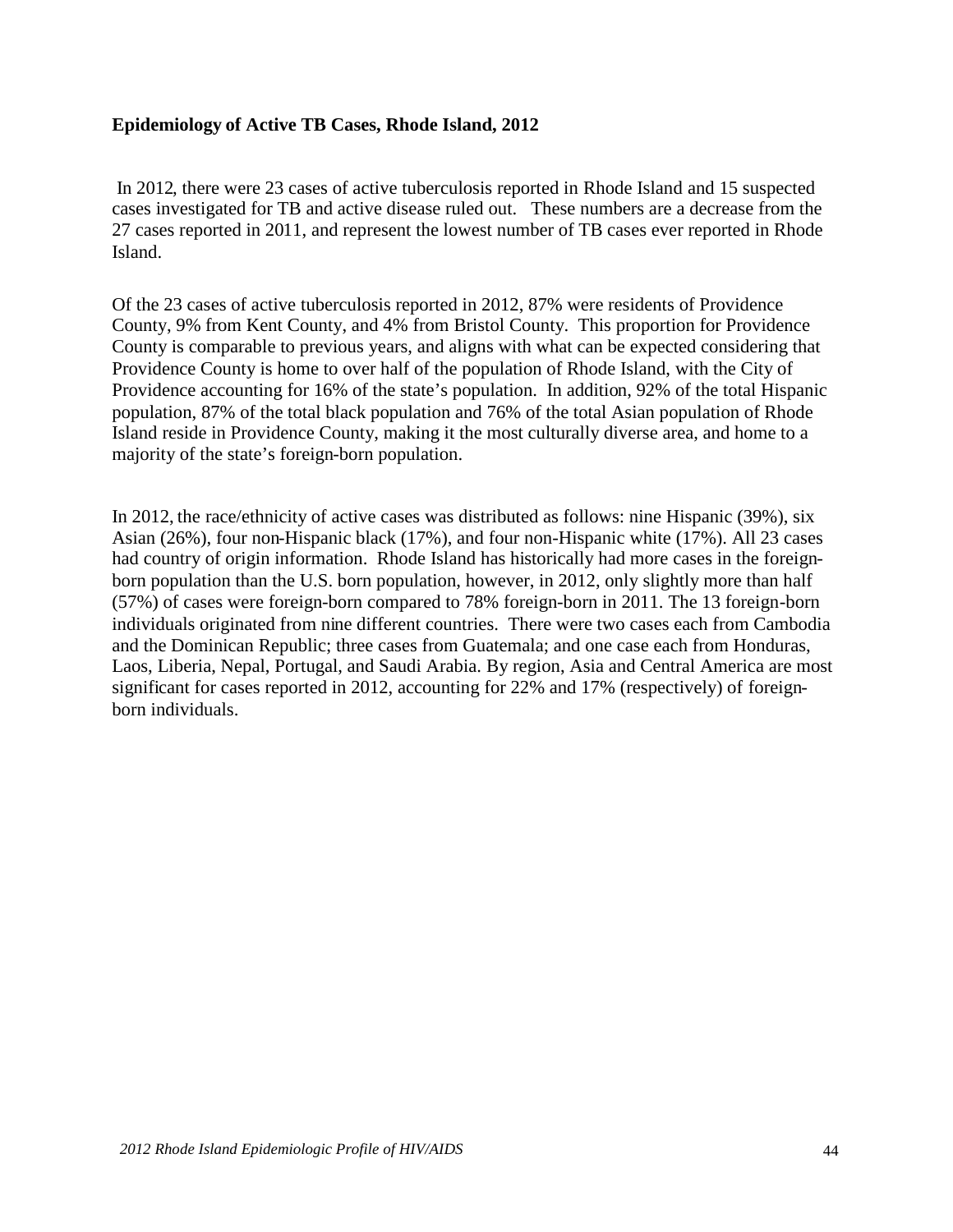**Epidemiology of Active TB Cases, Rhode Island, 2012**

In 2012, there were 23 cases of active tuberculosis reported in Rhode Island and 15 suspected cases investigated for TB and active disease ruled out. These numbers are a decrease from the 27 cases reported in 2011, and represent the lowest number of TB cases ever reported in Rhode Island.

Of the 23 cases of active tuberculosis reported in 2012, 87% were residents of Providence County, 9% from Kent County, and 4% from Bristol County. This proportion for Providence County is comparable to previous years, and aligns with what can be expected considering that Providence County is home to over half of the population of Rhode Island, with the City of Providence accounting for 16% of the state's population. In addition, 92% of the total Hispanic population, 87% of the total black population and 76% of the total Asian population of Rhode Island reside in Providence County, making it the most culturally diverse area, and home to a majority of the state's foreign-born population.

In 2012, the race/ethnicity of active cases was distributed as follows: nine Hispanic (39%), six Asian (26%), four non-Hispanic black (17%), and four non-Hispanic white (17%). All 23 cases had country of origin information. Rhode Island has historically had more cases in the foreign-born population than the U.S. born population, however, in 2012, only slightly more than half (57%) of cases were foreign-born compared to 78% foreign-born in 2011. The 13 foreign-born individuals originated from nine different countries. There were two cases each from Cambodia and the Dominican Republic; three cases from Guatemala; and one case each from Honduras, Laos, Liberia, Nepal, Portugal, and Saudi Arabia. By region, Asia and Central America are most significant for cases reported in 2012, accounting for 22% and 17% (respectively) of foreign-born individuals.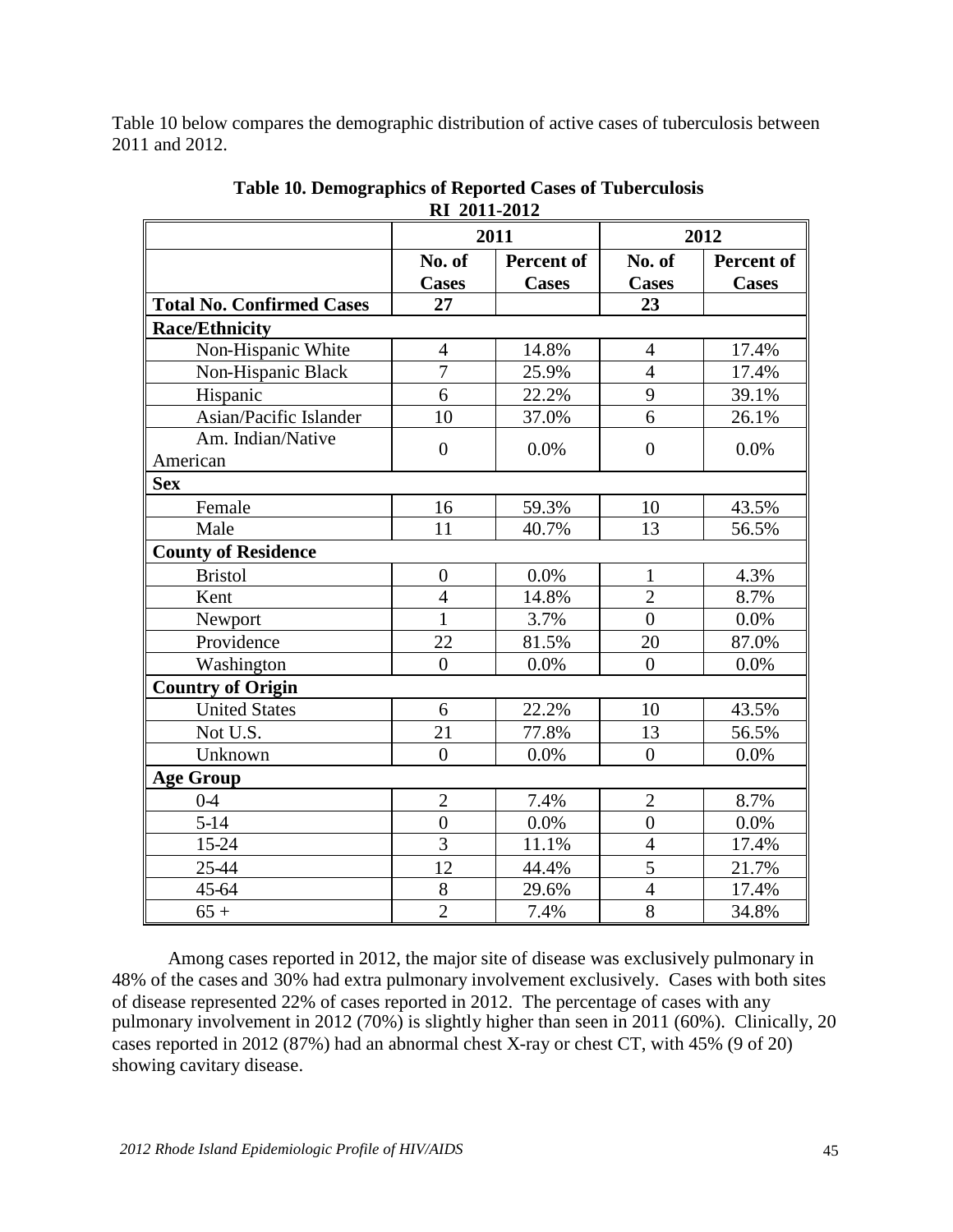Table 10 below compares the demographic distribution of active cases of tuberculosis between 2011 and 2012.

**Table 10. Demographics of Reported Cases of Tuberculosis RI 2011-2012**

| | 2011 | | 2012 | |
|---|---|---|---|---|
| | No. of Cases | Percent of Cases | No. of Cases | Percent of Cases |
| **Total No. Confirmed Cases** | **27** | | **23** | |
| **Race/Ethnicity** | | | | |
| Non-Hispanic White | 4 | 14.8% | 4 | 17.4% |
| Non-Hispanic Black | 7 | 25.9% | 4 | 17.4% |
| Hispanic | 6 | 22.2% | 9 | 39.1% |
| Asian/Pacific Islander | 10 | 37.0% | 6 | 26.1% |
| Am. Indian/Native American | 0 | 0.0% | 0 | 0.0% |
| **Sex** | | | | |
| Female | 16 | 59.3% | 10 | 43.5% |
| Male | 11 | 40.7% | 13 | 56.5% |
| **County of Residence** | | | | |
| Bristol | 0 | 0.0% | 1 | 4.3% |
| Kent | 4 | 14.8% | 2 | 8.7% |
| Newport | 1 | 3.7% | 0 | 0.0% |
| Providence | 22 | 81.5% | 20 | 87.0% |
| Washington | 0 | 0.0% | 0 | 0.0% |
| **Country of Origin** | | | | |
| United States | 6 | 22.2% | 10 | 43.5% |
| Not U.S. | 21 | 77.8% | 13 | 56.5% |
| Unknown | 0 | 0.0% | 0 | 0.0% |
| **Age Group** | | | | |
| 0-4 | 2 | 7.4% | 2 | 8.7% |
| 5-14 | 0 | 0.0% | 0 | 0.0% |
| 15-24 | 3 | 11.1% | 4 | 17.4% |
| 25-44 | 12 | 44.4% | 5 | 21.7% |
| 45-64 | 8 | 29.6% | 4 | 17.4% |
| 65 + | 2 | 7.4% | 8 | 34.8% |

Among cases reported in 2012, the major site of disease was exclusively pulmonary in 48% of the cases and 30% had extra pulmonary involvement exclusively. Cases with both sites of disease represented 22% of cases reported in 2012. The percentage of cases with any pulmonary involvement in 2012 (70%) is slightly higher than seen in 2011 (60%). Clinically, 20 cases reported in 2012 (87%) had an abnormal chest X-ray or chest CT, with 45% (9 of 20) showing cavitary disease.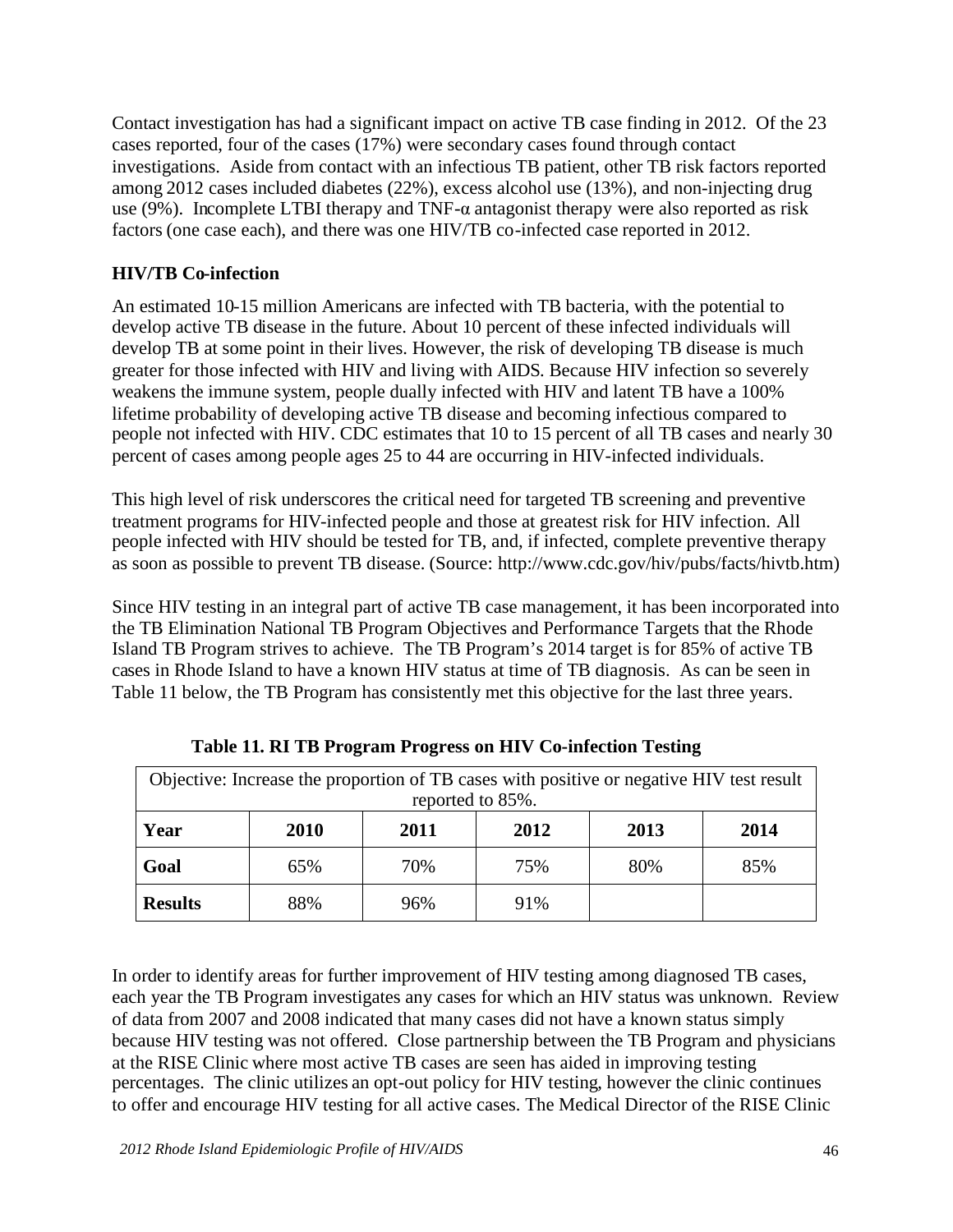Contact investigation has had a significant impact on active TB case finding in 2012. Of the 23 cases reported, four of the cases (17%) were secondary cases found through contact investigations. Aside from contact with an infectious TB patient, other TB risk factors reported among 2012 cases included diabetes (22%), excess alcohol use (13%), and non-injecting drug use (9%). Incomplete LTBI therapy and TNF-α antagonist therapy were also reported as risk factors (one case each), and there was one HIV/TB co-infected case reported in 2012.

### HIV/TB Co-infection

An estimated 10-15 million Americans are infected with TB bacteria, with the potential to develop active TB disease in the future. About 10 percent of these infected individuals will develop TB at some point in their lives. However, the risk of developing TB disease is much greater for those infected with HIV and living with AIDS. Because HIV infection so severely weakens the immune system, people dually infected with HIV and latent TB have a 100% lifetime probability of developing active TB disease and becoming infectious compared to people not infected with HIV. CDC estimates that 10 to 15 percent of all TB cases and nearly 30 percent of cases among people ages 25 to 44 are occurring in HIV-infected individuals.

This high level of risk underscores the critical need for targeted TB screening and preventive treatment programs for HIV-infected people and those at greatest risk for HIV infection. All people infected with HIV should be tested for TB, and, if infected, complete preventive therapy as soon as possible to prevent TB disease. (Source: http://www.cdc.gov/hiv/pubs/facts/hivtb.htm)

Since HIV testing in an integral part of active TB case management, it has been incorporated into the TB Elimination National TB Program Objectives and Performance Targets that the Rhode Island TB Program strives to achieve. The TB Program's 2014 target is for 85% of active TB cases in Rhode Island to have a known HIV status at time of TB diagnosis. As can be seen in Table 11 below, the TB Program has consistently met this objective for the last three years.

**Table 11. RI TB Program Progress on HIV Co-infection Testing**

| Objective: Increase the proportion of TB cases with positive or negative HIV test result reported to 85%. | | | | | |
|---|---|---|---|---|---|
| **Year** | **2010** | **2011** | **2012** | **2013** | **2014** |
| **Goal** | 65% | 70% | 75% | 80% | 85% |
| **Results** | 88% | 96% | 91% | | |

In order to identify areas for further improvement of HIV testing among diagnosed TB cases, each year the TB Program investigates any cases for which an HIV status was unknown. Review of data from 2007 and 2008 indicated that many cases did not have a known status simply because HIV testing was not offered. Close partnership between the TB Program and physicians at the RISE Clinic where most active TB cases are seen has aided in improving testing percentages. The clinic utilizes an opt-out policy for HIV testing, however the clinic continues to offer and encourage HIV testing for all active cases. The Medical Director of the RISE Clinic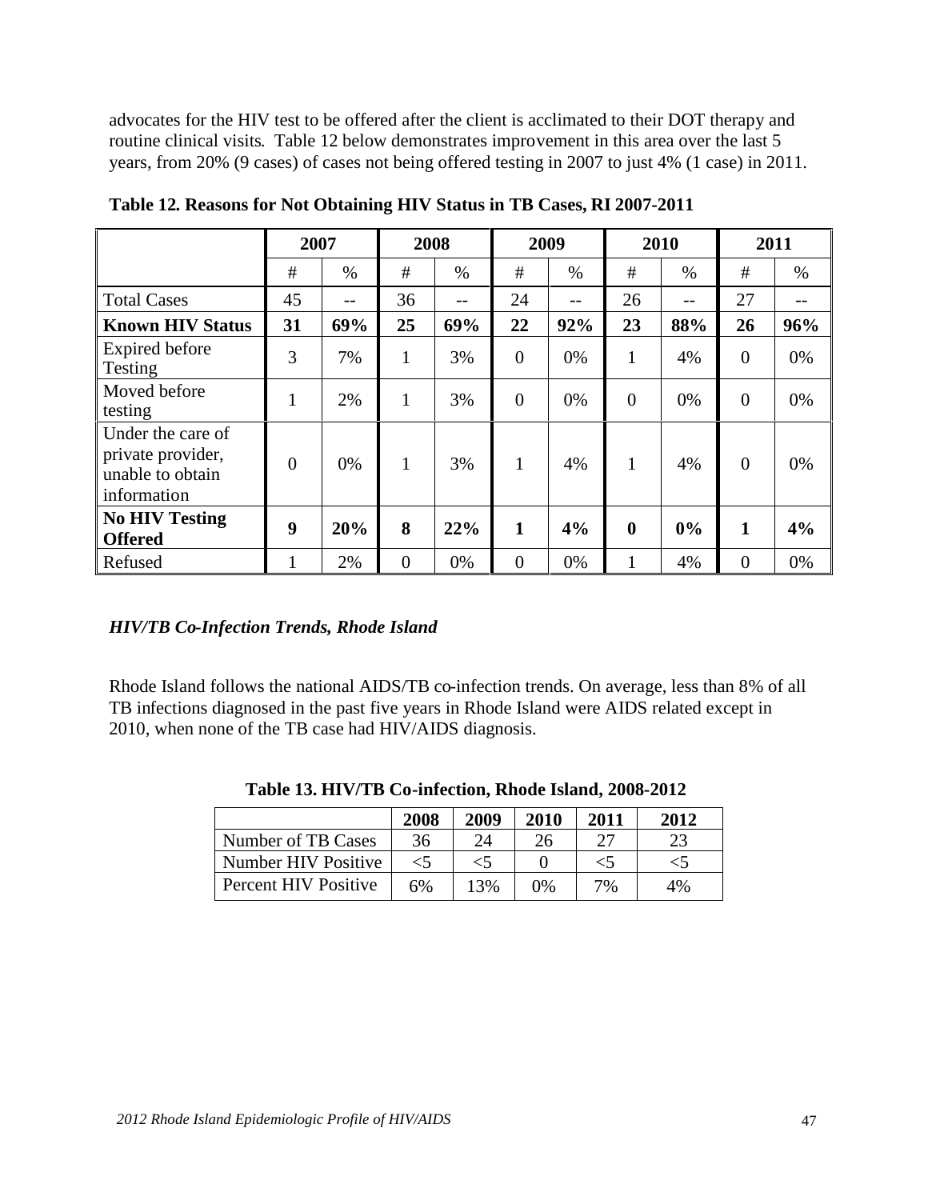advocates for the HIV test to be offered after the client is acclimated to their DOT therapy and routine clinical visits. Table 12 below demonstrates improvement in this area over the last 5 years, from 20% (9 cases) of cases not being offered testing in 2007 to just 4% (1 case) in 2011.

**Table 12. Reasons for Not Obtaining HIV Status in TB Cases, RI 2007-2011**

| | 2007 | | 2008 | | 2009 | | 2010 | | 2011 | |
|---|---|---|---|---|---|---|---|---|---|---|
| | # | % | # | % | # | % | # | % | # | % |
| Total Cases | 45 | -- | 36 | -- | 24 | -- | 26 | -- | 27 | -- |
| **Known HIV Status** | **31** | **69%** | **25** | **69%** | **22** | **92%** | **23** | **88%** | **26** | **96%** |
| Expired before Testing | 3 | 7% | 1 | 3% | 0 | 0% | 1 | 4% | 0 | 0% |
| Moved before testing | 1 | 2% | 1 | 3% | 0 | 0% | 0 | 0% | 0 | 0% |
| Under the care of private provider, unable to obtain information | 0 | 0% | 1 | 3% | 1 | 4% | 1 | 4% | 0 | 0% |
| **No HIV Testing Offered** | **9** | **20%** | **8** | **22%** | **1** | **4%** | **0** | **0%** | **1** | **4%** |
| Refused | 1 | 2% | 0 | 0% | 0 | 0% | 1 | 4% | 0 | 0% |

### *HIV/TB Co-Infection Trends, Rhode Island*

Rhode Island follows the national AIDS/TB co-infection trends. On average, less than 8% of all TB infections diagnosed in the past five years in Rhode Island were AIDS related except in 2010, when none of the TB case had HIV/AIDS diagnosis.

**Table 13. HIV/TB Co-infection, Rhode Island, 2008-2012**

| | 2008 | 2009 | 2010 | 2011 | 2012 |
|---|---|---|---|---|---|
| Number of TB Cases | 36 | 24 | 26 | 27 | 23 |
| Number HIV Positive | <5 | <5 | 0 | <5 | <5 |
| Percent HIV Positive | 6% | 13% | 0% | 7% | 4% |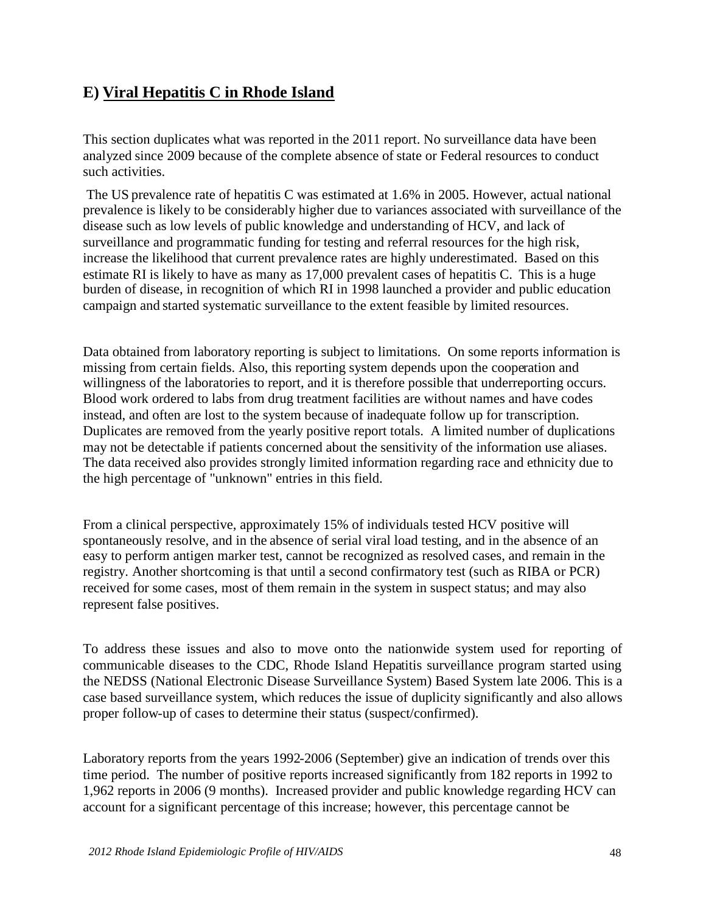## E) Viral Hepatitis C in Rhode Island

This section duplicates what was reported in the 2011 report. No surveillance data have been analyzed since 2009 because of the complete absence of state or Federal resources to conduct such activities.

The US prevalence rate of hepatitis C was estimated at 1.6% in 2005. However, actual national prevalence is likely to be considerably higher due to variances associated with surveillance of the disease such as low levels of public knowledge and understanding of HCV, and lack of surveillance and programmatic funding for testing and referral resources for the high risk, increase the likelihood that current prevalence rates are highly underestimated. Based on this estimate RI is likely to have as many as 17,000 prevalent cases of hepatitis C. This is a huge burden of disease, in recognition of which RI in 1998 launched a provider and public education campaign and started systematic surveillance to the extent feasible by limited resources.

Data obtained from laboratory reporting is subject to limitations. On some reports information is missing from certain fields. Also, this reporting system depends upon the cooperation and willingness of the laboratories to report, and it is therefore possible that underreporting occurs. Blood work ordered to labs from drug treatment facilities are without names and have codes instead, and often are lost to the system because of inadequate follow up for transcription. Duplicates are removed from the yearly positive report totals. A limited number of duplications may not be detectable if patients concerned about the sensitivity of the information use aliases. The data received also provides strongly limited information regarding race and ethnicity due to the high percentage of "unknown" entries in this field.

From a clinical perspective, approximately 15% of individuals tested HCV positive will spontaneously resolve, and in the absence of serial viral load testing, and in the absence of an easy to perform antigen marker test, cannot be recognized as resolved cases, and remain in the registry. Another shortcoming is that until a second confirmatory test (such as RIBA or PCR) received for some cases, most of them remain in the system in suspect status; and may also represent false positives.

To address these issues and also to move onto the nationwide system used for reporting of communicable diseases to the CDC, Rhode Island Hepatitis surveillance program started using the NEDSS (National Electronic Disease Surveillance System) Based System late 2006. This is a case based surveillance system, which reduces the issue of duplicity significantly and also allows proper follow-up of cases to determine their status (suspect/confirmed).

Laboratory reports from the years 1992-2006 (September) give an indication of trends over this time period. The number of positive reports increased significantly from 182 reports in 1992 to 1,962 reports in 2006 (9 months). Increased provider and public knowledge regarding HCV can account for a significant percentage of this increase; however, this percentage cannot be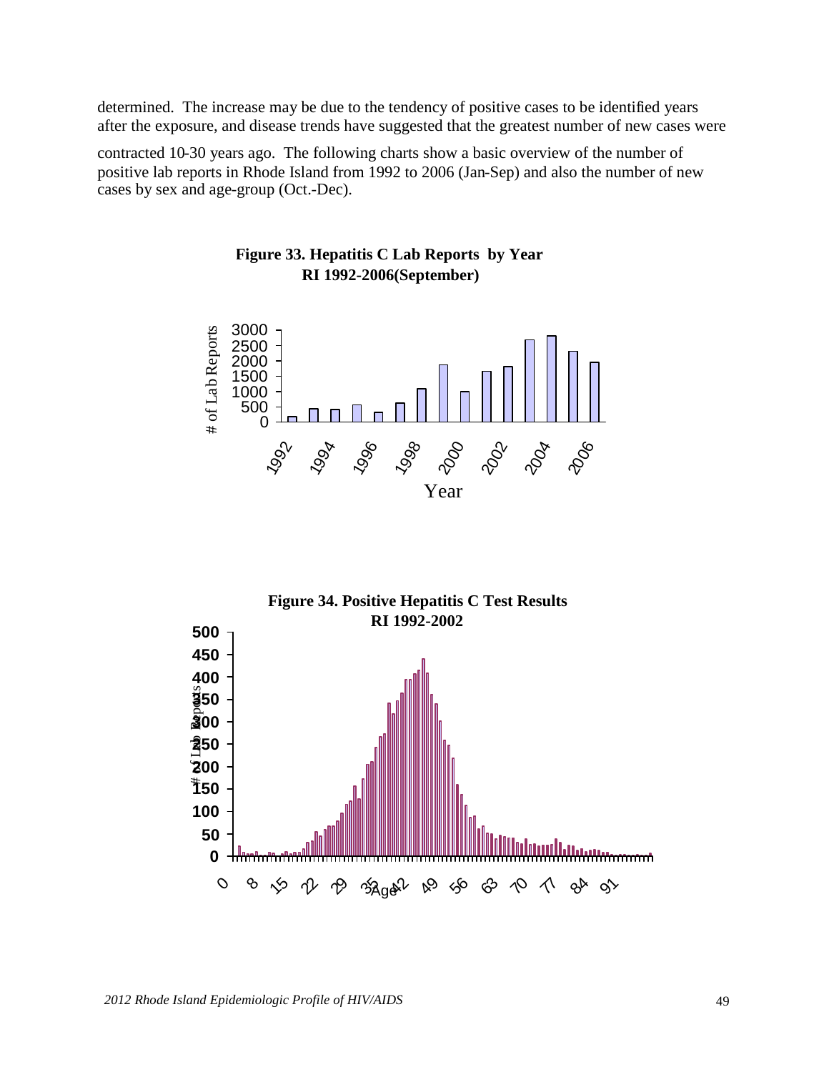determined. The increase may be due to the tendency of positive cases to be identified years after the exposure, and disease trends have suggested that the greatest number of new cases were contracted 10-30 years ago. The following charts show a basic overview of the number of positive lab reports in Rhode Island from 1992 to 2006 (Jan-Sep) and also the number of new cases by sex and age-group (Oct.-Dec).

**Figure 33. Hepatitis C Lab Reports by Year RI 1992-2006(September)**

**Figure 34. Positive Hepatitis C Test Results RI 1992-2002**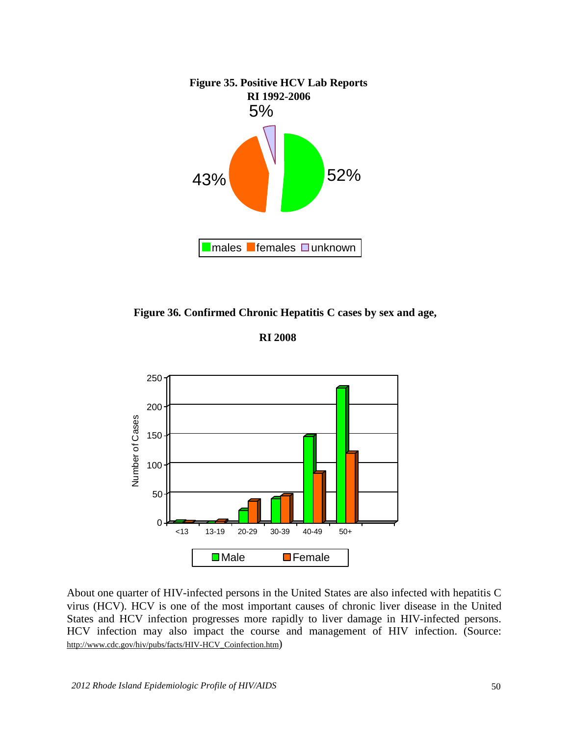**Figure 35. Positive HCV Lab Reports**
**RI 1992-2006**

5%

43%

52%

males females unknown

**Figure 36. Confirmed Chronic Hepatitis C cases by sex and age,**

**RI 2008**

Number of Cases

250
200
150
100
50
0

<13 13-19 20-29 30-39 40-49 50+

Male Female

About one quarter of HIV-infected persons in the United States are also infected with hepatitis C virus (HCV). HCV is one of the most important causes of chronic liver disease in the United States and HCV infection progresses more rapidly to liver damage in HIV-infected persons. HCV infection may also impact the course and management of HIV infection. (Source: http://www.cdc.gov/hiv/pubs/facts/HIV-HCV_Coinfection.htm)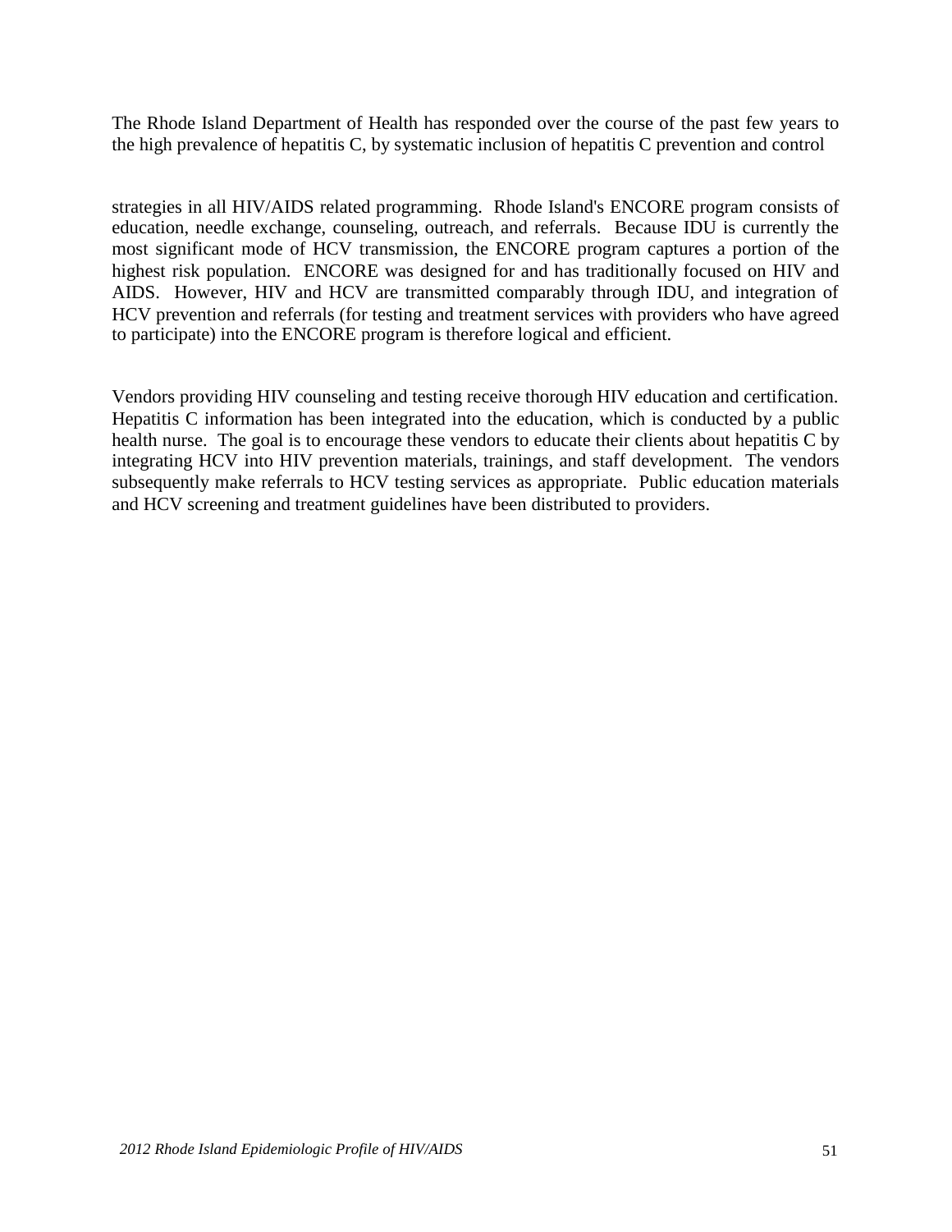The Rhode Island Department of Health has responded over the course of the past few years to the high prevalence of hepatitis C, by systematic inclusion of hepatitis C prevention and control strategies in all HIV/AIDS related programming. Rhode Island's ENCORE program consists of education, needle exchange, counseling, outreach, and referrals. Because IDU is currently the most significant mode of HCV transmission, the ENCORE program captures a portion of the highest risk population. ENCORE was designed for and has traditionally focused on HIV and AIDS. However, HIV and HCV are transmitted comparably through IDU, and integration of HCV prevention and referrals (for testing and treatment services with providers who have agreed to participate) into the ENCORE program is therefore logical and efficient.

Vendors providing HIV counseling and testing receive thorough HIV education and certification. Hepatitis C information has been integrated into the education, which is conducted by a public health nurse. The goal is to encourage these vendors to educate their clients about hepatitis C by integrating HCV into HIV prevention materials, trainings, and staff development. The vendors subsequently make referrals to HCV testing services as appropriate. Public education materials and HCV screening and treatment guidelines have been distributed to providers.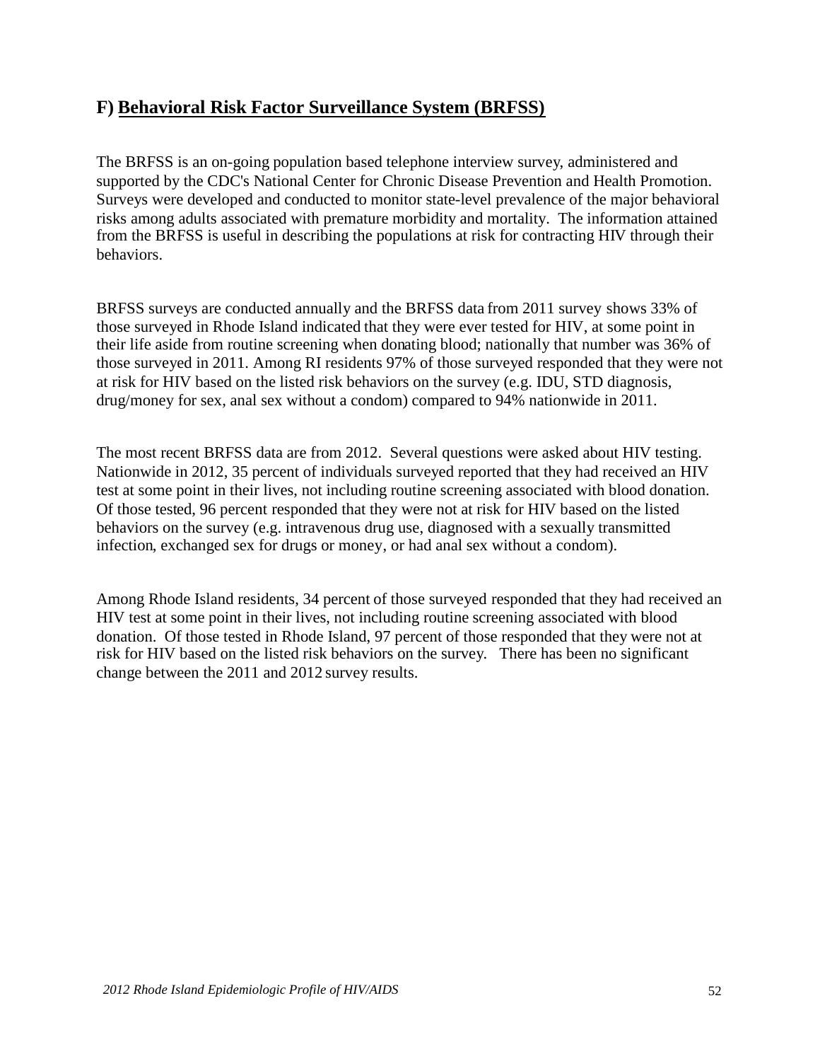## F) **Behavioral Risk Factor Surveillance System (BRFSS)**

The BRFSS is an on-going population based telephone interview survey, administered and supported by the CDC's National Center for Chronic Disease Prevention and Health Promotion. Surveys were developed and conducted to monitor state-level prevalence of the major behavioral risks among adults associated with premature morbidity and mortality. The information attained from the BRFSS is useful in describing the populations at risk for contracting HIV through their behaviors.

BRFSS surveys are conducted annually and the BRFSS data from 2011 survey shows 33% of those surveyed in Rhode Island indicated that they were ever tested for HIV, at some point in their life aside from routine screening when donating blood; nationally that number was 36% of those surveyed in 2011. Among RI residents 97% of those surveyed responded that they were not at risk for HIV based on the listed risk behaviors on the survey (e.g. IDU, STD diagnosis, drug/money for sex, anal sex without a condom) compared to 94% nationwide in 2011.

The most recent BRFSS data are from 2012. Several questions were asked about HIV testing. Nationwide in 2012, 35 percent of individuals surveyed reported that they had received an HIV test at some point in their lives, not including routine screening associated with blood donation. Of those tested, 96 percent responded that they were not at risk for HIV based on the listed behaviors on the survey (e.g. intravenous drug use, diagnosed with a sexually transmitted infection, exchanged sex for drugs or money, or had anal sex without a condom).

Among Rhode Island residents, 34 percent of those surveyed responded that they had received an HIV test at some point in their lives, not including routine screening associated with blood donation. Of those tested in Rhode Island, 97 percent of those responded that they were not at risk for HIV based on the listed risk behaviors on the survey. There has been no significant change between the 2011 and 2012 survey results.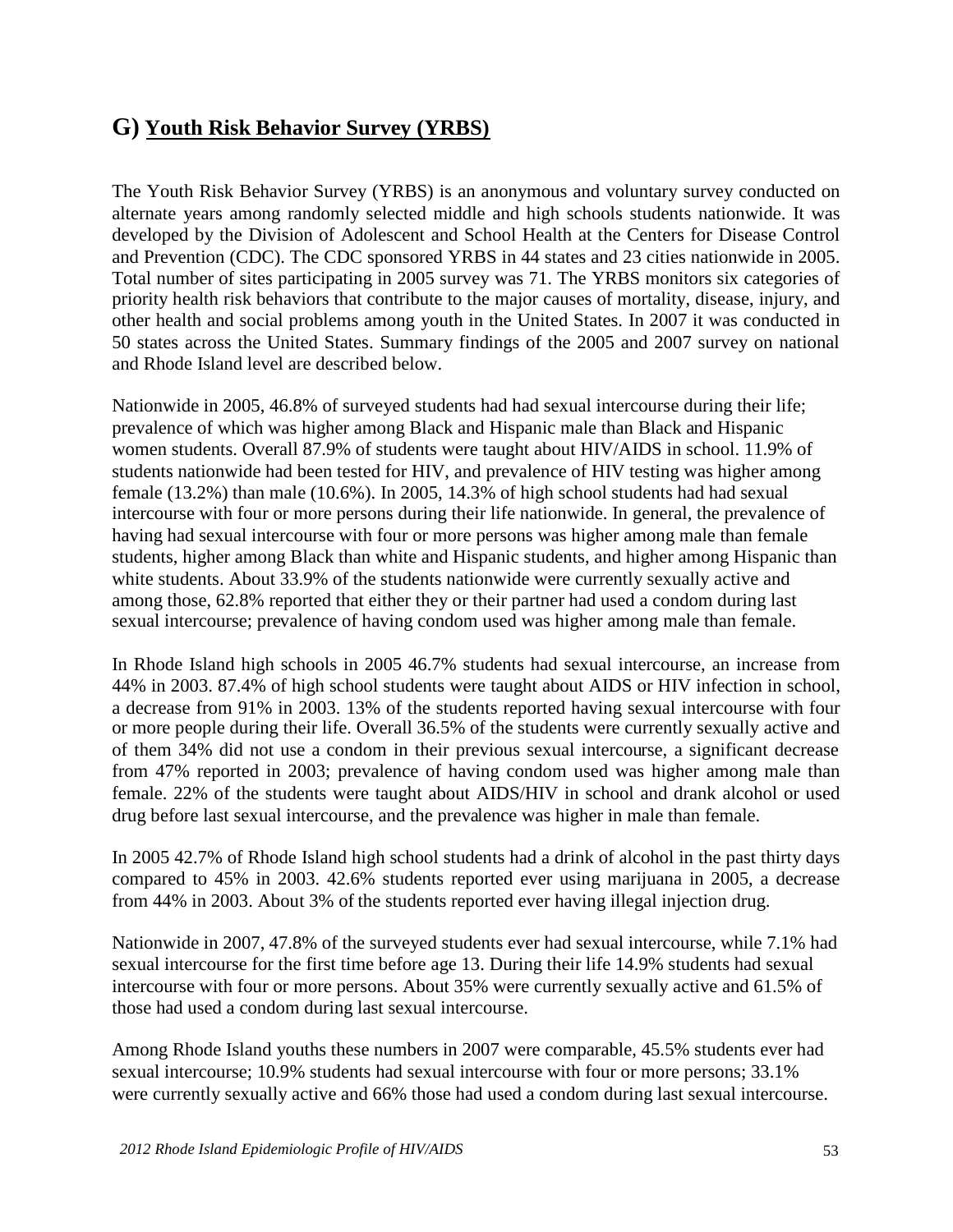## G) Youth Risk Behavior Survey (YRBS)

The Youth Risk Behavior Survey (YRBS) is an anonymous and voluntary survey conducted on alternate years among randomly selected middle and high schools students nationwide. It was developed by the Division of Adolescent and School Health at the Centers for Disease Control and Prevention (CDC). The CDC sponsored YRBS in 44 states and 23 cities nationwide in 2005. Total number of sites participating in 2005 survey was 71. The YRBS monitors six categories of priority health risk behaviors that contribute to the major causes of mortality, disease, injury, and other health and social problems among youth in the United States. In 2007 it was conducted in 50 states across the United States. Summary findings of the 2005 and 2007 survey on national and Rhode Island level are described below.

Nationwide in 2005, 46.8% of surveyed students had had sexual intercourse during their life; prevalence of which was higher among Black and Hispanic male than Black and Hispanic women students. Overall 87.9% of students were taught about HIV/AIDS in school. 11.9% of students nationwide had been tested for HIV, and prevalence of HIV testing was higher among female (13.2%) than male (10.6%). In 2005, 14.3% of high school students had had sexual intercourse with four or more persons during their life nationwide. In general, the prevalence of having had sexual intercourse with four or more persons was higher among male than female students, higher among Black than white and Hispanic students, and higher among Hispanic than white students. About 33.9% of the students nationwide were currently sexually active and among those, 62.8% reported that either they or their partner had used a condom during last sexual intercourse; prevalence of having condom used was higher among male than female.

In Rhode Island high schools in 2005 46.7% students had sexual intercourse, an increase from 44% in 2003. 87.4% of high school students were taught about AIDS or HIV infection in school, a decrease from 91% in 2003. 13% of the students reported having sexual intercourse with four or more people during their life. Overall 36.5% of the students were currently sexually active and of them 34% did not use a condom in their previous sexual intercourse, a significant decrease from 47% reported in 2003; prevalence of having condom used was higher among male than female. 22% of the students were taught about AIDS/HIV in school and drank alcohol or used drug before last sexual intercourse, and the prevalence was higher in male than female.

In 2005 42.7% of Rhode Island high school students had a drink of alcohol in the past thirty days compared to 45% in 2003. 42.6% students reported ever using marijuana in 2005, a decrease from 44% in 2003. About 3% of the students reported ever having illegal injection drug.

Nationwide in 2007, 47.8% of the surveyed students ever had sexual intercourse, while 7.1% had sexual intercourse for the first time before age 13. During their life 14.9% students had sexual intercourse with four or more persons. About 35% were currently sexually active and 61.5% of those had used a condom during last sexual intercourse.

Among Rhode Island youths these numbers in 2007 were comparable, 45.5% students ever had sexual intercourse; 10.9% students had sexual intercourse with four or more persons; 33.1% were currently sexually active and 66% those had used a condom during last sexual intercourse.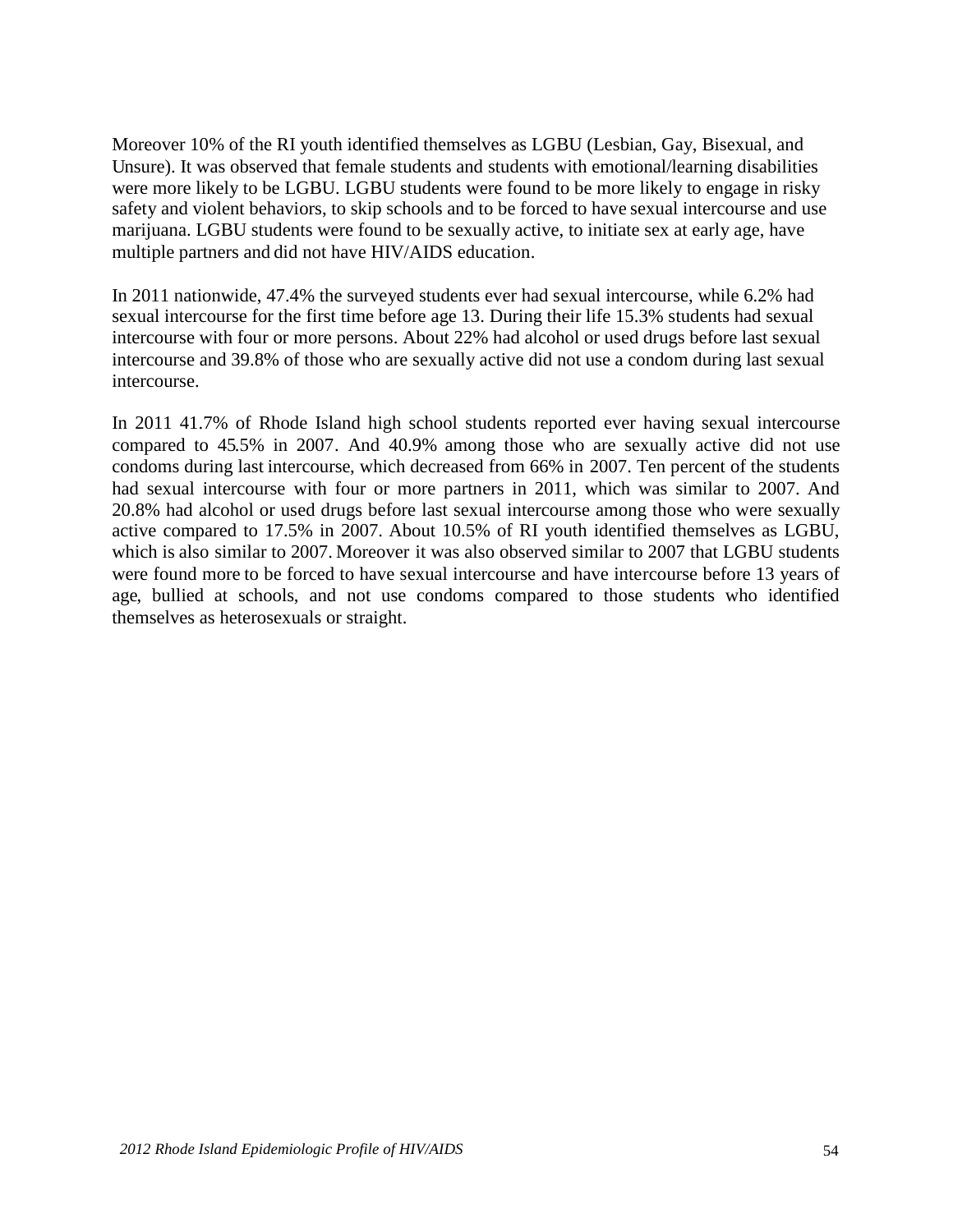Moreover 10% of the RI youth identified themselves as LGBU (Lesbian, Gay, Bisexual, and Unsure). It was observed that female students and students with emotional/learning disabilities were more likely to be LGBU. LGBU students were found to be more likely to engage in risky safety and violent behaviors, to skip schools and to be forced to have sexual intercourse and use marijuana. LGBU students were found to be sexually active, to initiate sex at early age, have multiple partners and did not have HIV/AIDS education.

In 2011 nationwide, 47.4% the surveyed students ever had sexual intercourse, while 6.2% had sexual intercourse for the first time before age 13. During their life 15.3% students had sexual intercourse with four or more persons. About 22% had alcohol or used drugs before last sexual intercourse and 39.8% of those who are sexually active did not use a condom during last sexual intercourse.

In 2011 41.7% of Rhode Island high school students reported ever having sexual intercourse compared to 45.5% in 2007. And 40.9% among those who are sexually active did not use condoms during last intercourse, which decreased from 66% in 2007. Ten percent of the students had sexual intercourse with four or more partners in 2011, which was similar to 2007. And 20.8% had alcohol or used drugs before last sexual intercourse among those who were sexually active compared to 17.5% in 2007. About 10.5% of RI youth identified themselves as LGBU, which is also similar to 2007. Moreover it was also observed similar to 2007 that LGBU students were found more to be forced to have sexual intercourse and have intercourse before 13 years of age, bullied at schools, and not use condoms compared to those students who identified themselves as heterosexuals or straight.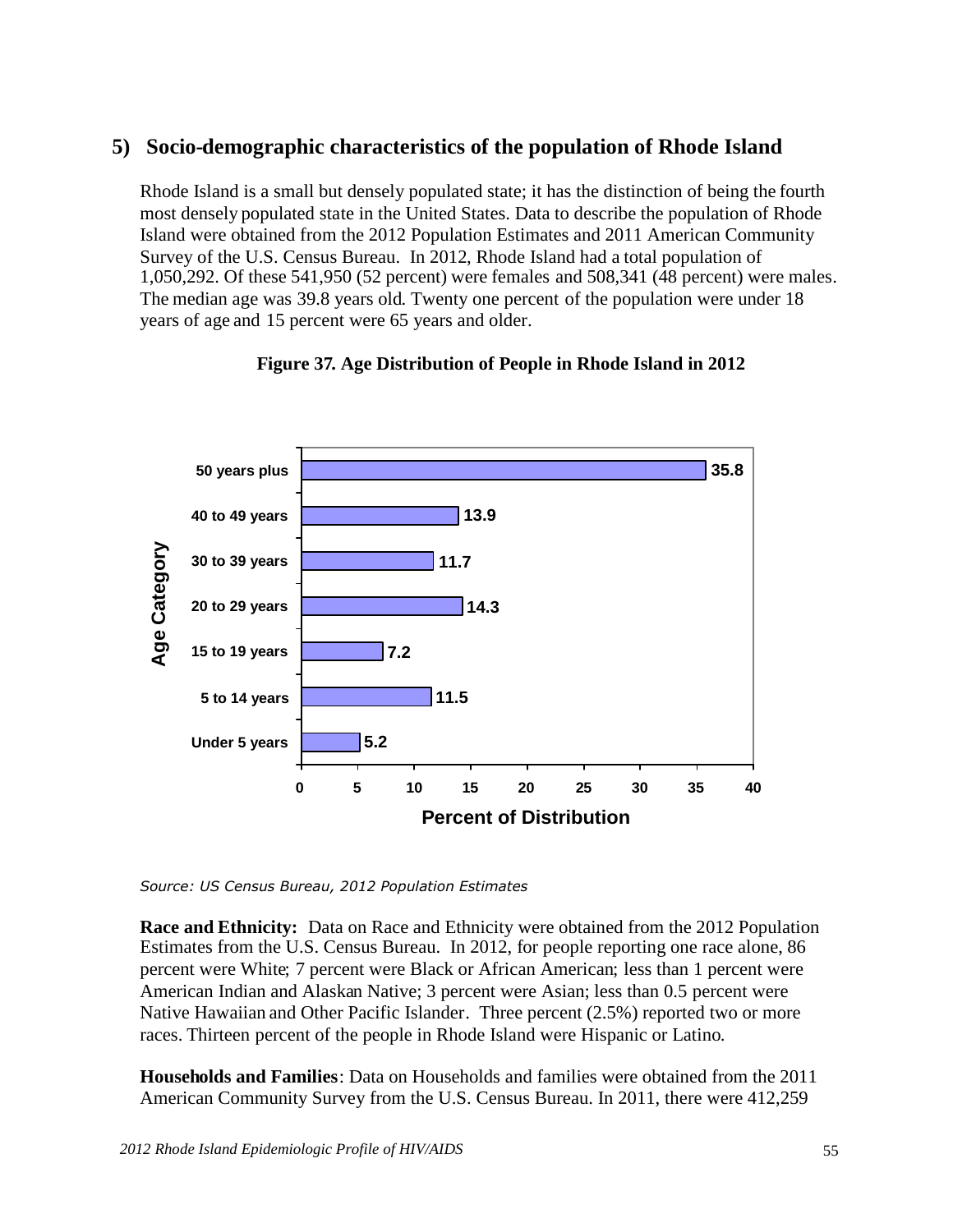## 5) Socio-demographic characteristics of the population of Rhode Island

Rhode Island is a small but densely populated state; it has the distinction of being the fourth most densely populated state in the United States. Data to describe the population of Rhode Island were obtained from the 2012 Population Estimates and 2011 American Community Survey of the U.S. Census Bureau. In 2012, Rhode Island had a total population of 1,050,292. Of these 541,950 (52 percent) were females and 508,341 (48 percent) were males. The median age was 39.8 years old. Twenty one percent of the population were under 18 years of age and 15 percent were 65 years and older.

**Figure 37. Age Distribution of People in Rhode Island in 2012**

| Age Category | Percent of Distribution |
|---|---|
| 50 years plus | 35.8 |
| 40 to 49 years | 13.9 |
| 30 to 39 years | 11.7 |
| 20 to 29 years | 14.3 |
| 15 to 19 years | 7.2 |
| 5 to 14 years | 11.5 |
| Under 5 years | 5.2 |

*Source: US Census Bureau, 2012 Population Estimates*

**Race and Ethnicity:** Data on Race and Ethnicity were obtained from the 2012 Population Estimates from the U.S. Census Bureau. In 2012, for people reporting one race alone, 86 percent were White; 7 percent were Black or African American; less than 1 percent were American Indian and Alaskan Native; 3 percent were Asian; less than 0.5 percent were Native Hawaiian and Other Pacific Islander. Three percent (2.5%) reported two or more races. Thirteen percent of the people in Rhode Island were Hispanic or Latino.

**Households and Families**: Data on Households and families were obtained from the 2011 American Community Survey from the U.S. Census Bureau. In 2011, there were 412,259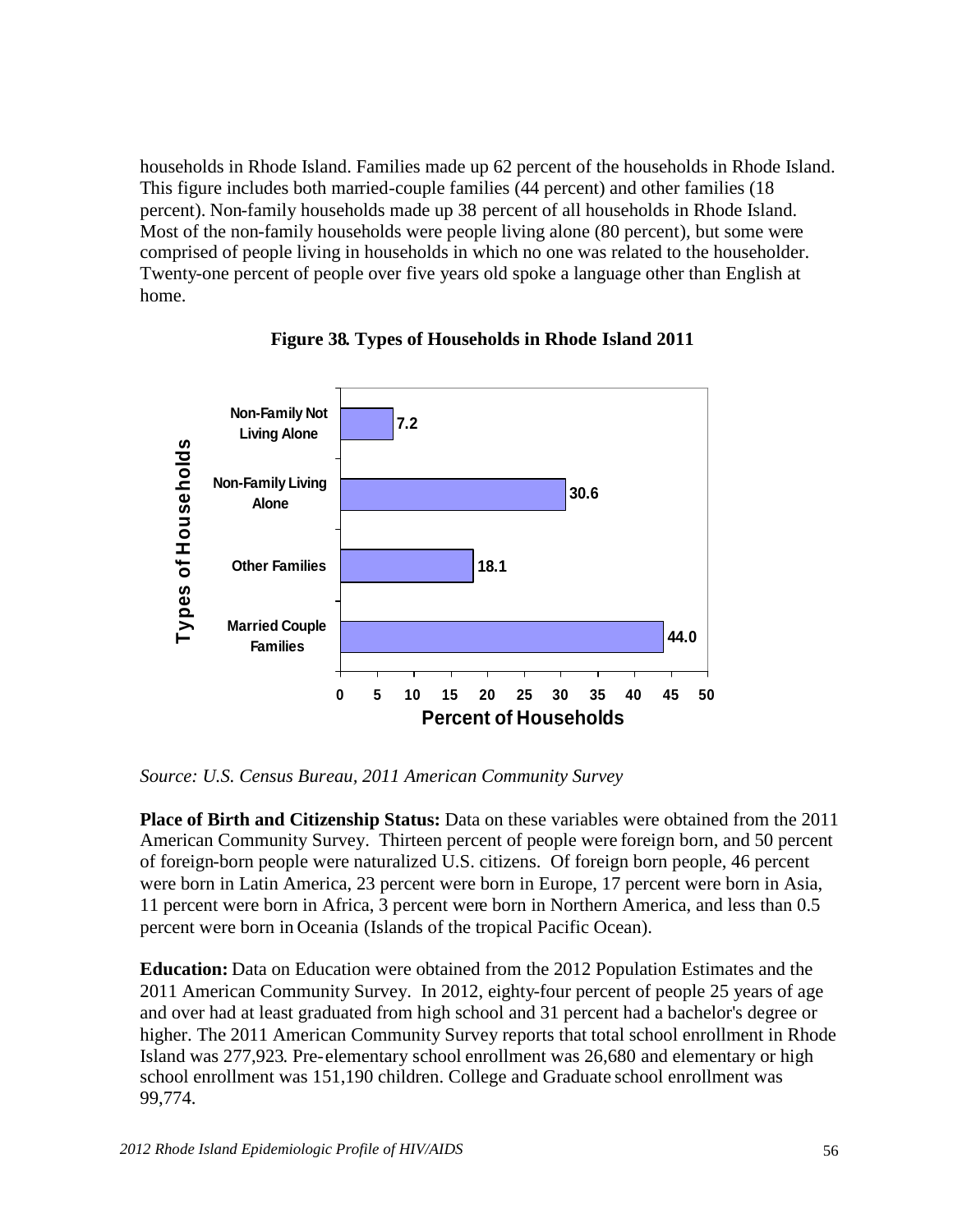households in Rhode Island. Families made up 62 percent of the households in Rhode Island. This figure includes both married-couple families (44 percent) and other families (18 percent). Non-family households made up 38 percent of all households in Rhode Island. Most of the non-family households were people living alone (80 percent), but some were comprised of people living in households in which no one was related to the householder. Twenty-one percent of people over five years old spoke a language other than English at home.

**Figure 38. Types of Households in Rhode Island 2011**

| Types of Households | Percent of Households |
|---|---|
| Non-Family Not Living Alone | 7.2 |
| Non-Family Living Alone | 30.6 |
| Other Families | 18.1 |
| Married Couple Families | 44.0 |

*Source: U.S. Census Bureau, 2011 American Community Survey*

**Place of Birth and Citizenship Status:** Data on these variables were obtained from the 2011 American Community Survey. Thirteen percent of people were foreign born, and 50 percent of foreign-born people were naturalized U.S. citizens. Of foreign born people, 46 percent were born in Latin America, 23 percent were born in Europe, 17 percent were born in Asia, 11 percent were born in Africa, 3 percent were born in Northern America, and less than 0.5 percent were born in Oceania (Islands of the tropical Pacific Ocean).

**Education:** Data on Education were obtained from the 2012 Population Estimates and the 2011 American Community Survey. In 2012, eighty-four percent of people 25 years of age and over had at least graduated from high school and 31 percent had a bachelor's degree or higher. The 2011 American Community Survey reports that total school enrollment in Rhode Island was 277,923. Pre-elementary school enrollment was 26,680 and elementary or high school enrollment was 151,190 children. College and Graduate school enrollment was 99,774.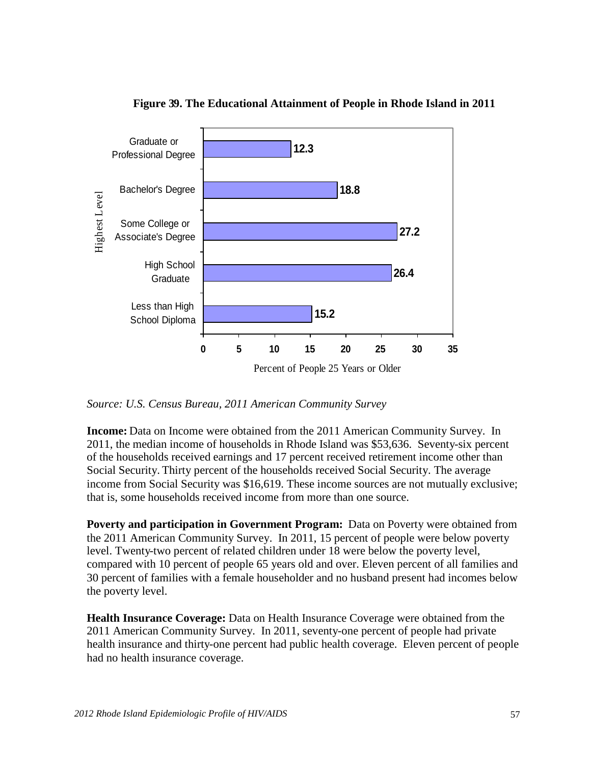**Figure 39. The Educational Attainment of People in Rhode Island in 2011**

| Highest Level | Percent of People 25 Years or Older |
|---|---|
| Graduate or Professional Degree | 12.3 |
| Bachelor's Degree | 18.8 |
| Some College or Associate's Degree | 27.2 |
| High School Graduate | 26.4 |
| Less than High School Diploma | 15.2 |

*Source: U.S. Census Bureau, 2011 American Community Survey*

**Income:** Data on Income were obtained from the 2011 American Community Survey. In 2011, the median income of households in Rhode Island was $53,636. Seventy-six percent of the households received earnings and 17 percent received retirement income other than Social Security. Thirty percent of the households received Social Security. The average income from Social Security was $16,619. These income sources are not mutually exclusive; that is, some households received income from more than one source.

**Poverty and participation in Government Program:** Data on Poverty were obtained from the 2011 American Community Survey. In 2011, 15 percent of people were below poverty level. Twenty-two percent of related children under 18 were below the poverty level, compared with 10 percent of people 65 years old and over. Eleven percent of all families and 30 percent of families with a female householder and no husband present had incomes below the poverty level.

**Health Insurance Coverage:** Data on Health Insurance Coverage were obtained from the 2011 American Community Survey. In 2011, seventy-one percent of people had private health insurance and thirty-one percent had public health coverage. Eleven percent of people had no health insurance coverage.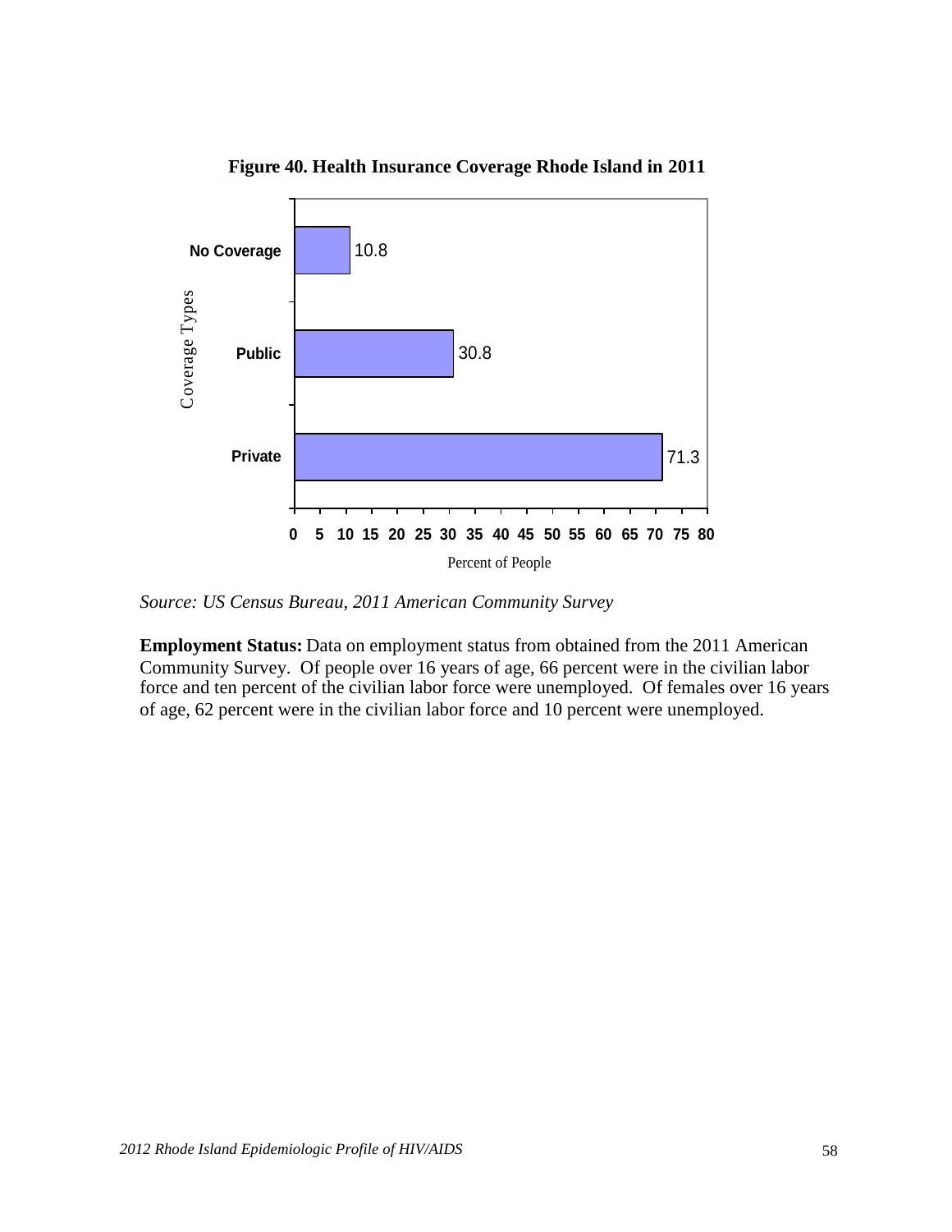**Figure 40. Health Insurance Coverage Rhode Island in 2011**

| Coverage Types | Percent of People |
|---|---|
| No Coverage | 10.8 |
| Public | 30.8 |
| Private | 71.3 |

*Source: US Census Bureau, 2011 American Community Survey*

**Employment Status:** Data on employment status from obtained from the 2011 American Community Survey. Of people over 16 years of age, 66 percent were in the civilian labor force and ten percent of the civilian labor force were unemployed. Of females over 16 years of age, 62 percent were in the civilian labor force and 10 percent were unemployed.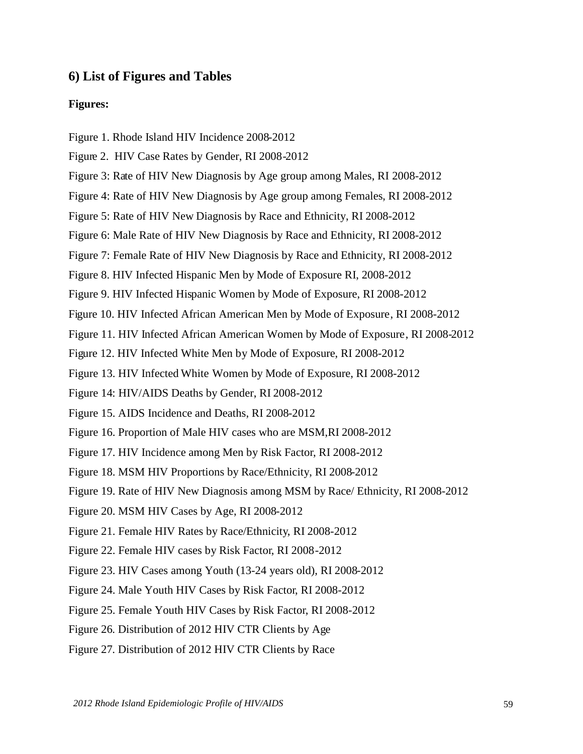## 6) List of Figures and Tables

**Figures:**

Figure 1. Rhode Island HIV Incidence 2008-2012

Figure 2. HIV Case Rates by Gender, RI 2008-2012

Figure 3: Rate of HIV New Diagnosis by Age group among Males, RI 2008-2012

Figure 4: Rate of HIV New Diagnosis by Age group among Females, RI 2008-2012

Figure 5: Rate of HIV New Diagnosis by Race and Ethnicity, RI 2008-2012

Figure 6: Male Rate of HIV New Diagnosis by Race and Ethnicity, RI 2008-2012

Figure 7: Female Rate of HIV New Diagnosis by Race and Ethnicity, RI 2008-2012

Figure 8. HIV Infected Hispanic Men by Mode of Exposure RI, 2008-2012

Figure 9. HIV Infected Hispanic Women by Mode of Exposure, RI 2008-2012

Figure 10. HIV Infected African American Men by Mode of Exposure, RI 2008-2012

Figure 11. HIV Infected African American Women by Mode of Exposure, RI 2008-2012

Figure 12. HIV Infected White Men by Mode of Exposure, RI 2008-2012

Figure 13. HIV Infected White Women by Mode of Exposure, RI 2008-2012

Figure 14: HIV/AIDS Deaths by Gender, RI 2008-2012

Figure 15. AIDS Incidence and Deaths, RI 2008-2012

Figure 16. Proportion of Male HIV cases who are MSM,RI 2008-2012

Figure 17. HIV Incidence among Men by Risk Factor, RI 2008-2012

Figure 18. MSM HIV Proportions by Race/Ethnicity, RI 2008-2012

Figure 19. Rate of HIV New Diagnosis among MSM by Race/ Ethnicity, RI 2008-2012

Figure 20. MSM HIV Cases by Age, RI 2008-2012

Figure 21. Female HIV Rates by Race/Ethnicity, RI 2008-2012

Figure 22. Female HIV cases by Risk Factor, RI 2008-2012

Figure 23. HIV Cases among Youth (13-24 years old), RI 2008-2012

Figure 24. Male Youth HIV Cases by Risk Factor, RI 2008-2012

Figure 25. Female Youth HIV Cases by Risk Factor, RI 2008-2012

Figure 26. Distribution of 2012 HIV CTR Clients by Age

Figure 27. Distribution of 2012 HIV CTR Clients by Race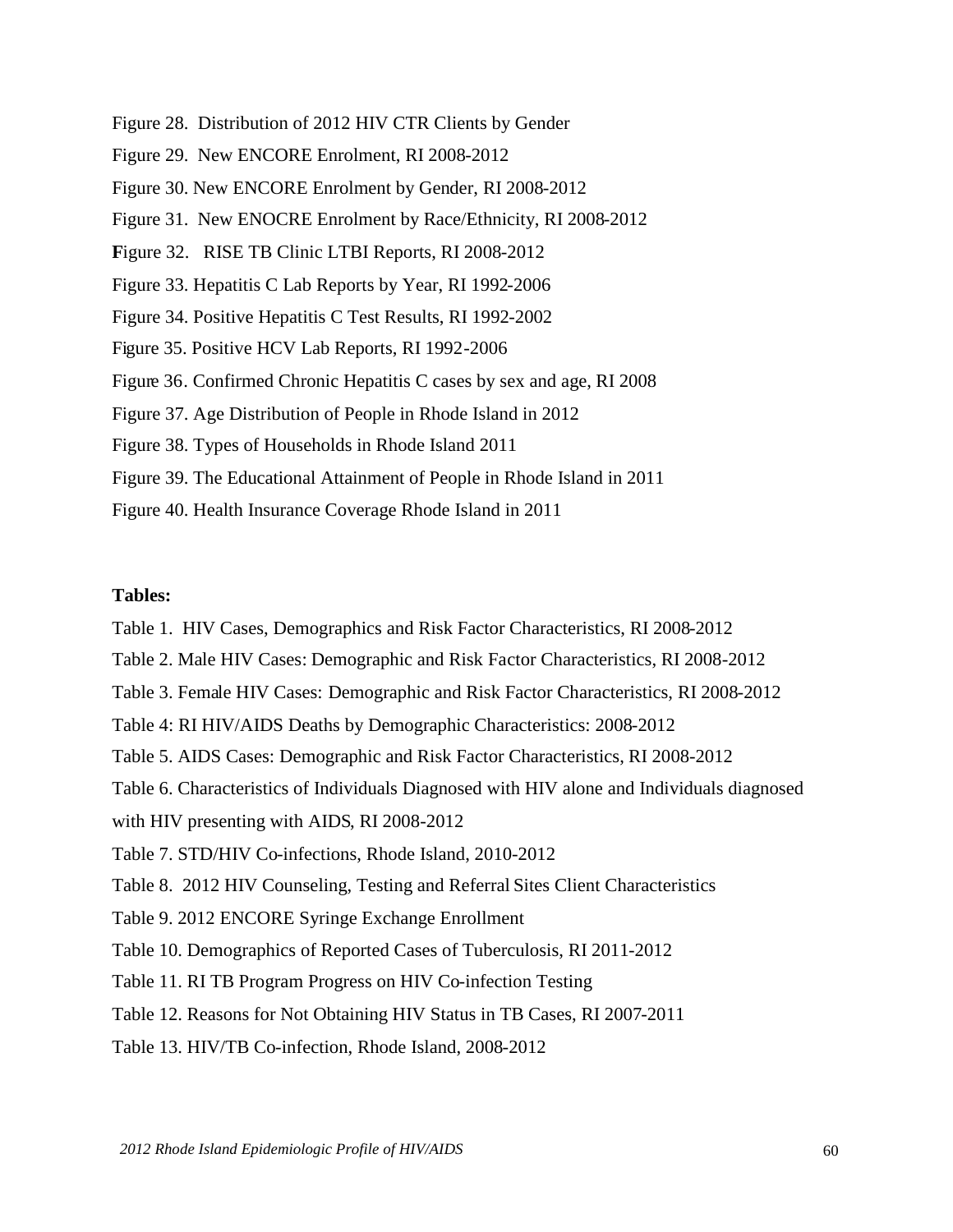Figure 28. Distribution of 2012 HIV CTR Clients by Gender

Figure 29. New ENCORE Enrolment, RI 2008-2012

Figure 30. New ENCORE Enrolment by Gender, RI 2008-2012

Figure 31. New ENOCRE Enrolment by Race/Ethnicity, RI 2008-2012

Figure 32. RISE TB Clinic LTBI Reports, RI 2008-2012

Figure 33. Hepatitis C Lab Reports by Year, RI 1992-2006

Figure 34. Positive Hepatitis C Test Results, RI 1992-2002

Figure 35. Positive HCV Lab Reports, RI 1992-2006

Figure 36. Confirmed Chronic Hepatitis C cases by sex and age, RI 2008

Figure 37. Age Distribution of People in Rhode Island in 2012

Figure 38. Types of Households in Rhode Island 2011

Figure 39. The Educational Attainment of People in Rhode Island in 2011

Figure 40. Health Insurance Coverage Rhode Island in 2011

**Tables:**

Table 1. HIV Cases, Demographics and Risk Factor Characteristics, RI 2008-2012

Table 2. Male HIV Cases: Demographic and Risk Factor Characteristics, RI 2008-2012

Table 3. Female HIV Cases: Demographic and Risk Factor Characteristics, RI 2008-2012

Table 4: RI HIV/AIDS Deaths by Demographic Characteristics: 2008-2012

Table 5. AIDS Cases: Demographic and Risk Factor Characteristics, RI 2008-2012

Table 6. Characteristics of Individuals Diagnosed with HIV alone and Individuals diagnosed with HIV presenting with AIDS, RI 2008-2012

Table 7. STD/HIV Co-infections, Rhode Island, 2010-2012

Table 8. 2012 HIV Counseling, Testing and Referral Sites Client Characteristics

Table 9. 2012 ENCORE Syringe Exchange Enrollment

Table 10. Demographics of Reported Cases of Tuberculosis, RI 2011-2012

Table 11. RI TB Program Progress on HIV Co-infection Testing

Table 12. Reasons for Not Obtaining HIV Status in TB Cases, RI 2007-2011

Table 13. HIV/TB Co-infection, Rhode Island, 2008-2012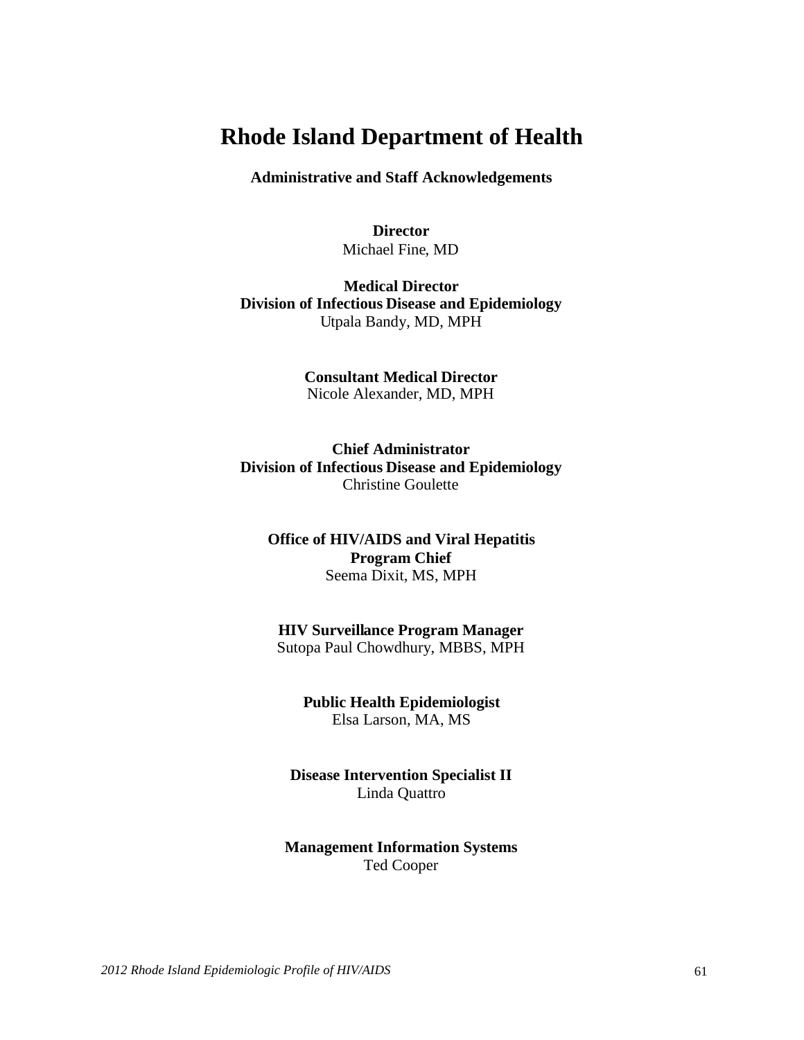# Rhode Island Department of Health

**Administrative and Staff Acknowledgements**

**Director**
Michael Fine, MD

**Medical Director**
**Division of Infectious Disease and Epidemiology**
Utpala Bandy, MD, MPH

**Consultant Medical Director**
Nicole Alexander, MD, MPH

**Chief Administrator**
**Division of Infectious Disease and Epidemiology**
Christine Goulette

**Office of HIV/AIDS and Viral Hepatitis**
**Program Chief**
Seema Dixit, MS, MPH

**HIV Surveillance Program Manager**
Sutopa Paul Chowdhury, MBBS, MPH

**Public Health Epidemiologist**
Elsa Larson, MA, MS

**Disease Intervention Specialist II**
Linda Quattro

**Management Information Systems**
Ted Cooper